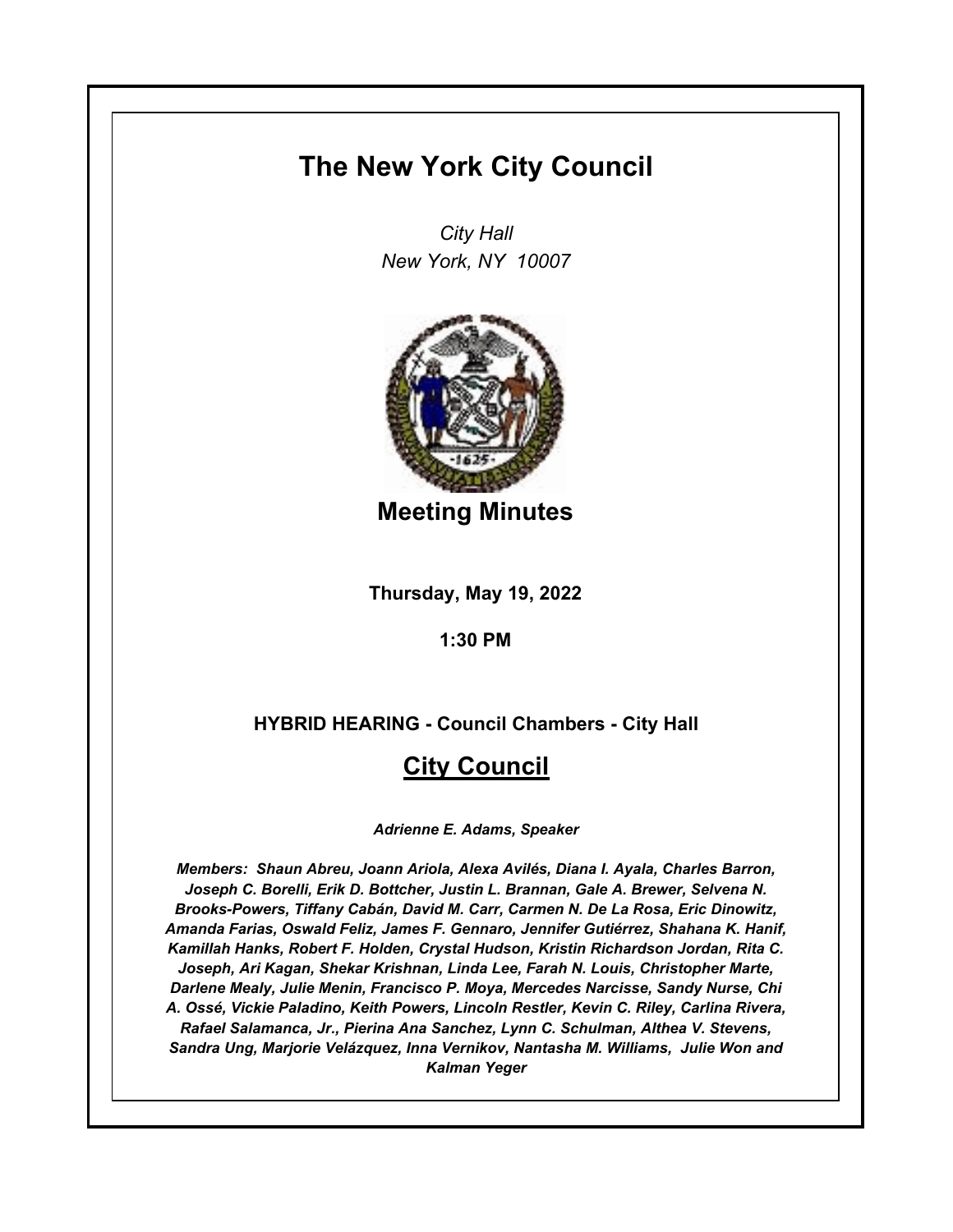# The New York City Council

*City Hall*
*New York, NY 10007*

## Meeting Minutes

**Thursday, May 19, 2022**

**1:30 PM**

**HYBRID HEARING - Council Chambers - City Hall**

## City Council

***Adrienne E. Adams, Speaker***

***Members: Shaun Abreu, Joann Ariola, Alexa Avilés, Diana I. Ayala, Charles Barron, Joseph C. Borelli, Erik D. Bottcher, Justin L. Brannan, Gale A. Brewer, Selvena N. Brooks-Powers, Tiffany Cabán, David M. Carr, Carmen N. De La Rosa, Eric Dinowitz, Amanda Farias, Oswald Feliz, James F. Gennaro, Jennifer Gutiérrez, Shahana K. Hanif, Kamillah Hanks, Robert F. Holden, Crystal Hudson, Kristin Richardson Jordan, Rita C. Joseph, Ari Kagan, Shekar Krishnan, Linda Lee, Farah N. Louis, Christopher Marte, Darlene Mealy, Julie Menin, Francisco P. Moya, Mercedes Narcisse, Sandy Nurse, Chi A. Ossé, Vickie Paladino, Keith Powers, Lincoln Restler, Kevin C. Riley, Carlina Rivera, Rafael Salamanca, Jr., Pierina Ana Sanchez, Lynn C. Schulman, Althea V. Stevens, Sandra Ung, Marjorie Velázquez, Inna Vernikov, Nantasha M. Williams, Julie Won and Kalman Yeger***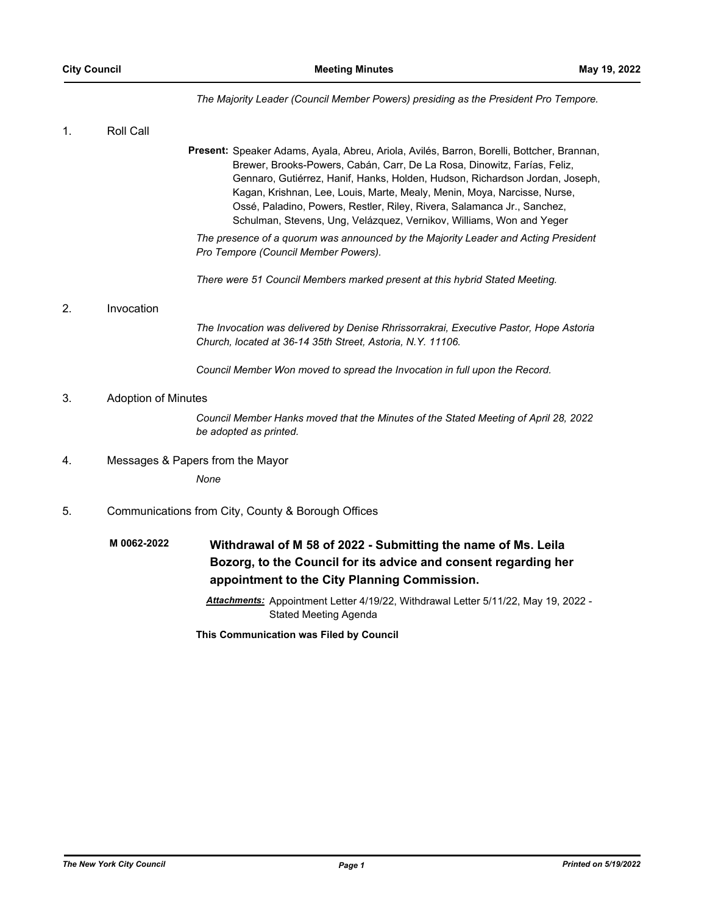*The Majority Leader (Council Member Powers) presiding as the President Pro Tempore.*

1. Roll Call

**Present:** Speaker Adams, Ayala, Abreu, Ariola, Avilés, Barron, Borelli, Bottcher, Brannan, Brewer, Brooks-Powers, Cabán, Carr, De La Rosa, Dinowitz, Farías, Feliz, Gennaro, Gutiérrez, Hanif, Hanks, Holden, Hudson, Richardson Jordan, Joseph, Kagan, Krishnan, Lee, Louis, Marte, Mealy, Menin, Moya, Narcisse, Nurse, Ossé, Paladino, Powers, Restler, Riley, Rivera, Salamanca Jr., Sanchez, Schulman, Stevens, Ung, Velázquez, Vernikov, Williams, Won and Yeger

*The presence of a quorum was announced by the Majority Leader and Acting President Pro Tempore (Council Member Powers).*

*There were 51 Council Members marked present at this hybrid Stated Meeting.*

2. Invocation

*The Invocation was delivered by Denise Rhrissorrakrai, Executive Pastor, Hope Astoria Church, located at 36-14 35th Street, Astoria, N.Y. 11106.*

*Council Member Won moved to spread the Invocation in full upon the Record.*

3. Adoption of Minutes

*Council Member Hanks moved that the Minutes of the Stated Meeting of April 28, 2022 be adopted as printed.*

4. Messages & Papers from the Mayor

*None*

5. Communications from City, County & Borough Offices

**M 0062-2022** **Withdrawal of M 58 of 2022 - Submitting the name of Ms. Leila Bozorg, to the Council for its advice and consent regarding her appointment to the City Planning Commission.**

***Attachments:*** Appointment Letter 4/19/22, Withdrawal Letter 5/11/22, May 19, 2022 - Stated Meeting Agenda

**This Communication was Filed by Council**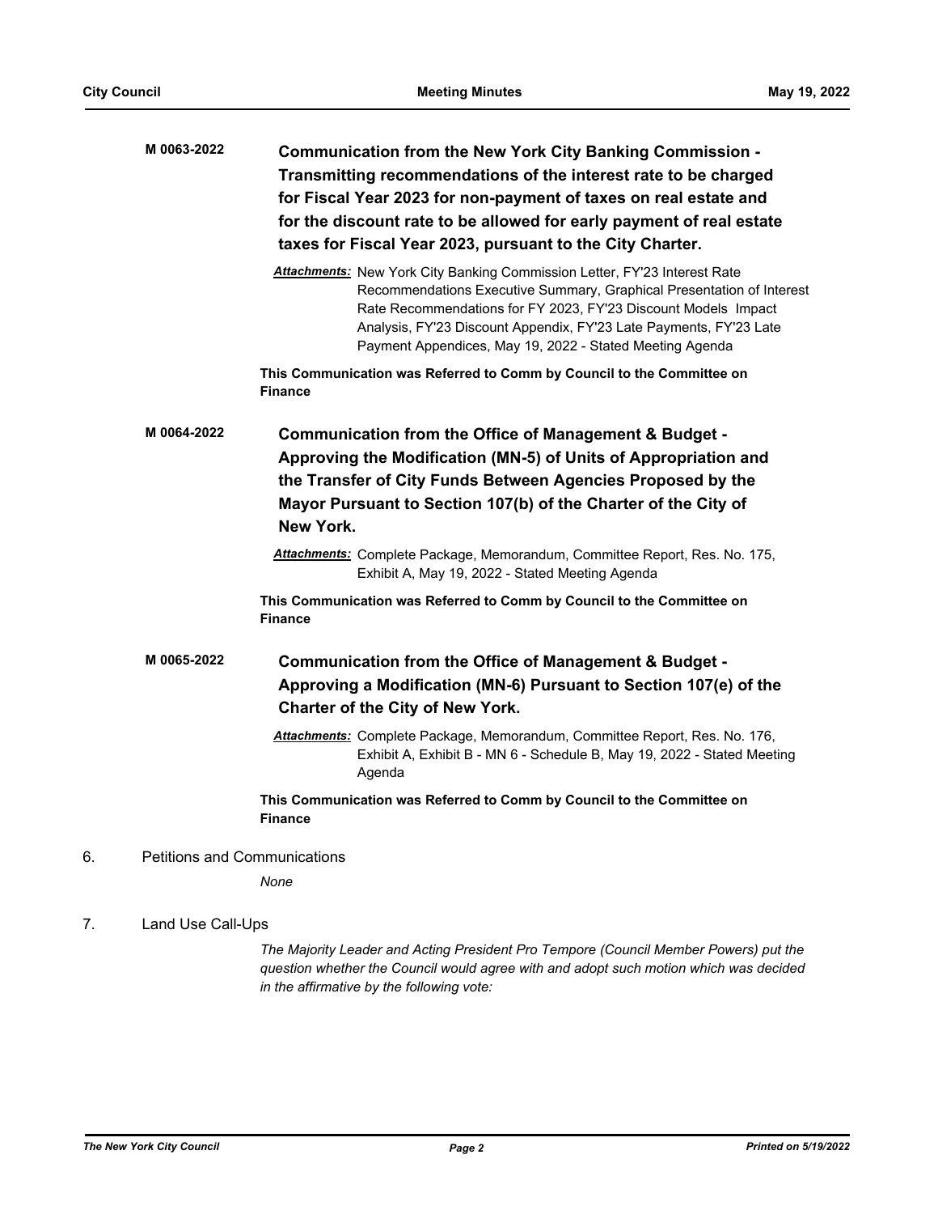**M 0063-2022** **Communication from the New York City Banking Commission - Transmitting recommendations of the interest rate to be charged for Fiscal Year 2023 for non-payment of taxes on real estate and for the discount rate to be allowed for early payment of real estate taxes for Fiscal Year 2023, pursuant to the City Charter.**

*Attachments:* New York City Banking Commission Letter, FY'23 Interest Rate Recommendations Executive Summary, Graphical Presentation of Interest Rate Recommendations for FY 2023, FY'23 Discount Models Impact Analysis, FY'23 Discount Appendix, FY'23 Late Payments, FY'23 Late Payment Appendices, May 19, 2022 - Stated Meeting Agenda

**This Communication was Referred to Comm by Council to the Committee on Finance**

**M 0064-2022** **Communication from the Office of Management & Budget - Approving the Modification (MN-5) of Units of Appropriation and the Transfer of City Funds Between Agencies Proposed by the Mayor Pursuant to Section 107(b) of the Charter of the City of New York.**

*Attachments:* Complete Package, Memorandum, Committee Report, Res. No. 175, Exhibit A, May 19, 2022 - Stated Meeting Agenda

**This Communication was Referred to Comm by Council to the Committee on Finance**

**M 0065-2022** **Communication from the Office of Management & Budget - Approving a Modification (MN-6) Pursuant to Section 107(e) of the Charter of the City of New York.**

*Attachments:* Complete Package, Memorandum, Committee Report, Res. No. 176, Exhibit A, Exhibit B - MN 6 - Schedule B, May 19, 2022 - Stated Meeting Agenda

**This Communication was Referred to Comm by Council to the Committee on Finance**

6. Petitions and Communications

*None*

7. Land Use Call-Ups

*The Majority Leader and Acting President Pro Tempore (Council Member Powers) put the question whether the Council would agree with and adopt such motion which was decided in the affirmative by the following vote:*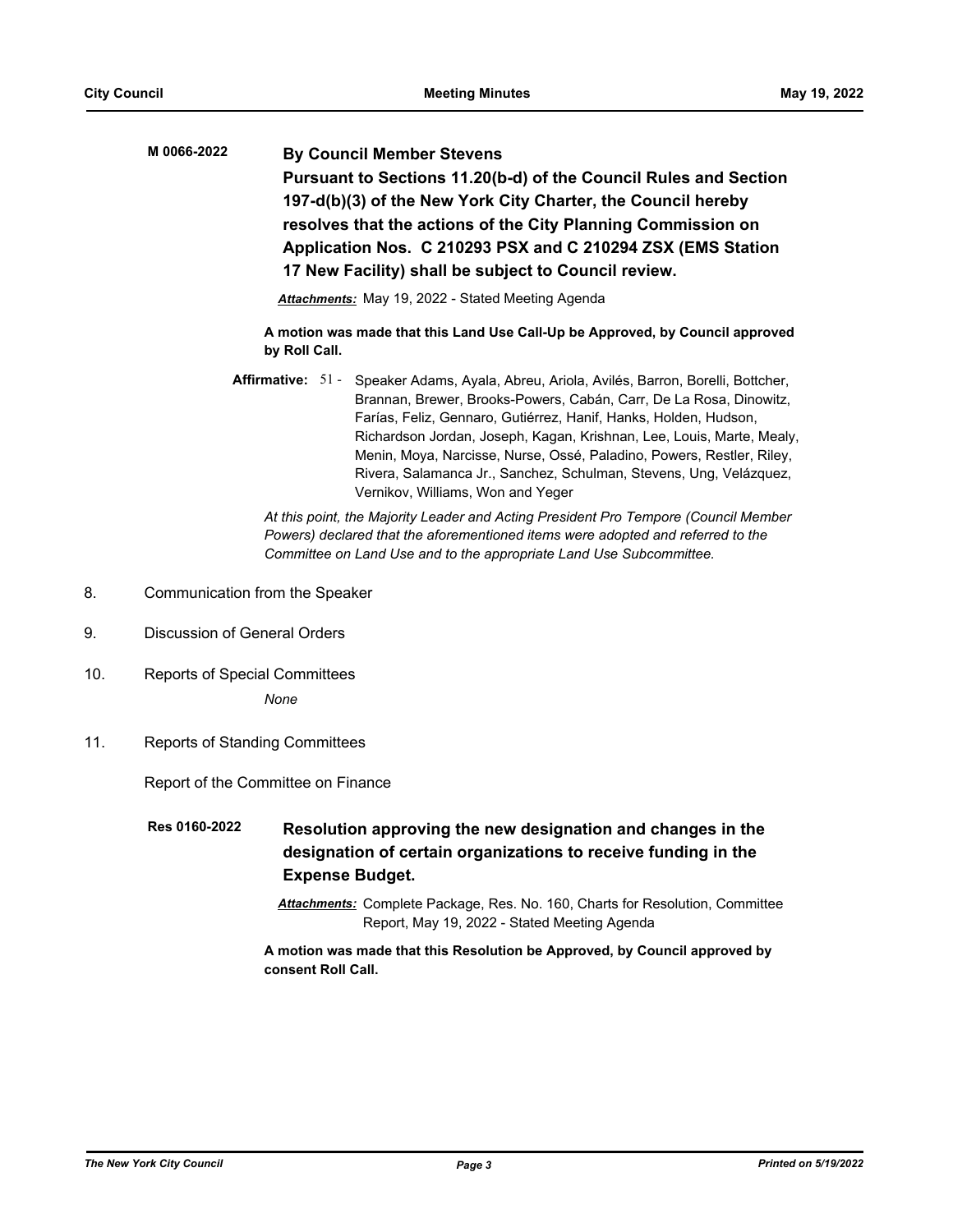**M 0066-2022**

**By Council Member Stevens**

**Pursuant to Sections 11.20(b-d) of the Council Rules and Section 197-d(b)(3) of the New York City Charter, the Council hereby resolves that the actions of the City Planning Commission on Application Nos. C 210293 PSX and C 210294 ZSX (EMS Station 17 New Facility) shall be subject to Council review.**

***Attachments:*** May 19, 2022 - Stated Meeting Agenda

**A motion was made that this Land Use Call-Up be Approved, by Council approved by Roll Call.**

**Affirmative:** 51 - Speaker Adams, Ayala, Abreu, Ariola, Avilés, Barron, Borelli, Bottcher, Brannan, Brewer, Brooks-Powers, Cabán, Carr, De La Rosa, Dinowitz, Farías, Feliz, Gennaro, Gutiérrez, Hanif, Hanks, Holden, Hudson, Richardson Jordan, Joseph, Kagan, Krishnan, Lee, Louis, Marte, Mealy, Menin, Moya, Narcisse, Nurse, Ossé, Paladino, Powers, Restler, Riley, Rivera, Salamanca Jr., Sanchez, Schulman, Stevens, Ung, Velázquez, Vernikov, Williams, Won and Yeger

*At this point, the Majority Leader and Acting President Pro Tempore (Council Member Powers) declared that the aforementioned items were adopted and referred to the Committee on Land Use and to the appropriate Land Use Subcommittee.*

8. Communication from the Speaker

9. Discussion of General Orders

10. Reports of Special Committees

    *None*

11. Reports of Standing Committees

Report of the Committee on Finance

**Res 0160-2022**

**Resolution approving the new designation and changes in the designation of certain organizations to receive funding in the Expense Budget.**

***Attachments:*** Complete Package, Res. No. 160, Charts for Resolution, Committee Report, May 19, 2022 - Stated Meeting Agenda

**A motion was made that this Resolution be Approved, by Council approved by consent Roll Call.**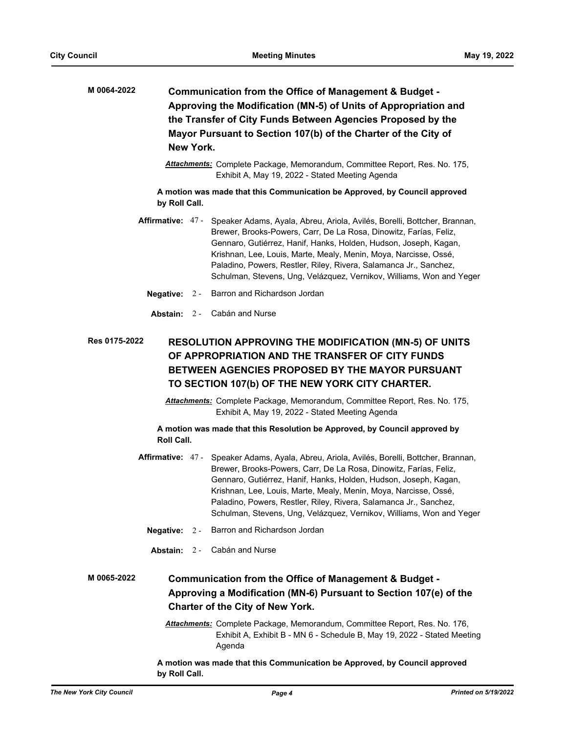**M 0064-2022** **Communication from the Office of Management & Budget - Approving the Modification (MN-5) of Units of Appropriation and the Transfer of City Funds Between Agencies Proposed by the Mayor Pursuant to Section 107(b) of the Charter of the City of New York.**

***Attachments:*** Complete Package, Memorandum, Committee Report, Res. No. 175, Exhibit A, May 19, 2022 - Stated Meeting Agenda

**A motion was made that this Communication be Approved, by Council approved by Roll Call.**

**Affirmative:** 47 - Speaker Adams, Ayala, Abreu, Ariola, Avilés, Borelli, Bottcher, Brannan, Brewer, Brooks-Powers, Carr, De La Rosa, Dinowitz, Farías, Feliz, Gennaro, Gutiérrez, Hanif, Hanks, Holden, Hudson, Joseph, Kagan, Krishnan, Lee, Louis, Marte, Mealy, Menin, Moya, Narcisse, Ossé, Paladino, Powers, Restler, Riley, Rivera, Salamanca Jr., Sanchez, Schulman, Stevens, Ung, Velázquez, Vernikov, Williams, Won and Yeger

**Negative:** 2 - Barron and Richardson Jordan

**Abstain:** 2 - Cabán and Nurse

**Res 0175-2022** **RESOLUTION APPROVING THE MODIFICATION (MN-5) OF UNITS OF APPROPRIATION AND THE TRANSFER OF CITY FUNDS BETWEEN AGENCIES PROPOSED BY THE MAYOR PURSUANT TO SECTION 107(b) OF THE NEW YORK CITY CHARTER.**

***Attachments:*** Complete Package, Memorandum, Committee Report, Res. No. 175, Exhibit A, May 19, 2022 - Stated Meeting Agenda

**A motion was made that this Resolution be Approved, by Council approved by Roll Call.**

**Affirmative:** 47 - Speaker Adams, Ayala, Abreu, Ariola, Avilés, Borelli, Bottcher, Brannan, Brewer, Brooks-Powers, Carr, De La Rosa, Dinowitz, Farías, Feliz, Gennaro, Gutiérrez, Hanif, Hanks, Holden, Hudson, Joseph, Kagan, Krishnan, Lee, Louis, Marte, Mealy, Menin, Moya, Narcisse, Ossé, Paladino, Powers, Restler, Riley, Rivera, Salamanca Jr., Sanchez, Schulman, Stevens, Ung, Velázquez, Vernikov, Williams, Won and Yeger

**Negative:** 2 - Barron and Richardson Jordan

**Abstain:** 2 - Cabán and Nurse

**M 0065-2022** **Communication from the Office of Management & Budget - Approving a Modification (MN-6) Pursuant to Section 107(e) of the Charter of the City of New York.**

***Attachments:*** Complete Package, Memorandum, Committee Report, Res. No. 176, Exhibit A, Exhibit B - MN 6 - Schedule B, May 19, 2022 - Stated Meeting Agenda

**A motion was made that this Communication be Approved, by Council approved by Roll Call.**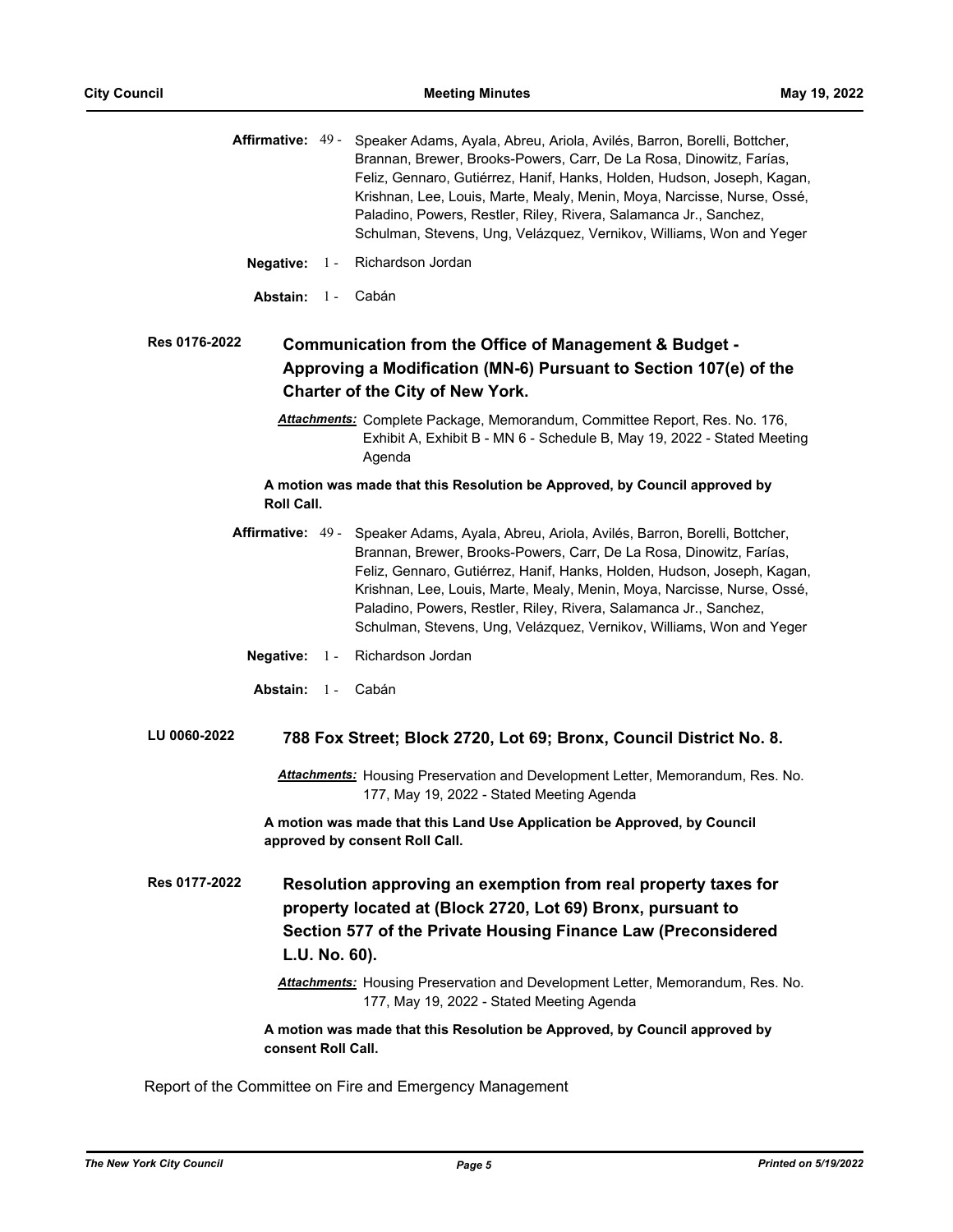**Affirmative:** 49 - Speaker Adams, Ayala, Abreu, Ariola, Avilés, Barron, Borelli, Bottcher, Brannan, Brewer, Brooks-Powers, Carr, De La Rosa, Dinowitz, Farías, Feliz, Gennaro, Gutiérrez, Hanif, Hanks, Holden, Hudson, Joseph, Kagan, Krishnan, Lee, Louis, Marte, Mealy, Menin, Moya, Narcisse, Nurse, Ossé, Paladino, Powers, Restler, Riley, Rivera, Salamanca Jr., Sanchez, Schulman, Stevens, Ung, Velázquez, Vernikov, Williams, Won and Yeger

**Negative:** 1 - Richardson Jordan

**Abstain:** 1 - Cabán

**Res 0176-2022**

## Communication from the Office of Management & Budget - Approving a Modification (MN-6) Pursuant to Section 107(e) of the Charter of the City of New York.

***Attachments:*** Complete Package, Memorandum, Committee Report, Res. No. 176, Exhibit A, Exhibit B - MN 6 - Schedule B, May 19, 2022 - Stated Meeting Agenda

**A motion was made that this Resolution be Approved, by Council approved by Roll Call.**

**Affirmative:** 49 - Speaker Adams, Ayala, Abreu, Ariola, Avilés, Barron, Borelli, Bottcher, Brannan, Brewer, Brooks-Powers, Carr, De La Rosa, Dinowitz, Farías, Feliz, Gennaro, Gutiérrez, Hanif, Hanks, Holden, Hudson, Joseph, Kagan, Krishnan, Lee, Louis, Marte, Mealy, Menin, Moya, Narcisse, Nurse, Ossé, Paladino, Powers, Restler, Riley, Rivera, Salamanca Jr., Sanchez, Schulman, Stevens, Ung, Velázquez, Vernikov, Williams, Won and Yeger

**Negative:** 1 - Richardson Jordan

**Abstain:** 1 - Cabán

**LU 0060-2022**

## 788 Fox Street; Block 2720, Lot 69; Bronx, Council District No. 8.

***Attachments:*** Housing Preservation and Development Letter, Memorandum, Res. No. 177, May 19, 2022 - Stated Meeting Agenda

**A motion was made that this Land Use Application be Approved, by Council approved by consent Roll Call.**

**Res 0177-2022**

## Resolution approving an exemption from real property taxes for property located at (Block 2720, Lot 69) Bronx, pursuant to Section 577 of the Private Housing Finance Law (Preconsidered L.U. No. 60).

***Attachments:*** Housing Preservation and Development Letter, Memorandum, Res. No. 177, May 19, 2022 - Stated Meeting Agenda

**A motion was made that this Resolution be Approved, by Council approved by consent Roll Call.**

Report of the Committee on Fire and Emergency Management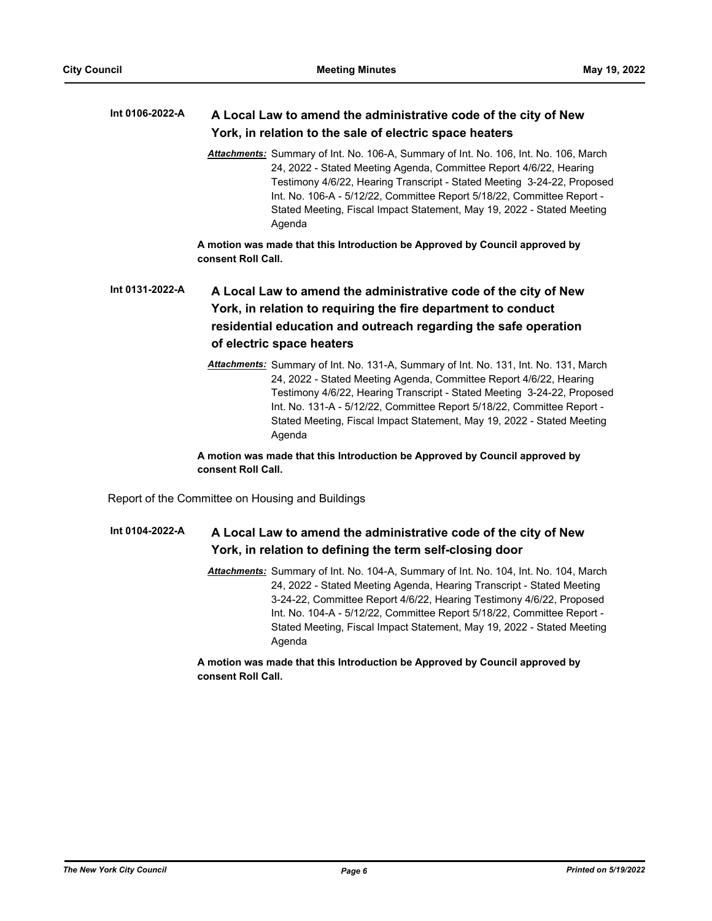**Int 0106-2022-A** **A Local Law to amend the administrative code of the city of New York, in relation to the sale of electric space heaters**

***Attachments:*** Summary of Int. No. 106-A, Summary of Int. No. 106, Int. No. 106, March 24, 2022 - Stated Meeting Agenda, Committee Report 4/6/22, Hearing Testimony 4/6/22, Hearing Transcript - Stated Meeting 3-24-22, Proposed Int. No. 106-A - 5/12/22, Committee Report 5/18/22, Committee Report - Stated Meeting, Fiscal Impact Statement, May 19, 2022 - Stated Meeting Agenda

**A motion was made that this Introduction be Approved by Council approved by consent Roll Call.**

**Int 0131-2022-A** **A Local Law to amend the administrative code of the city of New York, in relation to requiring the fire department to conduct residential education and outreach regarding the safe operation of electric space heaters**

***Attachments:*** Summary of Int. No. 131-A, Summary of Int. No. 131, Int. No. 131, March 24, 2022 - Stated Meeting Agenda, Committee Report 4/6/22, Hearing Testimony 4/6/22, Hearing Transcript - Stated Meeting 3-24-22, Proposed Int. No. 131-A - 5/12/22, Committee Report 5/18/22, Committee Report - Stated Meeting, Fiscal Impact Statement, May 19, 2022 - Stated Meeting Agenda

**A motion was made that this Introduction be Approved by Council approved by consent Roll Call.**

Report of the Committee on Housing and Buildings

**Int 0104-2022-A** **A Local Law to amend the administrative code of the city of New York, in relation to defining the term self-closing door**

***Attachments:*** Summary of Int. No. 104-A, Summary of Int. No. 104, Int. No. 104, March 24, 2022 - Stated Meeting Agenda, Hearing Transcript - Stated Meeting 3-24-22, Committee Report 4/6/22, Hearing Testimony 4/6/22, Proposed Int. No. 104-A - 5/12/22, Committee Report 5/18/22, Committee Report - Stated Meeting, Fiscal Impact Statement, May 19, 2022 - Stated Meeting Agenda

**A motion was made that this Introduction be Approved by Council approved by consent Roll Call.**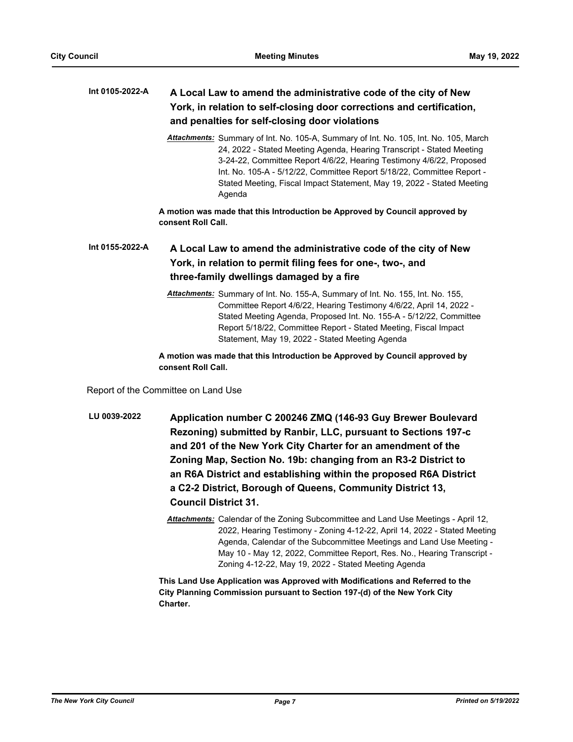**Int 0105-2022-A** **A Local Law to amend the administrative code of the city of New York, in relation to self-closing door corrections and certification, and penalties for self-closing door violations**

***Attachments:*** Summary of Int. No. 105-A, Summary of Int. No. 105, Int. No. 105, March 24, 2022 - Stated Meeting Agenda, Hearing Transcript - Stated Meeting 3-24-22, Committee Report 4/6/22, Hearing Testimony 4/6/22, Proposed Int. No. 105-A - 5/12/22, Committee Report 5/18/22, Committee Report - Stated Meeting, Fiscal Impact Statement, May 19, 2022 - Stated Meeting Agenda

**A motion was made that this Introduction be Approved by Council approved by consent Roll Call.**

**Int 0155-2022-A** **A Local Law to amend the administrative code of the city of New York, in relation to permit filing fees for one-, two-, and three-family dwellings damaged by a fire**

***Attachments:*** Summary of Int. No. 155-A, Summary of Int. No. 155, Int. No. 155, Committee Report 4/6/22, Hearing Testimony 4/6/22, April 14, 2022 - Stated Meeting Agenda, Proposed Int. No. 155-A - 5/12/22, Committee Report 5/18/22, Committee Report - Stated Meeting, Fiscal Impact Statement, May 19, 2022 - Stated Meeting Agenda

**A motion was made that this Introduction be Approved by Council approved by consent Roll Call.**

Report of the Committee on Land Use

**LU 0039-2022** **Application number C 200246 ZMQ (146-93 Guy Brewer Boulevard Rezoning) submitted by Ranbir, LLC, pursuant to Sections 197-c and 201 of the New York City Charter for an amendment of the Zoning Map, Section No. 19b: changing from an R3-2 District to an R6A District and establishing within the proposed R6A District a C2-2 District, Borough of Queens, Community District 13, Council District 31.**

***Attachments:*** Calendar of the Zoning Subcommittee and Land Use Meetings - April 12, 2022, Hearing Testimony - Zoning 4-12-22, April 14, 2022 - Stated Meeting Agenda, Calendar of the Subcommittee Meetings and Land Use Meeting - May 10 - May 12, 2022, Committee Report, Res. No., Hearing Transcript - Zoning 4-12-22, May 19, 2022 - Stated Meeting Agenda

**This Land Use Application was Approved with Modifications and Referred to the City Planning Commission pursuant to Section 197-(d) of the New York City Charter.**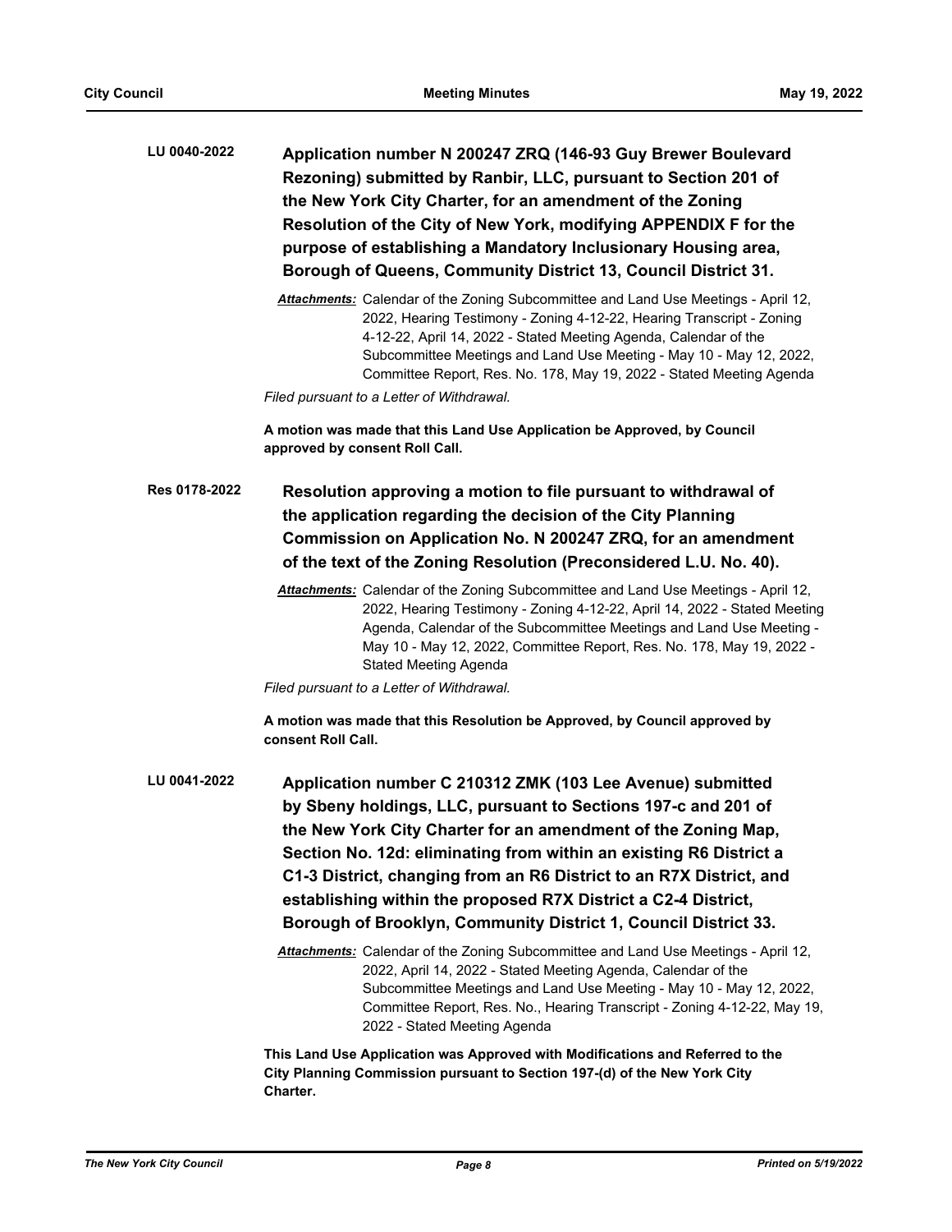**LU 0040-2022** **Application number N 200247 ZRQ (146-93 Guy Brewer Boulevard Rezoning) submitted by Ranbir, LLC, pursuant to Section 201 of the New York City Charter, for an amendment of the Zoning Resolution of the City of New York, modifying APPENDIX F for the purpose of establishing a Mandatory Inclusionary Housing area, Borough of Queens, Community District 13, Council District 31.**

***Attachments:*** Calendar of the Zoning Subcommittee and Land Use Meetings - April 12, 2022, Hearing Testimony - Zoning 4-12-22, Hearing Transcript - Zoning 4-12-22, April 14, 2022 - Stated Meeting Agenda, Calendar of the Subcommittee Meetings and Land Use Meeting - May 10 - May 12, 2022, Committee Report, Res. No. 178, May 19, 2022 - Stated Meeting Agenda

*Filed pursuant to a Letter of Withdrawal.*

**A motion was made that this Land Use Application be Approved, by Council approved by consent Roll Call.**

**Res 0178-2022** **Resolution approving a motion to file pursuant to withdrawal of the application regarding the decision of the City Planning Commission on Application No. N 200247 ZRQ, for an amendment of the text of the Zoning Resolution (Preconsidered L.U. No. 40).**

***Attachments:*** Calendar of the Zoning Subcommittee and Land Use Meetings - April 12, 2022, Hearing Testimony - Zoning 4-12-22, April 14, 2022 - Stated Meeting Agenda, Calendar of the Subcommittee Meetings and Land Use Meeting - May 10 - May 12, 2022, Committee Report, Res. No. 178, May 19, 2022 - Stated Meeting Agenda

*Filed pursuant to a Letter of Withdrawal.*

**A motion was made that this Resolution be Approved, by Council approved by consent Roll Call.**

**LU 0041-2022** **Application number C 210312 ZMK (103 Lee Avenue) submitted by Sbeny holdings, LLC, pursuant to Sections 197-c and 201 of the New York City Charter for an amendment of the Zoning Map, Section No. 12d: eliminating from within an existing R6 District a C1-3 District, changing from an R6 District to an R7X District, and establishing within the proposed R7X District a C2-4 District, Borough of Brooklyn, Community District 1, Council District 33.**

***Attachments:*** Calendar of the Zoning Subcommittee and Land Use Meetings - April 12, 2022, April 14, 2022 - Stated Meeting Agenda, Calendar of the Subcommittee Meetings and Land Use Meeting - May 10 - May 12, 2022, Committee Report, Res. No., Hearing Transcript - Zoning 4-12-22, May 19, 2022 - Stated Meeting Agenda

**This Land Use Application was Approved with Modifications and Referred to the City Planning Commission pursuant to Section 197-(d) of the New York City Charter.**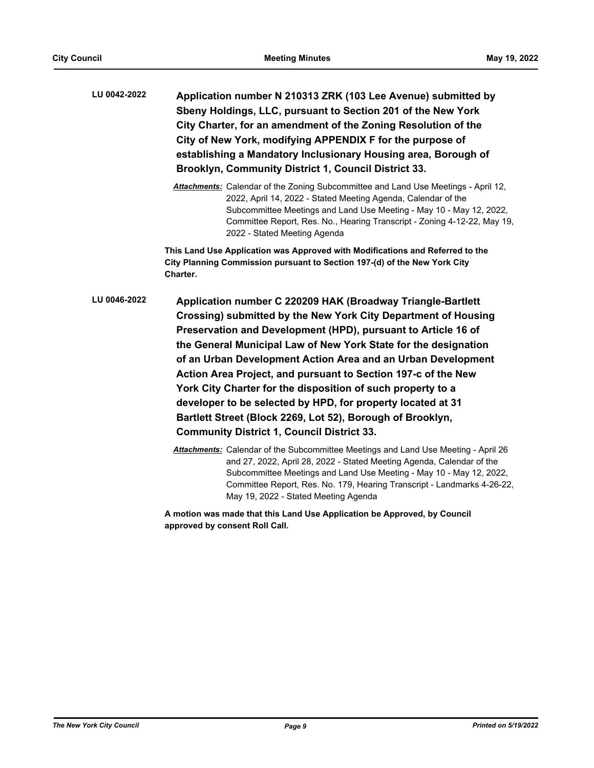**LU 0042-2022** **Application number N 210313 ZRK (103 Lee Avenue) submitted by Sbeny Holdings, LLC, pursuant to Section 201 of the New York City Charter, for an amendment of the Zoning Resolution of the City of New York, modifying APPENDIX F for the purpose of establishing a Mandatory Inclusionary Housing area, Borough of Brooklyn, Community District 1, Council District 33.**

***Attachments:*** Calendar of the Zoning Subcommittee and Land Use Meetings - April 12, 2022, April 14, 2022 - Stated Meeting Agenda, Calendar of the Subcommittee Meetings and Land Use Meeting - May 10 - May 12, 2022, Committee Report, Res. No., Hearing Transcript - Zoning 4-12-22, May 19, 2022 - Stated Meeting Agenda

**This Land Use Application was Approved with Modifications and Referred to the City Planning Commission pursuant to Section 197-(d) of the New York City Charter.**

**LU 0046-2022** **Application number C 220209 HAK (Broadway Triangle-Bartlett Crossing) submitted by the New York City Department of Housing Preservation and Development (HPD), pursuant to Article 16 of the General Municipal Law of New York State for the designation of an Urban Development Action Area and an Urban Development Action Area Project, and pursuant to Section 197-c of the New York City Charter for the disposition of such property to a developer to be selected by HPD, for property located at 31 Bartlett Street (Block 2269, Lot 52), Borough of Brooklyn, Community District 1, Council District 33.**

***Attachments:*** Calendar of the Subcommittee Meetings and Land Use Meeting - April 26 and 27, 2022, April 28, 2022 - Stated Meeting Agenda, Calendar of the Subcommittee Meetings and Land Use Meeting - May 10 - May 12, 2022, Committee Report, Res. No. 179, Hearing Transcript - Landmarks 4-26-22, May 19, 2022 - Stated Meeting Agenda

**A motion was made that this Land Use Application be Approved, by Council approved by consent Roll Call.**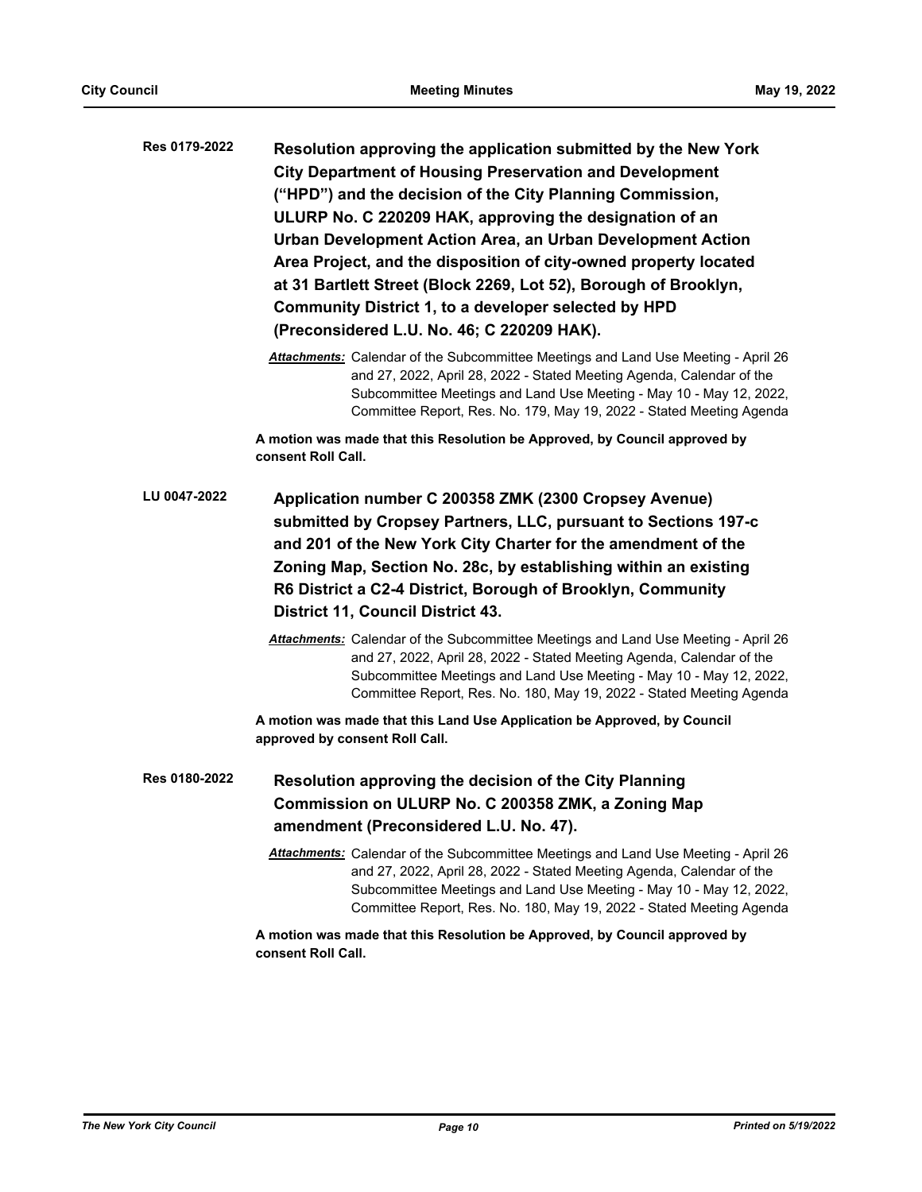**Res 0179-2022** **Resolution approving the application submitted by the New York City Department of Housing Preservation and Development ("HPD") and the decision of the City Planning Commission, ULURP No. C 220209 HAK, approving the designation of an Urban Development Action Area, an Urban Development Action Area Project, and the disposition of city-owned property located at 31 Bartlett Street (Block 2269, Lot 52), Borough of Brooklyn, Community District 1, to a developer selected by HPD (Preconsidered L.U. No. 46; C 220209 HAK).**

***Attachments:*** Calendar of the Subcommittee Meetings and Land Use Meeting - April 26 and 27, 2022, April 28, 2022 - Stated Meeting Agenda, Calendar of the Subcommittee Meetings and Land Use Meeting - May 10 - May 12, 2022, Committee Report, Res. No. 179, May 19, 2022 - Stated Meeting Agenda

**A motion was made that this Resolution be Approved, by Council approved by consent Roll Call.**

**LU 0047-2022** **Application number C 200358 ZMK (2300 Cropsey Avenue) submitted by Cropsey Partners, LLC, pursuant to Sections 197-c and 201 of the New York City Charter for the amendment of the Zoning Map, Section No. 28c, by establishing within an existing R6 District a C2-4 District, Borough of Brooklyn, Community District 11, Council District 43.**

***Attachments:*** Calendar of the Subcommittee Meetings and Land Use Meeting - April 26 and 27, 2022, April 28, 2022 - Stated Meeting Agenda, Calendar of the Subcommittee Meetings and Land Use Meeting - May 10 - May 12, 2022, Committee Report, Res. No. 180, May 19, 2022 - Stated Meeting Agenda

**A motion was made that this Land Use Application be Approved, by Council approved by consent Roll Call.**

**Res 0180-2022** **Resolution approving the decision of the City Planning Commission on ULURP No. C 200358 ZMK, a Zoning Map amendment (Preconsidered L.U. No. 47).**

***Attachments:*** Calendar of the Subcommittee Meetings and Land Use Meeting - April 26 and 27, 2022, April 28, 2022 - Stated Meeting Agenda, Calendar of the Subcommittee Meetings and Land Use Meeting - May 10 - May 12, 2022, Committee Report, Res. No. 180, May 19, 2022 - Stated Meeting Agenda

**A motion was made that this Resolution be Approved, by Council approved by consent Roll Call.**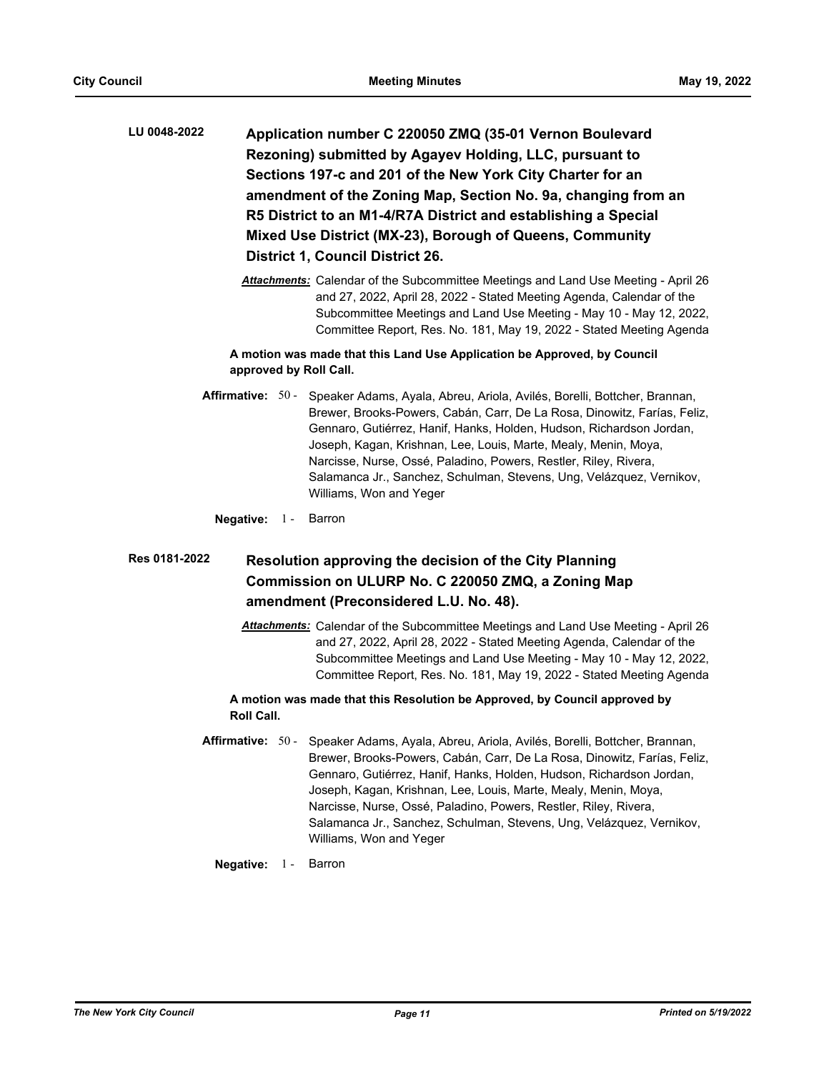**LU 0048-2022** **Application number C 220050 ZMQ (35-01 Vernon Boulevard Rezoning) submitted by Agayev Holding, LLC, pursuant to Sections 197-c and 201 of the New York City Charter for an amendment of the Zoning Map, Section No. 9a, changing from an R5 District to an M1-4/R7A District and establishing a Special Mixed Use District (MX-23), Borough of Queens, Community District 1, Council District 26.**

***Attachments:*** Calendar of the Subcommittee Meetings and Land Use Meeting - April 26 and 27, 2022, April 28, 2022 - Stated Meeting Agenda, Calendar of the Subcommittee Meetings and Land Use Meeting - May 10 - May 12, 2022, Committee Report, Res. No. 181, May 19, 2022 - Stated Meeting Agenda

**A motion was made that this Land Use Application be Approved, by Council approved by Roll Call.**

**Affirmative:** 50 - Speaker Adams, Ayala, Abreu, Ariola, Avilés, Borelli, Bottcher, Brannan, Brewer, Brooks-Powers, Cabán, Carr, De La Rosa, Dinowitz, Farías, Feliz, Gennaro, Gutiérrez, Hanif, Hanks, Holden, Hudson, Richardson Jordan, Joseph, Kagan, Krishnan, Lee, Louis, Marte, Mealy, Menin, Moya, Narcisse, Nurse, Ossé, Paladino, Powers, Restler, Riley, Rivera, Salamanca Jr., Sanchez, Schulman, Stevens, Ung, Velázquez, Vernikov, Williams, Won and Yeger

**Negative:** 1 - Barron

**Res 0181-2022** **Resolution approving the decision of the City Planning Commission on ULURP No. C 220050 ZMQ, a Zoning Map amendment (Preconsidered L.U. No. 48).**

***Attachments:*** Calendar of the Subcommittee Meetings and Land Use Meeting - April 26 and 27, 2022, April 28, 2022 - Stated Meeting Agenda, Calendar of the Subcommittee Meetings and Land Use Meeting - May 10 - May 12, 2022, Committee Report, Res. No. 181, May 19, 2022 - Stated Meeting Agenda

**A motion was made that this Resolution be Approved, by Council approved by Roll Call.**

**Affirmative:** 50 - Speaker Adams, Ayala, Abreu, Ariola, Avilés, Borelli, Bottcher, Brannan, Brewer, Brooks-Powers, Cabán, Carr, De La Rosa, Dinowitz, Farías, Feliz, Gennaro, Gutiérrez, Hanif, Hanks, Holden, Hudson, Richardson Jordan, Joseph, Kagan, Krishnan, Lee, Louis, Marte, Mealy, Menin, Moya, Narcisse, Nurse, Ossé, Paladino, Powers, Restler, Riley, Rivera, Salamanca Jr., Sanchez, Schulman, Stevens, Ung, Velázquez, Vernikov, Williams, Won and Yeger

**Negative:** 1 - Barron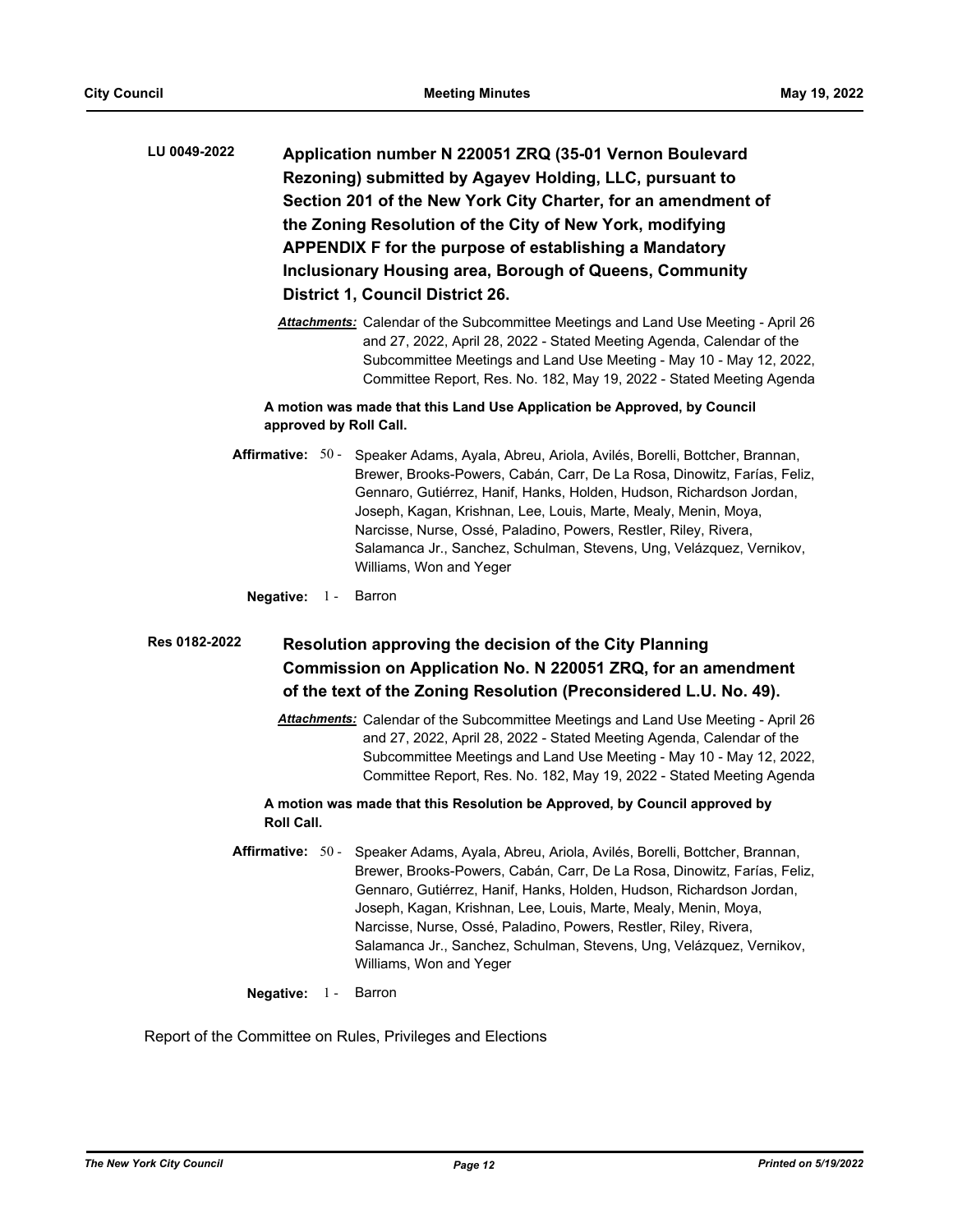**LU 0049-2022** **Application number N 220051 ZRQ (35-01 Vernon Boulevard Rezoning) submitted by Agayev Holding, LLC, pursuant to Section 201 of the New York City Charter, for an amendment of the Zoning Resolution of the City of New York, modifying APPENDIX F for the purpose of establishing a Mandatory Inclusionary Housing area, Borough of Queens, Community District 1, Council District 26.**

***Attachments:*** Calendar of the Subcommittee Meetings and Land Use Meeting - April 26 and 27, 2022, April 28, 2022 - Stated Meeting Agenda, Calendar of the Subcommittee Meetings and Land Use Meeting - May 10 - May 12, 2022, Committee Report, Res. No. 182, May 19, 2022 - Stated Meeting Agenda

**A motion was made that this Land Use Application be Approved, by Council approved by Roll Call.**

**Affirmative:** 50 - Speaker Adams, Ayala, Abreu, Ariola, Avilés, Borelli, Bottcher, Brannan, Brewer, Brooks-Powers, Cabán, Carr, De La Rosa, Dinowitz, Farías, Feliz, Gennaro, Gutiérrez, Hanif, Hanks, Holden, Hudson, Richardson Jordan, Joseph, Kagan, Krishnan, Lee, Louis, Marte, Mealy, Menin, Moya, Narcisse, Nurse, Ossé, Paladino, Powers, Restler, Riley, Rivera, Salamanca Jr., Sanchez, Schulman, Stevens, Ung, Velázquez, Vernikov, Williams, Won and Yeger

**Negative:** 1 - Barron

**Res 0182-2022** **Resolution approving the decision of the City Planning Commission on Application No. N 220051 ZRQ, for an amendment of the text of the Zoning Resolution (Preconsidered L.U. No. 49).**

***Attachments:*** Calendar of the Subcommittee Meetings and Land Use Meeting - April 26 and 27, 2022, April 28, 2022 - Stated Meeting Agenda, Calendar of the Subcommittee Meetings and Land Use Meeting - May 10 - May 12, 2022, Committee Report, Res. No. 182, May 19, 2022 - Stated Meeting Agenda

**A motion was made that this Resolution be Approved, by Council approved by Roll Call.**

**Affirmative:** 50 - Speaker Adams, Ayala, Abreu, Ariola, Avilés, Borelli, Bottcher, Brannan, Brewer, Brooks-Powers, Cabán, Carr, De La Rosa, Dinowitz, Farías, Feliz, Gennaro, Gutiérrez, Hanif, Hanks, Holden, Hudson, Richardson Jordan, Joseph, Kagan, Krishnan, Lee, Louis, Marte, Mealy, Menin, Moya, Narcisse, Nurse, Ossé, Paladino, Powers, Restler, Riley, Rivera, Salamanca Jr., Sanchez, Schulman, Stevens, Ung, Velázquez, Vernikov, Williams, Won and Yeger

**Negative:** 1 - Barron

Report of the Committee on Rules, Privileges and Elections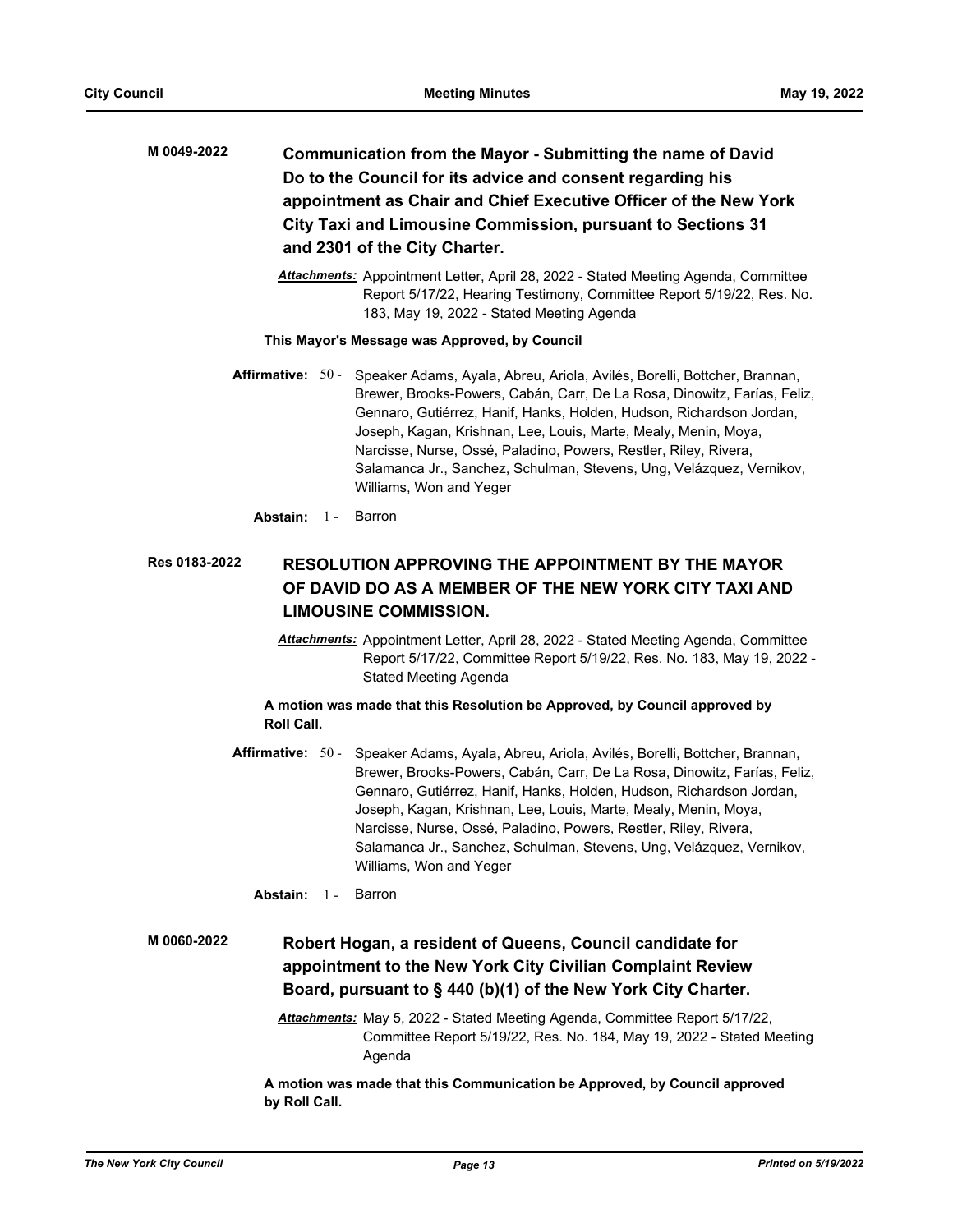**M 0049-2022** **Communication from the Mayor - Submitting the name of David Do to the Council for its advice and consent regarding his appointment as Chair and Chief Executive Officer of the New York City Taxi and Limousine Commission, pursuant to Sections 31 and 2301 of the City Charter.**

***Attachments:*** Appointment Letter, April 28, 2022 - Stated Meeting Agenda, Committee Report 5/17/22, Hearing Testimony, Committee Report 5/19/22, Res. No. 183, May 19, 2022 - Stated Meeting Agenda

**This Mayor's Message was Approved, by Council**

**Affirmative:** 50 - Speaker Adams, Ayala, Abreu, Ariola, Avilés, Borelli, Bottcher, Brannan, Brewer, Brooks-Powers, Cabán, Carr, De La Rosa, Dinowitz, Farías, Feliz, Gennaro, Gutiérrez, Hanif, Hanks, Holden, Hudson, Richardson Jordan, Joseph, Kagan, Krishnan, Lee, Louis, Marte, Mealy, Menin, Moya, Narcisse, Nurse, Ossé, Paladino, Powers, Restler, Riley, Rivera, Salamanca Jr., Sanchez, Schulman, Stevens, Ung, Velázquez, Vernikov, Williams, Won and Yeger

**Abstain:** 1 - Barron

**Res 0183-2022** **RESOLUTION APPROVING THE APPOINTMENT BY THE MAYOR OF DAVID DO AS A MEMBER OF THE NEW YORK CITY TAXI AND LIMOUSINE COMMISSION.**

***Attachments:*** Appointment Letter, April 28, 2022 - Stated Meeting Agenda, Committee Report 5/17/22, Committee Report 5/19/22, Res. No. 183, May 19, 2022 - Stated Meeting Agenda

**A motion was made that this Resolution be Approved, by Council approved by Roll Call.**

**Affirmative:** 50 - Speaker Adams, Ayala, Abreu, Ariola, Avilés, Borelli, Bottcher, Brannan, Brewer, Brooks-Powers, Cabán, Carr, De La Rosa, Dinowitz, Farías, Feliz, Gennaro, Gutiérrez, Hanif, Hanks, Holden, Hudson, Richardson Jordan, Joseph, Kagan, Krishnan, Lee, Louis, Marte, Mealy, Menin, Moya, Narcisse, Nurse, Ossé, Paladino, Powers, Restler, Riley, Rivera, Salamanca Jr., Sanchez, Schulman, Stevens, Ung, Velázquez, Vernikov, Williams, Won and Yeger

**Abstain:** 1 - Barron

**M 0060-2022** **Robert Hogan, a resident of Queens, Council candidate for appointment to the New York City Civilian Complaint Review Board, pursuant to § 440 (b)(1) of the New York City Charter.**

***Attachments:*** May 5, 2022 - Stated Meeting Agenda, Committee Report 5/17/22, Committee Report 5/19/22, Res. No. 184, May 19, 2022 - Stated Meeting Agenda

**A motion was made that this Communication be Approved, by Council approved by Roll Call.**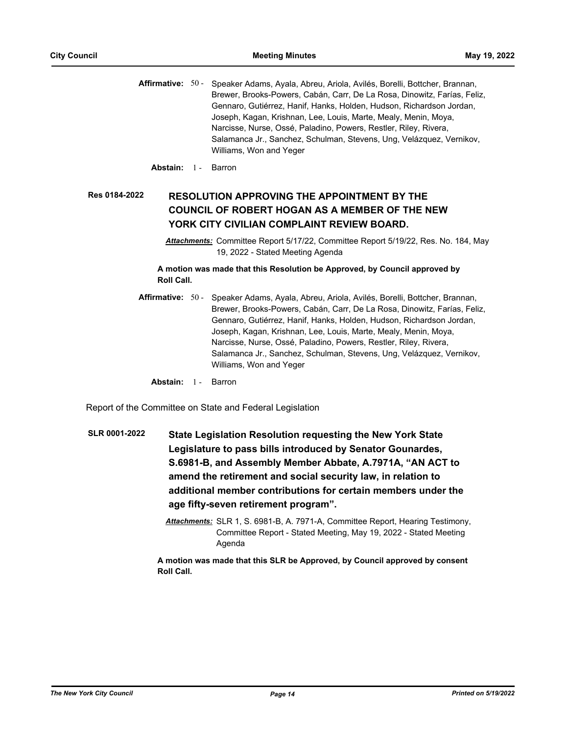**Affirmative:** 50 - Speaker Adams, Ayala, Abreu, Ariola, Avilés, Borelli, Bottcher, Brannan, Brewer, Brooks-Powers, Cabán, Carr, De La Rosa, Dinowitz, Farías, Feliz, Gennaro, Gutiérrez, Hanif, Hanks, Holden, Hudson, Richardson Jordan, Joseph, Kagan, Krishnan, Lee, Louis, Marte, Mealy, Menin, Moya, Narcisse, Nurse, Ossé, Paladino, Powers, Restler, Riley, Rivera, Salamanca Jr., Sanchez, Schulman, Stevens, Ung, Velázquez, Vernikov, Williams, Won and Yeger

**Abstain:** 1 - Barron

**Res 0184-2022**

## RESOLUTION APPROVING THE APPOINTMENT BY THE COUNCIL OF ROBERT HOGAN AS A MEMBER OF THE NEW YORK CITY CIVILIAN COMPLAINT REVIEW BOARD.

***Attachments:*** Committee Report 5/17/22, Committee Report 5/19/22, Res. No. 184, May 19, 2022 - Stated Meeting Agenda

**A motion was made that this Resolution be Approved, by Council approved by Roll Call.**

**Affirmative:** 50 - Speaker Adams, Ayala, Abreu, Ariola, Avilés, Borelli, Bottcher, Brannan, Brewer, Brooks-Powers, Cabán, Carr, De La Rosa, Dinowitz, Farías, Feliz, Gennaro, Gutiérrez, Hanif, Hanks, Holden, Hudson, Richardson Jordan, Joseph, Kagan, Krishnan, Lee, Louis, Marte, Mealy, Menin, Moya, Narcisse, Nurse, Ossé, Paladino, Powers, Restler, Riley, Rivera, Salamanca Jr., Sanchez, Schulman, Stevens, Ung, Velázquez, Vernikov, Williams, Won and Yeger

**Abstain:** 1 - Barron

Report of the Committee on State and Federal Legislation

**SLR 0001-2022**

## State Legislation Resolution requesting the New York State Legislature to pass bills introduced by Senator Gounardes, S.6981-B, and Assembly Member Abbate, A.7971A, "AN ACT to amend the retirement and social security law, in relation to additional member contributions for certain members under the age fifty-seven retirement program".

***Attachments:*** SLR 1, S. 6981-B, A. 7971-A, Committee Report, Hearing Testimony, Committee Report - Stated Meeting, May 19, 2022 - Stated Meeting Agenda

**A motion was made that this SLR be Approved, by Council approved by consent Roll Call.**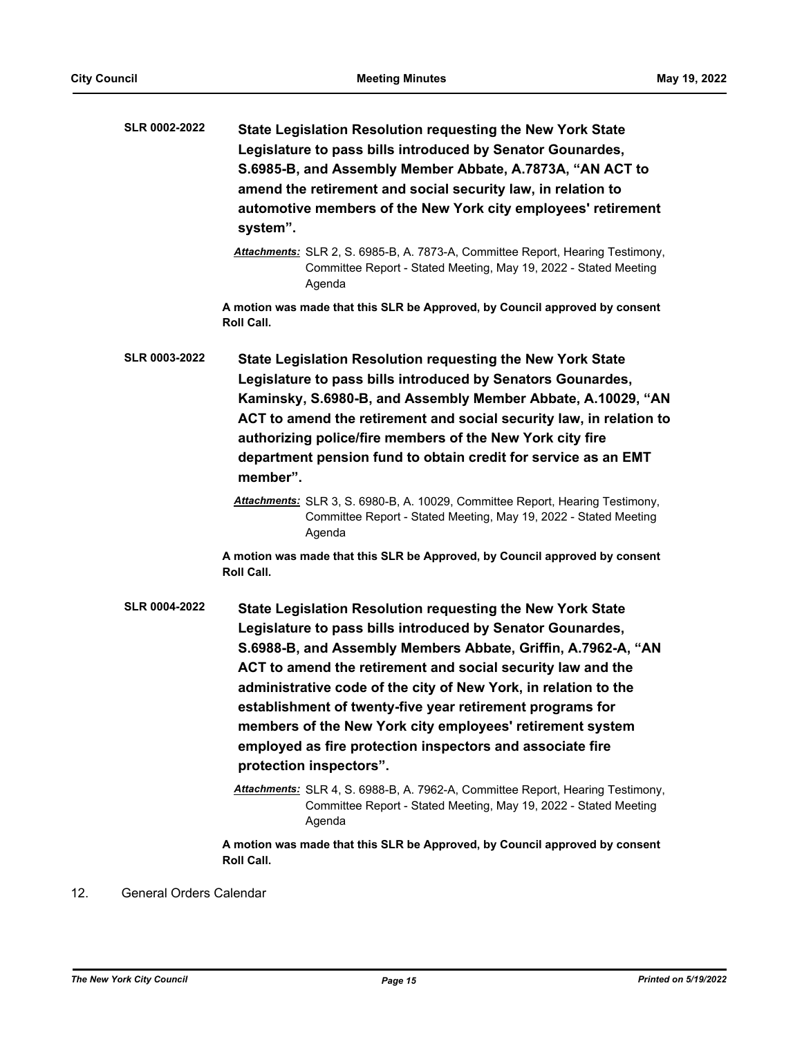**SLR 0002-2022** **State Legislation Resolution requesting the New York State Legislature to pass bills introduced by Senator Gounardes, S.6985-B, and Assembly Member Abbate, A.7873A, "AN ACT to amend the retirement and social security law, in relation to automotive members of the New York city employees' retirement system".**

*Attachments:* SLR 2, S. 6985-B, A. 7873-A, Committee Report, Hearing Testimony, Committee Report - Stated Meeting, May 19, 2022 - Stated Meeting Agenda

**A motion was made that this SLR be Approved, by Council approved by consent Roll Call.**

**SLR 0003-2022** **State Legislation Resolution requesting the New York State Legislature to pass bills introduced by Senators Gounardes, Kaminsky, S.6980-B, and Assembly Member Abbate, A.10029, "AN ACT to amend the retirement and social security law, in relation to authorizing police/fire members of the New York city fire department pension fund to obtain credit for service as an EMT member".**

*Attachments:* SLR 3, S. 6980-B, A. 10029, Committee Report, Hearing Testimony, Committee Report - Stated Meeting, May 19, 2022 - Stated Meeting Agenda

**A motion was made that this SLR be Approved, by Council approved by consent Roll Call.**

**SLR 0004-2022** **State Legislation Resolution requesting the New York State Legislature to pass bills introduced by Senator Gounardes, S.6988-B, and Assembly Members Abbate, Griffin, A.7962-A, "AN ACT to amend the retirement and social security law and the administrative code of the city of New York, in relation to the establishment of twenty-five year retirement programs for members of the New York city employees' retirement system employed as fire protection inspectors and associate fire protection inspectors".**

*Attachments:* SLR 4, S. 6988-B, A. 7962-A, Committee Report, Hearing Testimony, Committee Report - Stated Meeting, May 19, 2022 - Stated Meeting Agenda

**A motion was made that this SLR be Approved, by Council approved by consent Roll Call.**

12. General Orders Calendar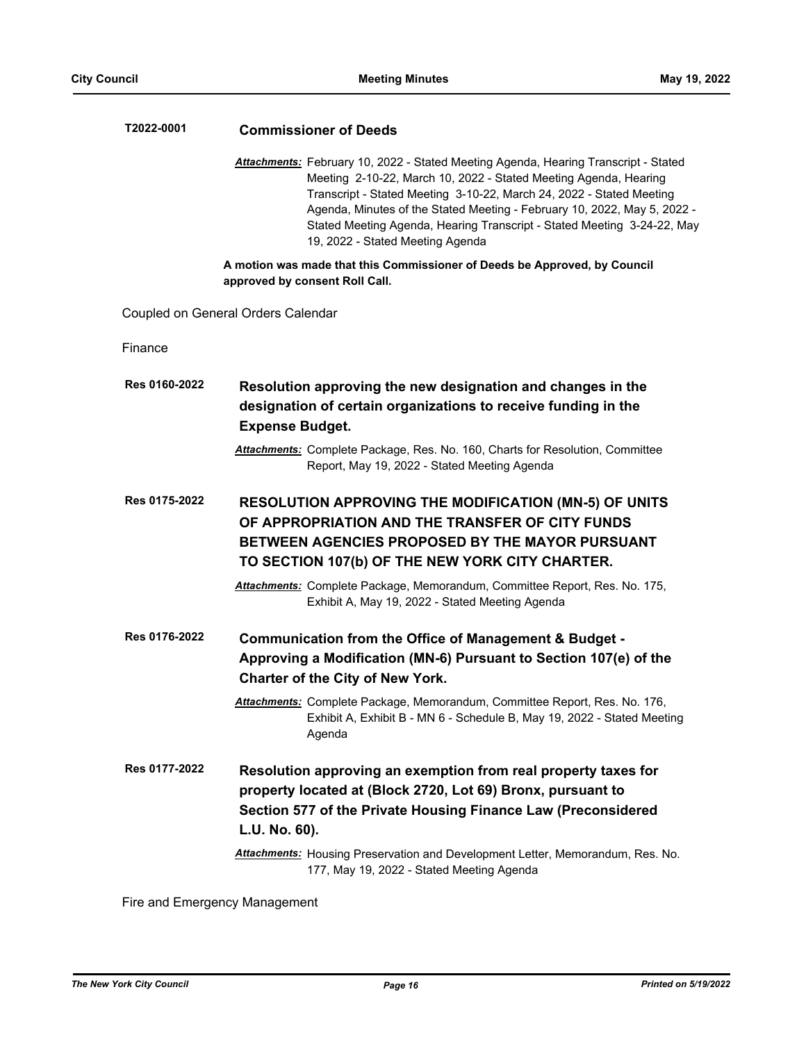**T2022-0001** **Commissioner of Deeds**

***Attachments:*** February 10, 2022 - Stated Meeting Agenda, Hearing Transcript - Stated Meeting 2-10-22, March 10, 2022 - Stated Meeting Agenda, Hearing Transcript - Stated Meeting 3-10-22, March 24, 2022 - Stated Meeting Agenda, Minutes of the Stated Meeting - February 10, 2022, May 5, 2022 - Stated Meeting Agenda, Hearing Transcript - Stated Meeting 3-24-22, May 19, 2022 - Stated Meeting Agenda

**A motion was made that this Commissioner of Deeds be Approved, by Council approved by consent Roll Call.**

Coupled on General Orders Calendar

Finance

**Res 0160-2022** **Resolution approving the new designation and changes in the designation of certain organizations to receive funding in the Expense Budget.**

***Attachments:*** Complete Package, Res. No. 160, Charts for Resolution, Committee Report, May 19, 2022 - Stated Meeting Agenda

**Res 0175-2022** **RESOLUTION APPROVING THE MODIFICATION (MN-5) OF UNITS OF APPROPRIATION AND THE TRANSFER OF CITY FUNDS BETWEEN AGENCIES PROPOSED BY THE MAYOR PURSUANT TO SECTION 107(b) OF THE NEW YORK CITY CHARTER.**

***Attachments:*** Complete Package, Memorandum, Committee Report, Res. No. 175, Exhibit A, May 19, 2022 - Stated Meeting Agenda

**Res 0176-2022** **Communication from the Office of Management & Budget - Approving a Modification (MN-6) Pursuant to Section 107(e) of the Charter of the City of New York.**

***Attachments:*** Complete Package, Memorandum, Committee Report, Res. No. 176, Exhibit A, Exhibit B - MN 6 - Schedule B, May 19, 2022 - Stated Meeting Agenda

**Res 0177-2022** **Resolution approving an exemption from real property taxes for property located at (Block 2720, Lot 69) Bronx, pursuant to Section 577 of the Private Housing Finance Law (Preconsidered L.U. No. 60).**

***Attachments:*** Housing Preservation and Development Letter, Memorandum, Res. No. 177, May 19, 2022 - Stated Meeting Agenda

Fire and Emergency Management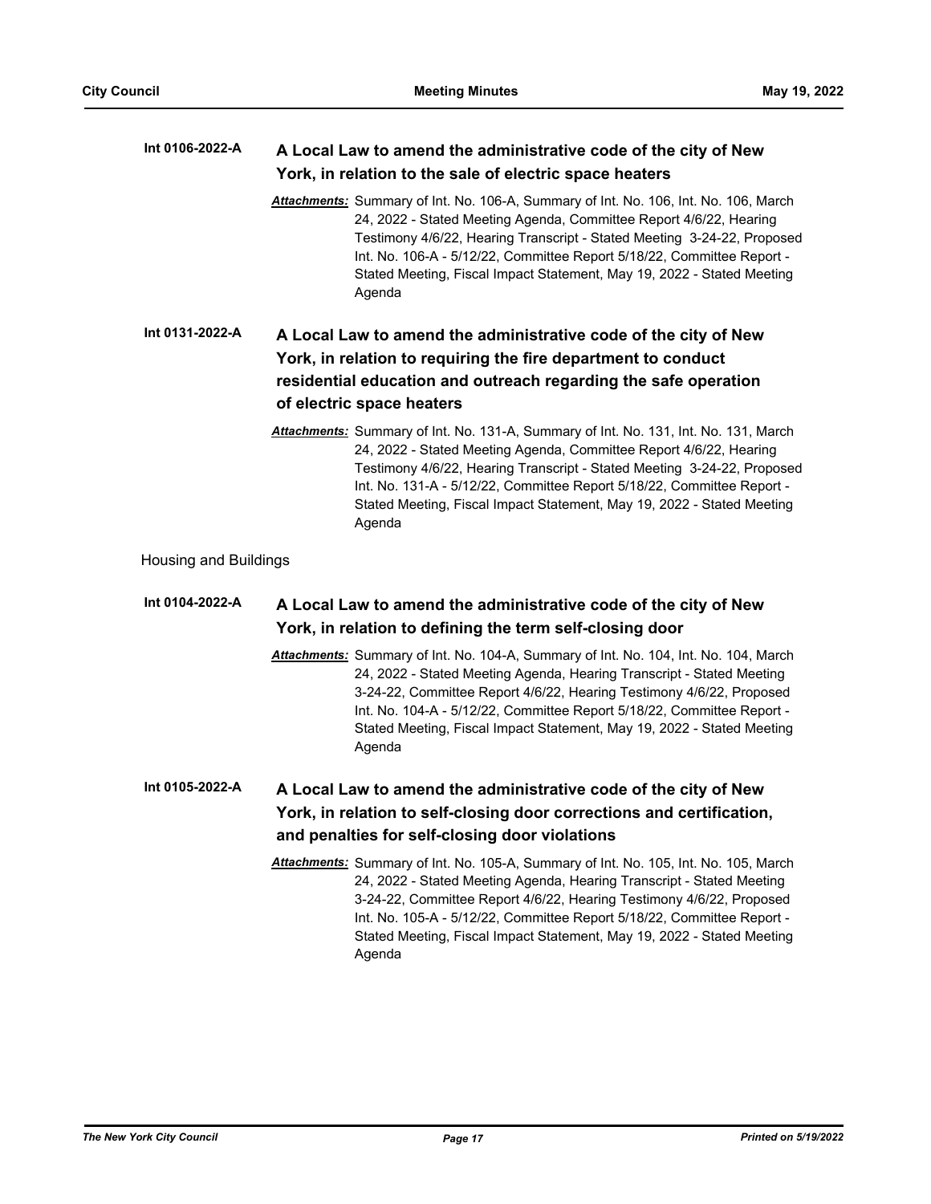**Int 0106-2022-A** **A Local Law to amend the administrative code of the city of New York, in relation to the sale of electric space heaters**

*Attachments:* Summary of Int. No. 106-A, Summary of Int. No. 106, Int. No. 106, March 24, 2022 - Stated Meeting Agenda, Committee Report 4/6/22, Hearing Testimony 4/6/22, Hearing Transcript - Stated Meeting 3-24-22, Proposed Int. No. 106-A - 5/12/22, Committee Report 5/18/22, Committee Report - Stated Meeting, Fiscal Impact Statement, May 19, 2022 - Stated Meeting Agenda

**Int 0131-2022-A** **A Local Law to amend the administrative code of the city of New York, in relation to requiring the fire department to conduct residential education and outreach regarding the safe operation of electric space heaters**

*Attachments:* Summary of Int. No. 131-A, Summary of Int. No. 131, Int. No. 131, March 24, 2022 - Stated Meeting Agenda, Committee Report 4/6/22, Hearing Testimony 4/6/22, Hearing Transcript - Stated Meeting 3-24-22, Proposed Int. No. 131-A - 5/12/22, Committee Report 5/18/22, Committee Report - Stated Meeting, Fiscal Impact Statement, May 19, 2022 - Stated Meeting Agenda

Housing and Buildings

**Int 0104-2022-A** **A Local Law to amend the administrative code of the city of New York, in relation to defining the term self-closing door**

*Attachments:* Summary of Int. No. 104-A, Summary of Int. No. 104, Int. No. 104, March 24, 2022 - Stated Meeting Agenda, Hearing Transcript - Stated Meeting 3-24-22, Committee Report 4/6/22, Hearing Testimony 4/6/22, Proposed Int. No. 104-A - 5/12/22, Committee Report 5/18/22, Committee Report - Stated Meeting, Fiscal Impact Statement, May 19, 2022 - Stated Meeting Agenda

**Int 0105-2022-A** **A Local Law to amend the administrative code of the city of New York, in relation to self-closing door corrections and certification, and penalties for self-closing door violations**

*Attachments:* Summary of Int. No. 105-A, Summary of Int. No. 105, Int. No. 105, March 24, 2022 - Stated Meeting Agenda, Hearing Transcript - Stated Meeting 3-24-22, Committee Report 4/6/22, Hearing Testimony 4/6/22, Proposed Int. No. 105-A - 5/12/22, Committee Report 5/18/22, Committee Report - Stated Meeting, Fiscal Impact Statement, May 19, 2022 - Stated Meeting Agenda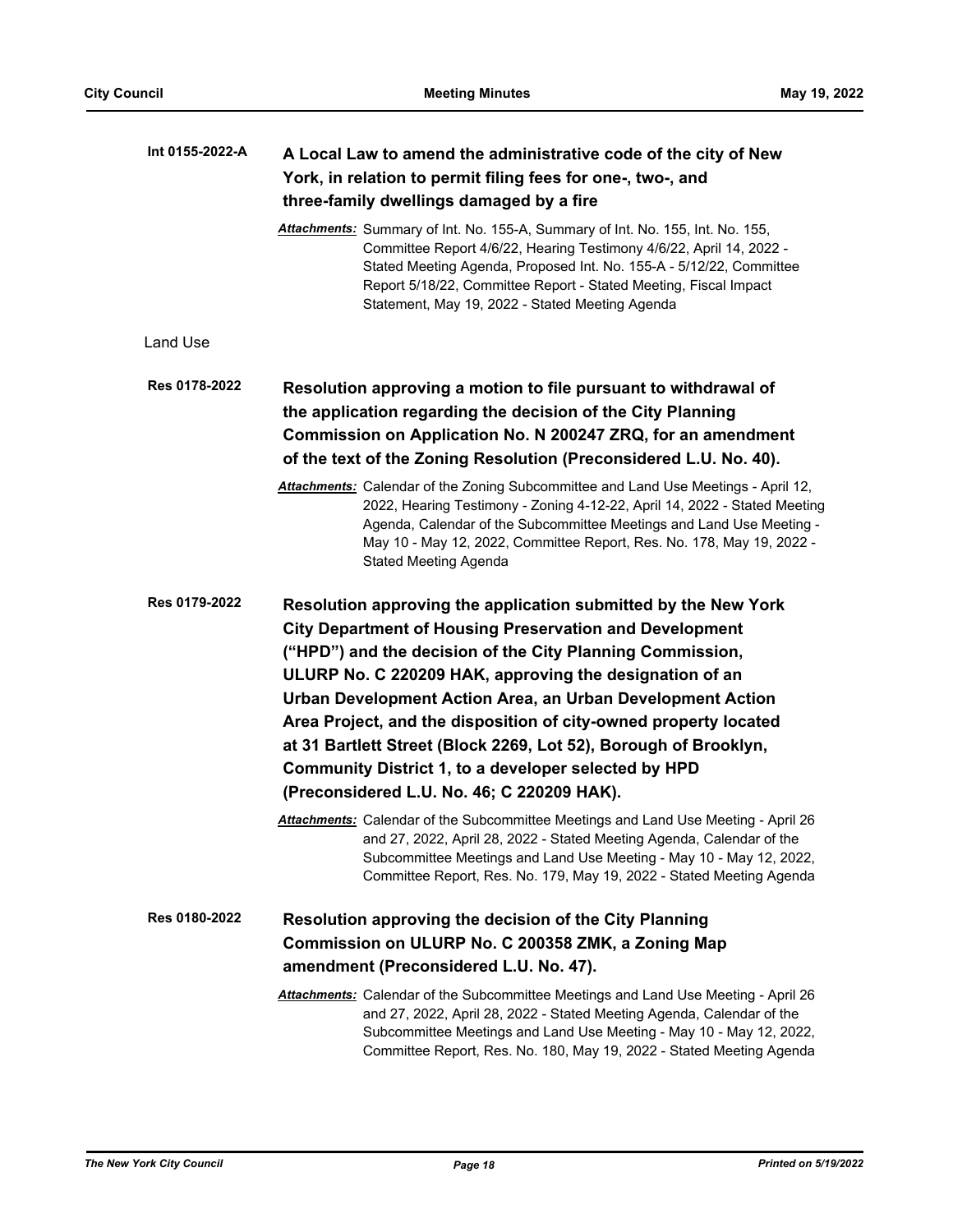**Int 0155-2022-A** **A Local Law to amend the administrative code of the city of New York, in relation to permit filing fees for one-, two-, and three-family dwellings damaged by a fire**

***Attachments:*** Summary of Int. No. 155-A, Summary of Int. No. 155, Int. No. 155, Committee Report 4/6/22, Hearing Testimony 4/6/22, April 14, 2022 - Stated Meeting Agenda, Proposed Int. No. 155-A - 5/12/22, Committee Report 5/18/22, Committee Report - Stated Meeting, Fiscal Impact Statement, May 19, 2022 - Stated Meeting Agenda

Land Use

**Res 0178-2022** **Resolution approving a motion to file pursuant to withdrawal of the application regarding the decision of the City Planning Commission on Application No. N 200247 ZRQ, for an amendment of the text of the Zoning Resolution (Preconsidered L.U. No. 40).**

***Attachments:*** Calendar of the Zoning Subcommittee and Land Use Meetings - April 12, 2022, Hearing Testimony - Zoning 4-12-22, April 14, 2022 - Stated Meeting Agenda, Calendar of the Subcommittee Meetings and Land Use Meeting - May 10 - May 12, 2022, Committee Report, Res. No. 178, May 19, 2022 - Stated Meeting Agenda

**Res 0179-2022** **Resolution approving the application submitted by the New York City Department of Housing Preservation and Development ("HPD") and the decision of the City Planning Commission, ULURP No. C 220209 HAK, approving the designation of an Urban Development Action Area, an Urban Development Action Area Project, and the disposition of city-owned property located at 31 Bartlett Street (Block 2269, Lot 52), Borough of Brooklyn, Community District 1, to a developer selected by HPD (Preconsidered L.U. No. 46; C 220209 HAK).**

***Attachments:*** Calendar of the Subcommittee Meetings and Land Use Meeting - April 26 and 27, 2022, April 28, 2022 - Stated Meeting Agenda, Calendar of the Subcommittee Meetings and Land Use Meeting - May 10 - May 12, 2022, Committee Report, Res. No. 179, May 19, 2022 - Stated Meeting Agenda

**Res 0180-2022** **Resolution approving the decision of the City Planning Commission on ULURP No. C 200358 ZMK, a Zoning Map amendment (Preconsidered L.U. No. 47).**

***Attachments:*** Calendar of the Subcommittee Meetings and Land Use Meeting - April 26 and 27, 2022, April 28, 2022 - Stated Meeting Agenda, Calendar of the Subcommittee Meetings and Land Use Meeting - May 10 - May 12, 2022, Committee Report, Res. No. 180, May 19, 2022 - Stated Meeting Agenda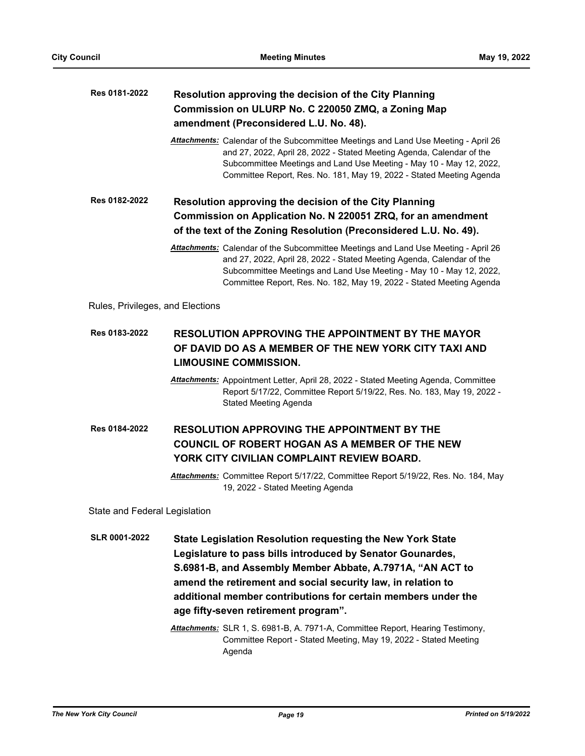**Res 0181-2022** **Resolution approving the decision of the City Planning Commission on ULURP No. C 220050 ZMQ, a Zoning Map amendment (Preconsidered L.U. No. 48).**

*Attachments:* Calendar of the Subcommittee Meetings and Land Use Meeting - April 26 and 27, 2022, April 28, 2022 - Stated Meeting Agenda, Calendar of the Subcommittee Meetings and Land Use Meeting - May 10 - May 12, 2022, Committee Report, Res. No. 181, May 19, 2022 - Stated Meeting Agenda

**Res 0182-2022** **Resolution approving the decision of the City Planning Commission on Application No. N 220051 ZRQ, for an amendment of the text of the Zoning Resolution (Preconsidered L.U. No. 49).**

*Attachments:* Calendar of the Subcommittee Meetings and Land Use Meeting - April 26 and 27, 2022, April 28, 2022 - Stated Meeting Agenda, Calendar of the Subcommittee Meetings and Land Use Meeting - May 10 - May 12, 2022, Committee Report, Res. No. 182, May 19, 2022 - Stated Meeting Agenda

Rules, Privileges, and Elections

**Res 0183-2022** **RESOLUTION APPROVING THE APPOINTMENT BY THE MAYOR OF DAVID DO AS A MEMBER OF THE NEW YORK CITY TAXI AND LIMOUSINE COMMISSION.**

*Attachments:* Appointment Letter, April 28, 2022 - Stated Meeting Agenda, Committee Report 5/17/22, Committee Report 5/19/22, Res. No. 183, May 19, 2022 - Stated Meeting Agenda

**Res 0184-2022** **RESOLUTION APPROVING THE APPOINTMENT BY THE COUNCIL OF ROBERT HOGAN AS A MEMBER OF THE NEW YORK CITY CIVILIAN COMPLAINT REVIEW BOARD.**

*Attachments:* Committee Report 5/17/22, Committee Report 5/19/22, Res. No. 184, May 19, 2022 - Stated Meeting Agenda

State and Federal Legislation

**SLR 0001-2022** **State Legislation Resolution requesting the New York State Legislature to pass bills introduced by Senator Gounardes, S.6981-B, and Assembly Member Abbate, A.7971A, "AN ACT to amend the retirement and social security law, in relation to additional member contributions for certain members under the age fifty-seven retirement program".**

*Attachments:* SLR 1, S. 6981-B, A. 7971-A, Committee Report, Hearing Testimony, Committee Report - Stated Meeting, May 19, 2022 - Stated Meeting Agenda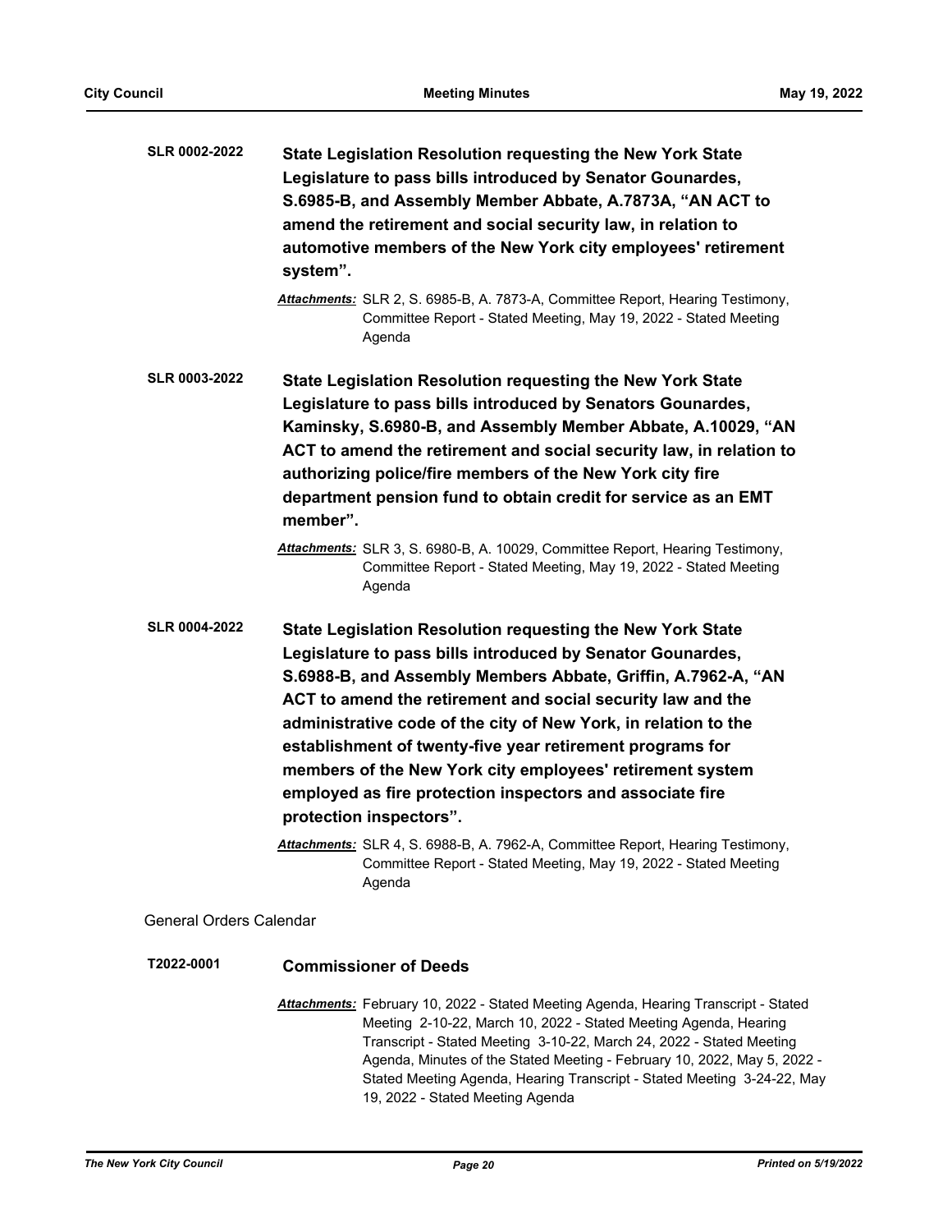**SLR 0002-2022** **State Legislation Resolution requesting the New York State Legislature to pass bills introduced by Senator Gounardes, S.6985-B, and Assembly Member Abbate, A.7873A, "AN ACT to amend the retirement and social security law, in relation to automotive members of the New York city employees' retirement system".**

*Attachments:* SLR 2, S. 6985-B, A. 7873-A, Committee Report, Hearing Testimony, Committee Report - Stated Meeting, May 19, 2022 - Stated Meeting Agenda

**SLR 0003-2022** **State Legislation Resolution requesting the New York State Legislature to pass bills introduced by Senators Gounardes, Kaminsky, S.6980-B, and Assembly Member Abbate, A.10029, "AN ACT to amend the retirement and social security law, in relation to authorizing police/fire members of the New York city fire department pension fund to obtain credit for service as an EMT member".**

*Attachments:* SLR 3, S. 6980-B, A. 10029, Committee Report, Hearing Testimony, Committee Report - Stated Meeting, May 19, 2022 - Stated Meeting Agenda

**SLR 0004-2022** **State Legislation Resolution requesting the New York State Legislature to pass bills introduced by Senator Gounardes, S.6988-B, and Assembly Members Abbate, Griffin, A.7962-A, "AN ACT to amend the retirement and social security law and the administrative code of the city of New York, in relation to the establishment of twenty-five year retirement programs for members of the New York city employees' retirement system employed as fire protection inspectors and associate fire protection inspectors".**

*Attachments:* SLR 4, S. 6988-B, A. 7962-A, Committee Report, Hearing Testimony, Committee Report - Stated Meeting, May 19, 2022 - Stated Meeting Agenda

General Orders Calendar

**T2022-0001** **Commissioner of Deeds**

*Attachments:* February 10, 2022 - Stated Meeting Agenda, Hearing Transcript - Stated Meeting 2-10-22, March 10, 2022 - Stated Meeting Agenda, Hearing Transcript - Stated Meeting 3-10-22, March 24, 2022 - Stated Meeting Agenda, Minutes of the Stated Meeting - February 10, 2022, May 5, 2022 - Stated Meeting Agenda, Hearing Transcript - Stated Meeting 3-24-22, May 19, 2022 - Stated Meeting Agenda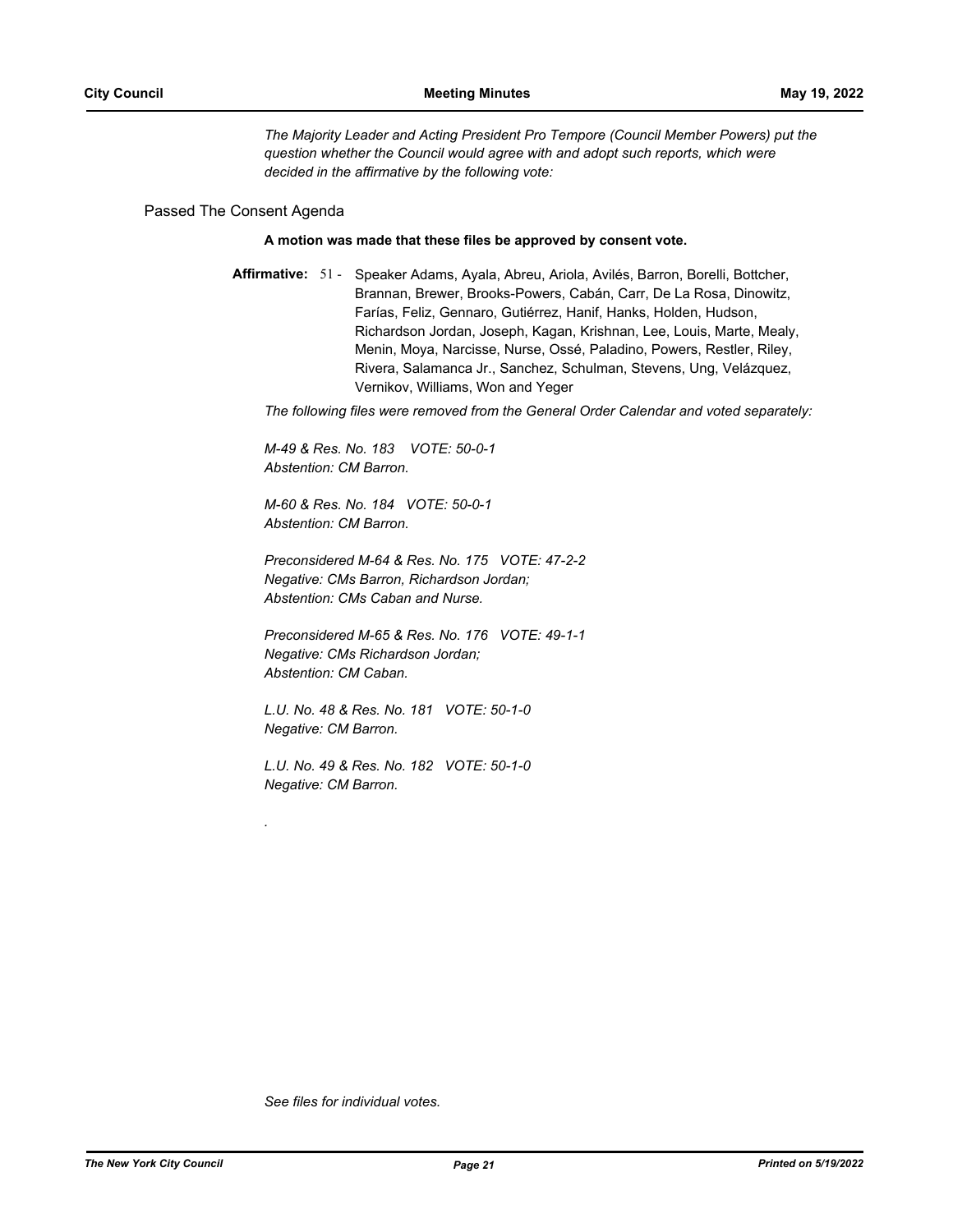*The Majority Leader and Acting President Pro Tempore (Council Member Powers) put the question whether the Council would agree with and adopt such reports, which were decided in the affirmative by the following vote:*

Passed The Consent Agenda

**A motion was made that these files be approved by consent vote.**

**Affirmative:** 51 - Speaker Adams, Ayala, Abreu, Ariola, Avilés, Barron, Borelli, Bottcher, Brannan, Brewer, Brooks-Powers, Cabán, Carr, De La Rosa, Dinowitz, Farías, Feliz, Gennaro, Gutiérrez, Hanif, Hanks, Holden, Hudson, Richardson Jordan, Joseph, Kagan, Krishnan, Lee, Louis, Marte, Mealy, Menin, Moya, Narcisse, Nurse, Ossé, Paladino, Powers, Restler, Riley, Rivera, Salamanca Jr., Sanchez, Schulman, Stevens, Ung, Velázquez, Vernikov, Williams, Won and Yeger

*The following files were removed from the General Order Calendar and voted separately:*

*M-49 & Res. No. 183 VOTE: 50-0-1*
*Abstention: CM Barron.*

*M-60 & Res. No. 184 VOTE: 50-0-1*
*Abstention: CM Barron.*

*Preconsidered M-64 & Res. No. 175 VOTE: 47-2-2*
*Negative: CMs Barron, Richardson Jordan;*
*Abstention: CMs Caban and Nurse.*

*Preconsidered M-65 & Res. No. 176 VOTE: 49-1-1*
*Negative: CMs Richardson Jordan;*
*Abstention: CM Caban.*

*L.U. No. 48 & Res. No. 181 VOTE: 50-1-0*
*Negative: CM Barron.*

*L.U. No. 49 & Res. No. 182 VOTE: 50-1-0*
*Negative: CM Barron.*

*.*

*See files for individual votes.*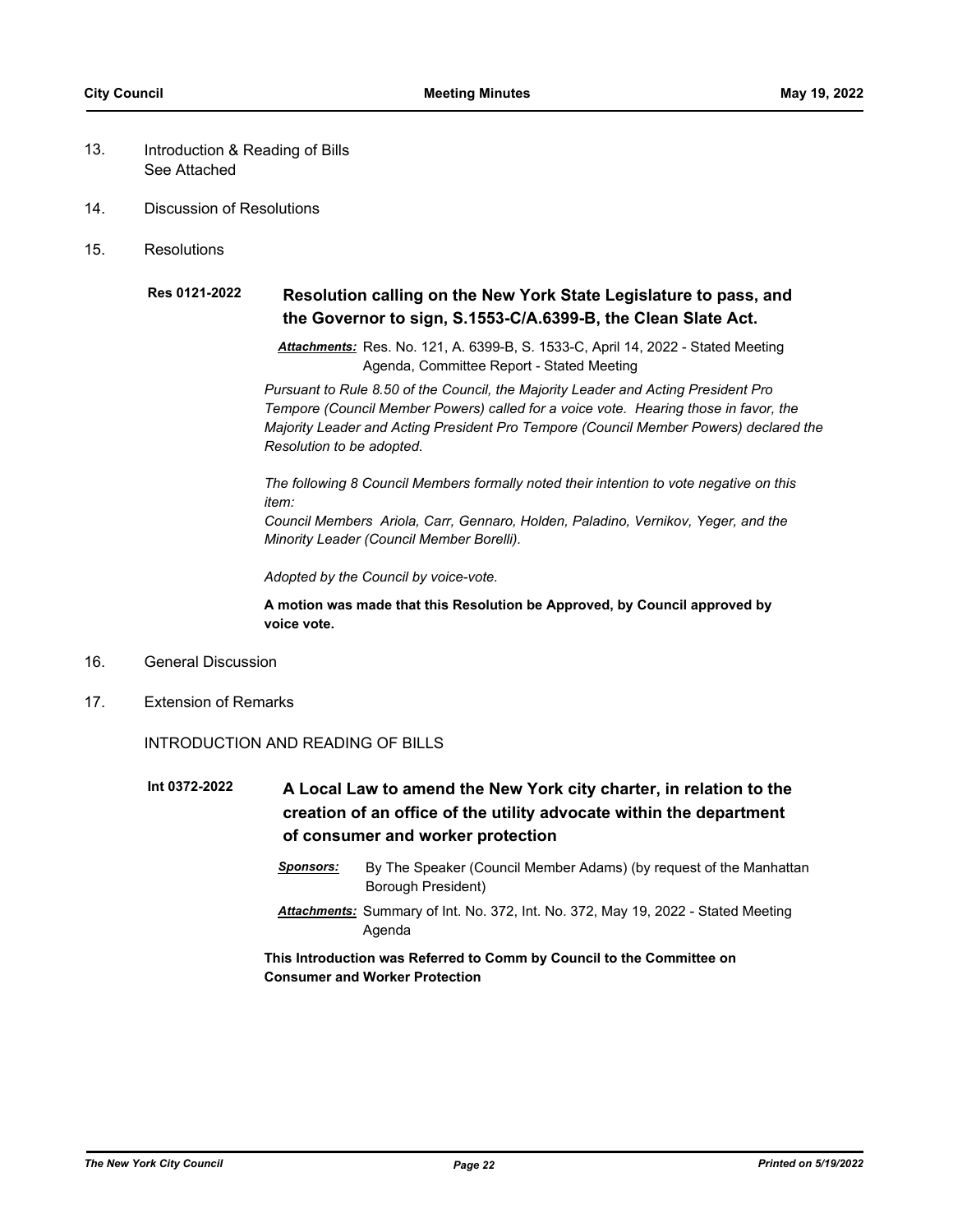13. Introduction & Reading of Bills
    See Attached

14. Discussion of Resolutions

15. Resolutions

**Res 0121-2022** **Resolution calling on the New York State Legislature to pass, and the Governor to sign, S.1553-C/A.6399-B, the Clean Slate Act.**

***Attachments:*** Res. No. 121, A. 6399-B, S. 1533-C, April 14, 2022 - Stated Meeting Agenda, Committee Report - Stated Meeting

*Pursuant to Rule 8.50 of the Council, the Majority Leader and Acting President Pro Tempore (Council Member Powers) called for a voice vote. Hearing those in favor, the Majority Leader and Acting President Pro Tempore (Council Member Powers) declared the Resolution to be adopted.*

*The following 8 Council Members formally noted their intention to vote negative on this item:*
*Council Members Ariola, Carr, Gennaro, Holden, Paladino, Vernikov, Yeger, and the Minority Leader (Council Member Borelli).*

*Adopted by the Council by voice-vote.*

**A motion was made that this Resolution be Approved, by Council approved by voice vote.**

16. General Discussion

17. Extension of Remarks

INTRODUCTION AND READING OF BILLS

**Int 0372-2022** **A Local Law to amend the New York city charter, in relation to the creation of an office of the utility advocate within the department of consumer and worker protection**

***Sponsors:*** By The Speaker (Council Member Adams) (by request of the Manhattan Borough President)

***Attachments:*** Summary of Int. No. 372, Int. No. 372, May 19, 2022 - Stated Meeting Agenda

**This Introduction was Referred to Comm by Council to the Committee on Consumer and Worker Protection**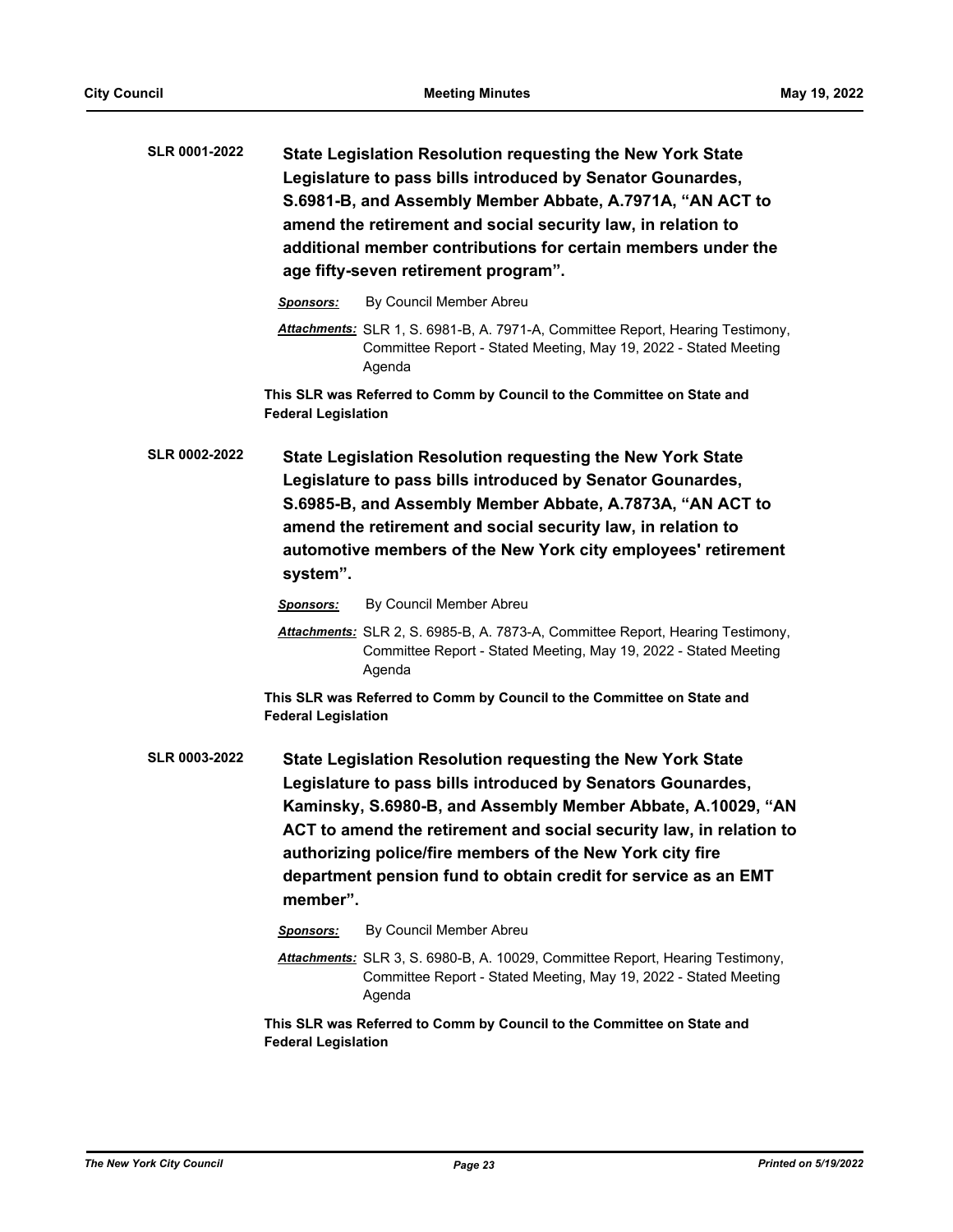**SLR 0001-2022** **State Legislation Resolution requesting the New York State Legislature to pass bills introduced by Senator Gounardes, S.6981-B, and Assembly Member Abbate, A.7971A, "AN ACT to amend the retirement and social security law, in relation to additional member contributions for certain members under the age fifty-seven retirement program".**

***Sponsors:*** By Council Member Abreu

***Attachments:*** SLR 1, S. 6981-B, A. 7971-A, Committee Report, Hearing Testimony, Committee Report - Stated Meeting, May 19, 2022 - Stated Meeting Agenda

**This SLR was Referred to Comm by Council to the Committee on State and Federal Legislation**

**SLR 0002-2022** **State Legislation Resolution requesting the New York State Legislature to pass bills introduced by Senator Gounardes, S.6985-B, and Assembly Member Abbate, A.7873A, "AN ACT to amend the retirement and social security law, in relation to automotive members of the New York city employees' retirement system".**

***Sponsors:*** By Council Member Abreu

***Attachments:*** SLR 2, S. 6985-B, A. 7873-A, Committee Report, Hearing Testimony, Committee Report - Stated Meeting, May 19, 2022 - Stated Meeting Agenda

**This SLR was Referred to Comm by Council to the Committee on State and Federal Legislation**

**SLR 0003-2022** **State Legislation Resolution requesting the New York State Legislature to pass bills introduced by Senators Gounardes, Kaminsky, S.6980-B, and Assembly Member Abbate, A.10029, "AN ACT to amend the retirement and social security law, in relation to authorizing police/fire members of the New York city fire department pension fund to obtain credit for service as an EMT member".**

***Sponsors:*** By Council Member Abreu

***Attachments:*** SLR 3, S. 6980-B, A. 10029, Committee Report, Hearing Testimony, Committee Report - Stated Meeting, May 19, 2022 - Stated Meeting Agenda

**This SLR was Referred to Comm by Council to the Committee on State and Federal Legislation**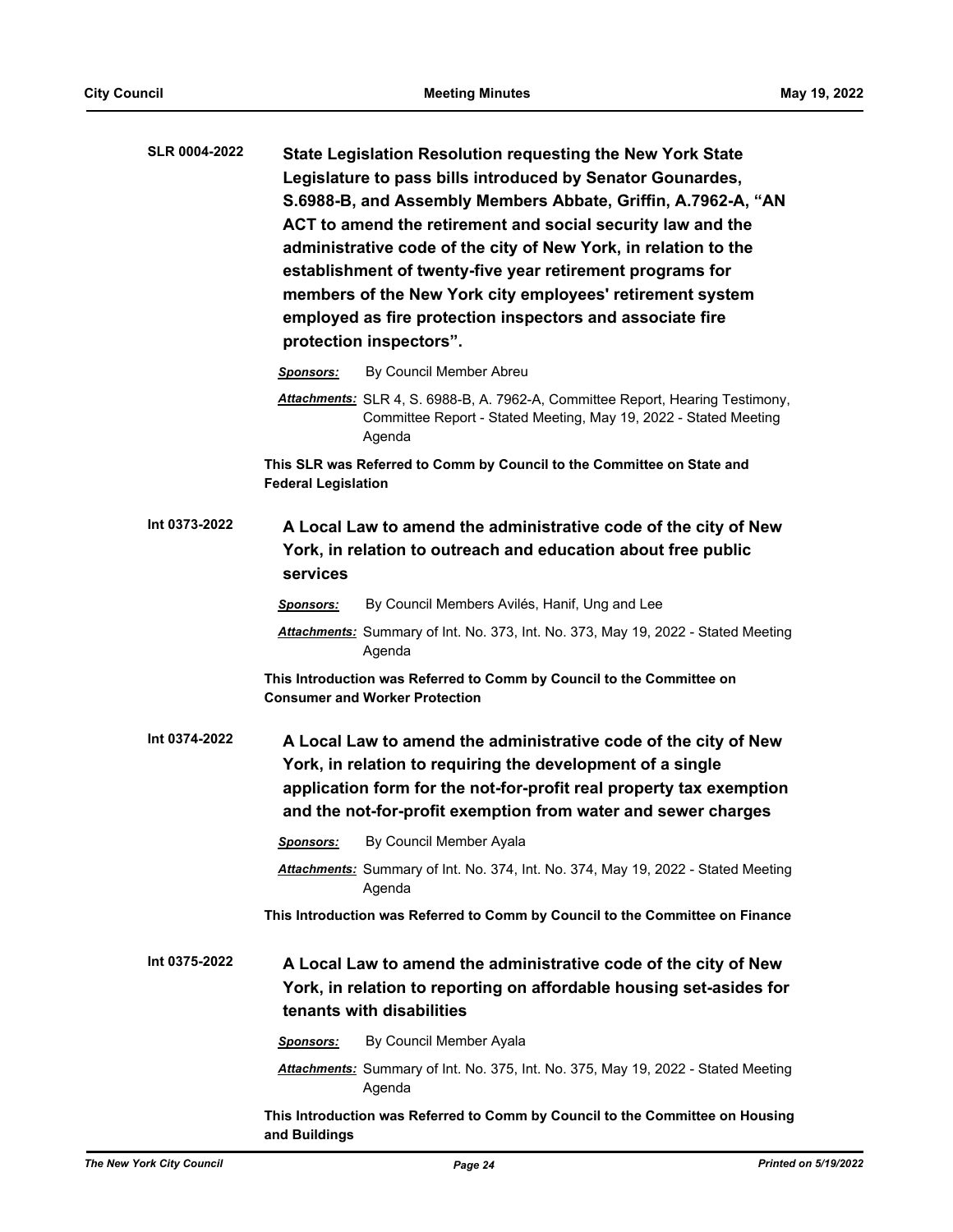**SLR 0004-2022** **State Legislation Resolution requesting the New York State Legislature to pass bills introduced by Senator Gounardes, S.6988-B, and Assembly Members Abbate, Griffin, A.7962-A, "AN ACT to amend the retirement and social security law and the administrative code of the city of New York, in relation to the establishment of twenty-five year retirement programs for members of the New York city employees' retirement system employed as fire protection inspectors and associate fire protection inspectors".**

***Sponsors:*** By Council Member Abreu

***Attachments:*** SLR 4, S. 6988-B, A. 7962-A, Committee Report, Hearing Testimony, Committee Report - Stated Meeting, May 19, 2022 - Stated Meeting Agenda

**This SLR was Referred to Comm by Council to the Committee on State and Federal Legislation**

**Int 0373-2022** **A Local Law to amend the administrative code of the city of New York, in relation to outreach and education about free public services**

***Sponsors:*** By Council Members Avilés, Hanif, Ung and Lee

***Attachments:*** Summary of Int. No. 373, Int. No. 373, May 19, 2022 - Stated Meeting Agenda

**This Introduction was Referred to Comm by Council to the Committee on Consumer and Worker Protection**

**Int 0374-2022** **A Local Law to amend the administrative code of the city of New York, in relation to requiring the development of a single application form for the not-for-profit real property tax exemption and the not-for-profit exemption from water and sewer charges**

***Sponsors:*** By Council Member Ayala

***Attachments:*** Summary of Int. No. 374, Int. No. 374, May 19, 2022 - Stated Meeting Agenda

**This Introduction was Referred to Comm by Council to the Committee on Finance**

**Int 0375-2022** **A Local Law to amend the administrative code of the city of New York, in relation to reporting on affordable housing set-asides for tenants with disabilities**

***Sponsors:*** By Council Member Ayala

***Attachments:*** Summary of Int. No. 375, Int. No. 375, May 19, 2022 - Stated Meeting Agenda

**This Introduction was Referred to Comm by Council to the Committee on Housing and Buildings**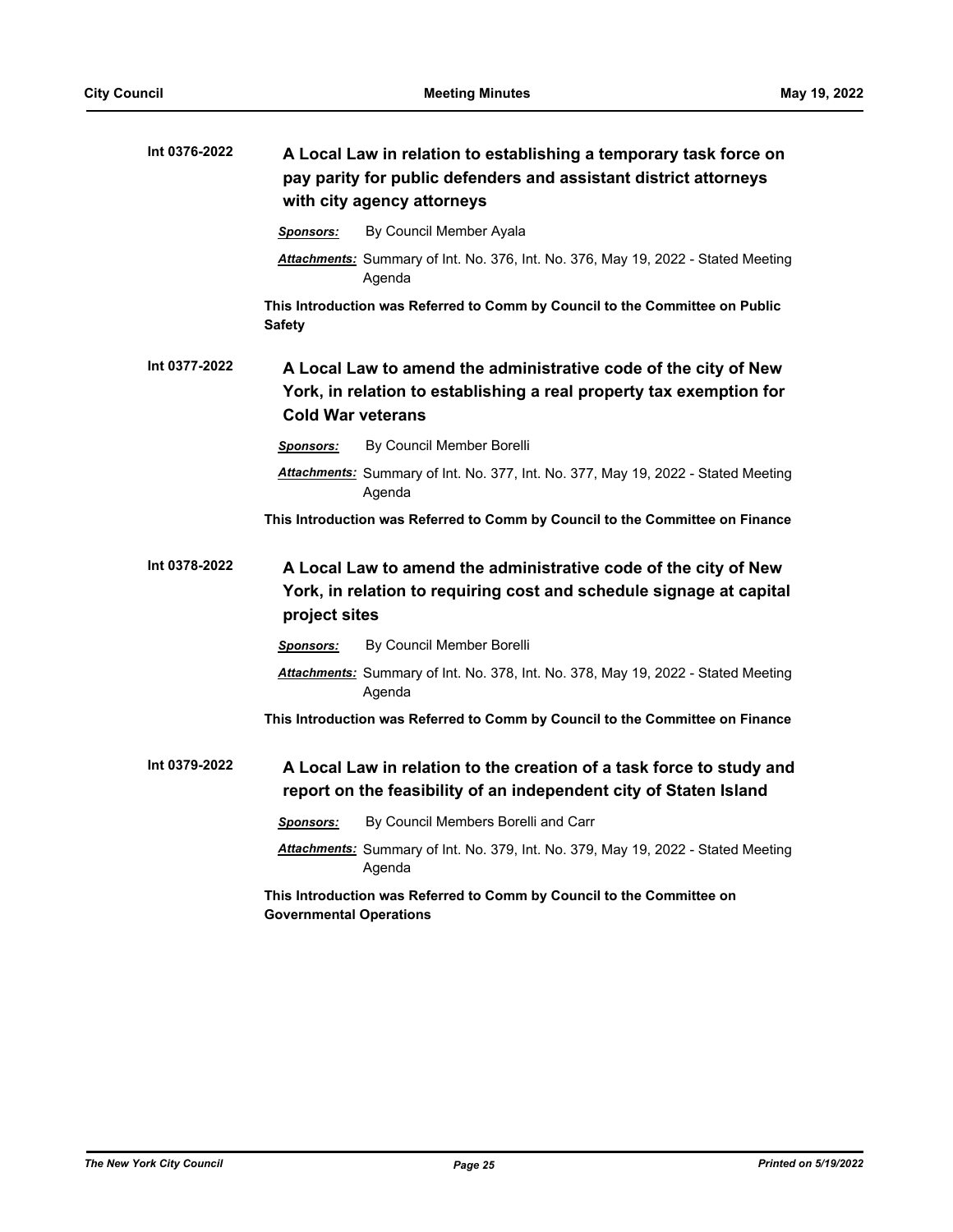**Int 0376-2022** **A Local Law in relation to establishing a temporary task force on pay parity for public defenders and assistant district attorneys with city agency attorneys**

***Sponsors:*** By Council Member Ayala

***Attachments:*** Summary of Int. No. 376, Int. No. 376, May 19, 2022 - Stated Meeting Agenda

**This Introduction was Referred to Comm by Council to the Committee on Public Safety**

**Int 0377-2022** **A Local Law to amend the administrative code of the city of New York, in relation to establishing a real property tax exemption for Cold War veterans**

***Sponsors:*** By Council Member Borelli

***Attachments:*** Summary of Int. No. 377, Int. No. 377, May 19, 2022 - Stated Meeting Agenda

**This Introduction was Referred to Comm by Council to the Committee on Finance**

**Int 0378-2022** **A Local Law to amend the administrative code of the city of New York, in relation to requiring cost and schedule signage at capital project sites**

***Sponsors:*** By Council Member Borelli

***Attachments:*** Summary of Int. No. 378, Int. No. 378, May 19, 2022 - Stated Meeting Agenda

**This Introduction was Referred to Comm by Council to the Committee on Finance**

**Int 0379-2022** **A Local Law in relation to the creation of a task force to study and report on the feasibility of an independent city of Staten Island**

***Sponsors:*** By Council Members Borelli and Carr

***Attachments:*** Summary of Int. No. 379, Int. No. 379, May 19, 2022 - Stated Meeting Agenda

**This Introduction was Referred to Comm by Council to the Committee on Governmental Operations**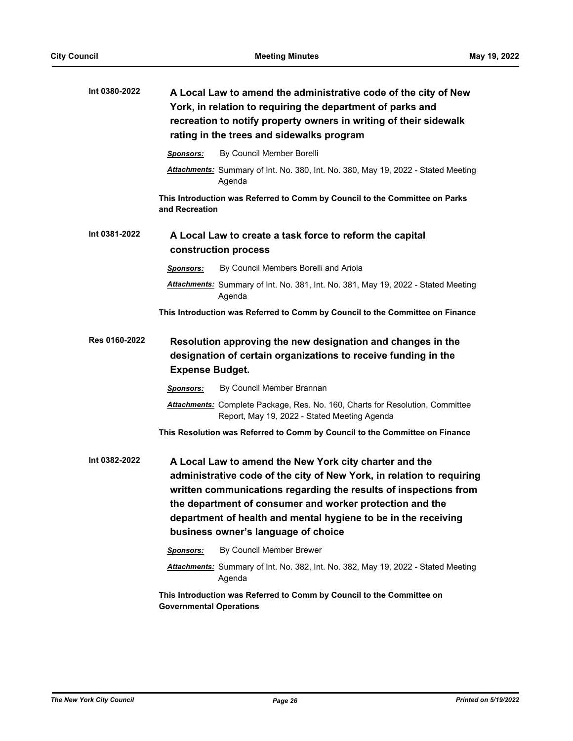**Int 0380-2022** **A Local Law to amend the administrative code of the city of New York, in relation to requiring the department of parks and recreation to notify property owners in writing of their sidewalk rating in the trees and sidewalks program**

***Sponsors:*** By Council Member Borelli

***Attachments:*** Summary of Int. No. 380, Int. No. 380, May 19, 2022 - Stated Meeting Agenda

**This Introduction was Referred to Comm by Council to the Committee on Parks and Recreation**

**Int 0381-2022** **A Local Law to create a task force to reform the capital construction process**

***Sponsors:*** By Council Members Borelli and Ariola

***Attachments:*** Summary of Int. No. 381, Int. No. 381, May 19, 2022 - Stated Meeting Agenda

**This Introduction was Referred to Comm by Council to the Committee on Finance**

**Res 0160-2022** **Resolution approving the new designation and changes in the designation of certain organizations to receive funding in the Expense Budget.**

***Sponsors:*** By Council Member Brannan

***Attachments:*** Complete Package, Res. No. 160, Charts for Resolution, Committee Report, May 19, 2022 - Stated Meeting Agenda

**This Resolution was Referred to Comm by Council to the Committee on Finance**

**Int 0382-2022** **A Local Law to amend the New York city charter and the administrative code of the city of New York, in relation to requiring written communications regarding the results of inspections from the department of consumer and worker protection and the department of health and mental hygiene to be in the receiving business owner's language of choice**

***Sponsors:*** By Council Member Brewer

***Attachments:*** Summary of Int. No. 382, Int. No. 382, May 19, 2022 - Stated Meeting Agenda

**This Introduction was Referred to Comm by Council to the Committee on Governmental Operations**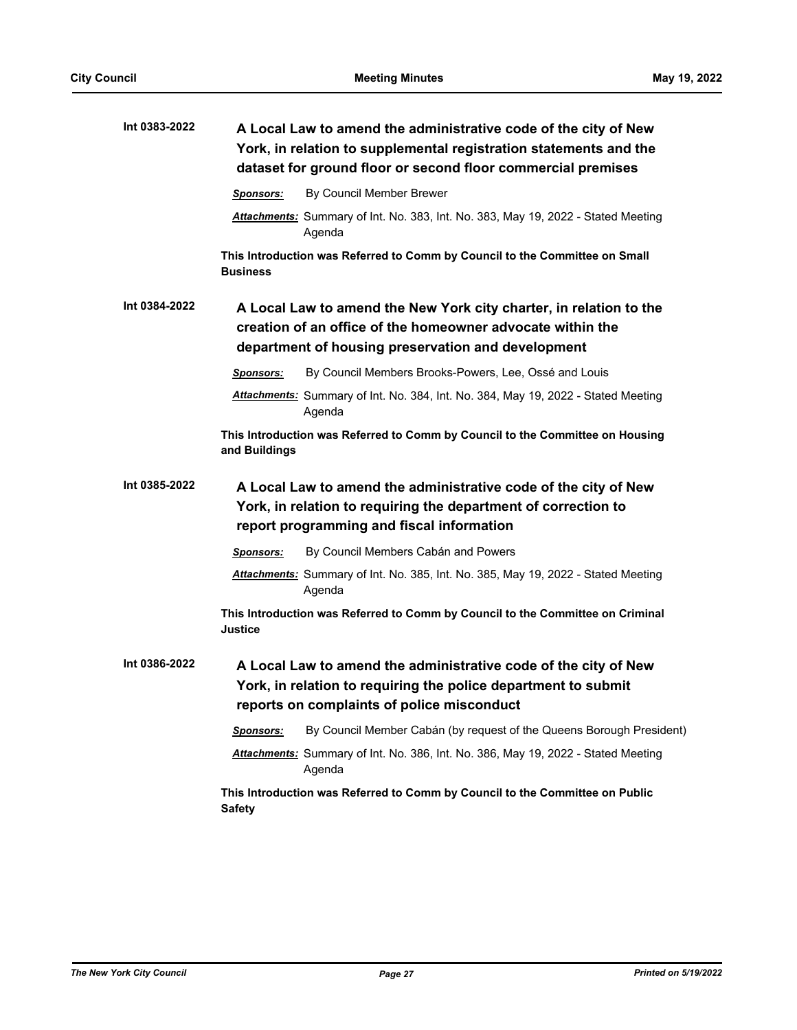**Int 0383-2022** **A Local Law to amend the administrative code of the city of New York, in relation to supplemental registration statements and the dataset for ground floor or second floor commercial premises**

***Sponsors:*** By Council Member Brewer

***Attachments:*** Summary of Int. No. 383, Int. No. 383, May 19, 2022 - Stated Meeting Agenda

**This Introduction was Referred to Comm by Council to the Committee on Small Business**

**Int 0384-2022** **A Local Law to amend the New York city charter, in relation to the creation of an office of the homeowner advocate within the department of housing preservation and development**

***Sponsors:*** By Council Members Brooks-Powers, Lee, Ossé and Louis

***Attachments:*** Summary of Int. No. 384, Int. No. 384, May 19, 2022 - Stated Meeting Agenda

**This Introduction was Referred to Comm by Council to the Committee on Housing and Buildings**

**Int 0385-2022** **A Local Law to amend the administrative code of the city of New York, in relation to requiring the department of correction to report programming and fiscal information**

***Sponsors:*** By Council Members Cabán and Powers

***Attachments:*** Summary of Int. No. 385, Int. No. 385, May 19, 2022 - Stated Meeting Agenda

**This Introduction was Referred to Comm by Council to the Committee on Criminal Justice**

**Int 0386-2022** **A Local Law to amend the administrative code of the city of New York, in relation to requiring the police department to submit reports on complaints of police misconduct**

***Sponsors:*** By Council Member Cabán (by request of the Queens Borough President)

***Attachments:*** Summary of Int. No. 386, Int. No. 386, May 19, 2022 - Stated Meeting Agenda

**This Introduction was Referred to Comm by Council to the Committee on Public Safety**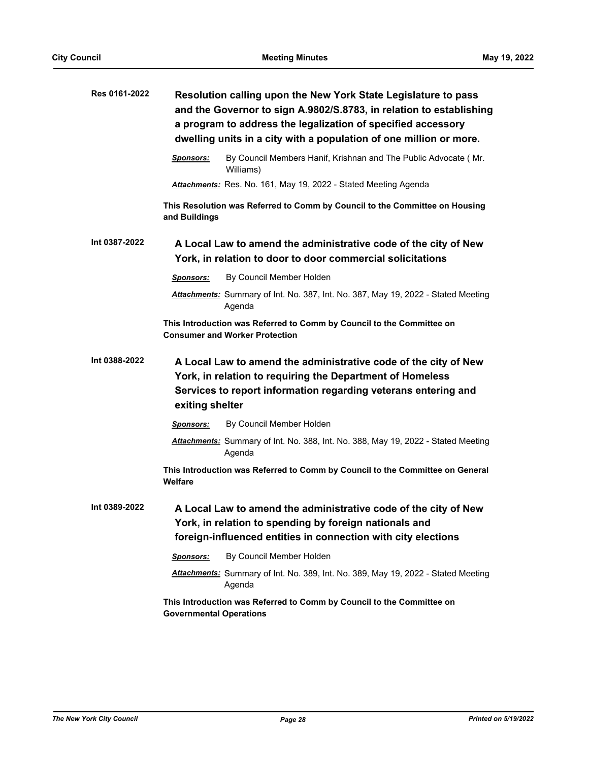**Res 0161-2022**

**Resolution calling upon the New York State Legislature to pass and the Governor to sign A.9802/S.8783, in relation to establishing a program to address the legalization of specified accessory dwelling units in a city with a population of one million or more.**

***Sponsors:*** By Council Members Hanif, Krishnan and The Public Advocate ( Mr. Williams)

***Attachments:*** Res. No. 161, May 19, 2022 - Stated Meeting Agenda

**This Resolution was Referred to Comm by Council to the Committee on Housing and Buildings**

**Int 0387-2022**

**A Local Law to amend the administrative code of the city of New York, in relation to door to door commercial solicitations**

***Sponsors:*** By Council Member Holden

***Attachments:*** Summary of Int. No. 387, Int. No. 387, May 19, 2022 - Stated Meeting Agenda

**This Introduction was Referred to Comm by Council to the Committee on Consumer and Worker Protection**

**Int 0388-2022**

**A Local Law to amend the administrative code of the city of New York, in relation to requiring the Department of Homeless Services to report information regarding veterans entering and exiting shelter**

***Sponsors:*** By Council Member Holden

***Attachments:*** Summary of Int. No. 388, Int. No. 388, May 19, 2022 - Stated Meeting Agenda

**This Introduction was Referred to Comm by Council to the Committee on General Welfare**

**Int 0389-2022**

**A Local Law to amend the administrative code of the city of New York, in relation to spending by foreign nationals and foreign-influenced entities in connection with city elections**

***Sponsors:*** By Council Member Holden

***Attachments:*** Summary of Int. No. 389, Int. No. 389, May 19, 2022 - Stated Meeting Agenda

**This Introduction was Referred to Comm by Council to the Committee on Governmental Operations**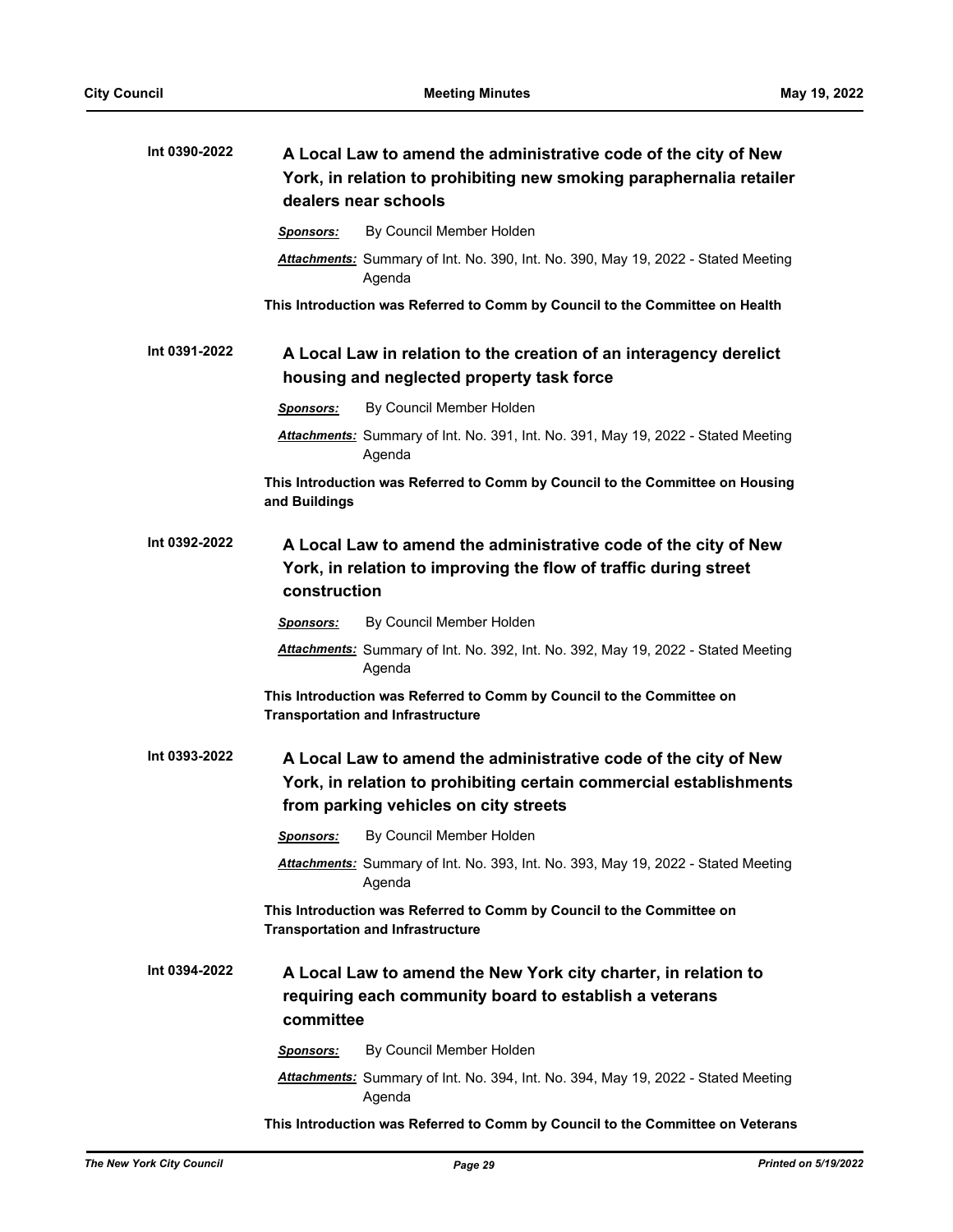**Int 0390-2022** **A Local Law to amend the administrative code of the city of New York, in relation to prohibiting new smoking paraphernalia retailer dealers near schools**

***Sponsors:*** By Council Member Holden

***Attachments:*** Summary of Int. No. 390, Int. No. 390, May 19, 2022 - Stated Meeting Agenda

**This Introduction was Referred to Comm by Council to the Committee on Health**

**Int 0391-2022** **A Local Law in relation to the creation of an interagency derelict housing and neglected property task force**

***Sponsors:*** By Council Member Holden

***Attachments:*** Summary of Int. No. 391, Int. No. 391, May 19, 2022 - Stated Meeting Agenda

**This Introduction was Referred to Comm by Council to the Committee on Housing and Buildings**

**Int 0392-2022** **A Local Law to amend the administrative code of the city of New York, in relation to improving the flow of traffic during street construction**

***Sponsors:*** By Council Member Holden

***Attachments:*** Summary of Int. No. 392, Int. No. 392, May 19, 2022 - Stated Meeting Agenda

**This Introduction was Referred to Comm by Council to the Committee on Transportation and Infrastructure**

**Int 0393-2022** **A Local Law to amend the administrative code of the city of New York, in relation to prohibiting certain commercial establishments from parking vehicles on city streets**

***Sponsors:*** By Council Member Holden

***Attachments:*** Summary of Int. No. 393, Int. No. 393, May 19, 2022 - Stated Meeting Agenda

**This Introduction was Referred to Comm by Council to the Committee on Transportation and Infrastructure**

**Int 0394-2022** **A Local Law to amend the New York city charter, in relation to requiring each community board to establish a veterans committee**

***Sponsors:*** By Council Member Holden

***Attachments:*** Summary of Int. No. 394, Int. No. 394, May 19, 2022 - Stated Meeting Agenda

**This Introduction was Referred to Comm by Council to the Committee on Veterans**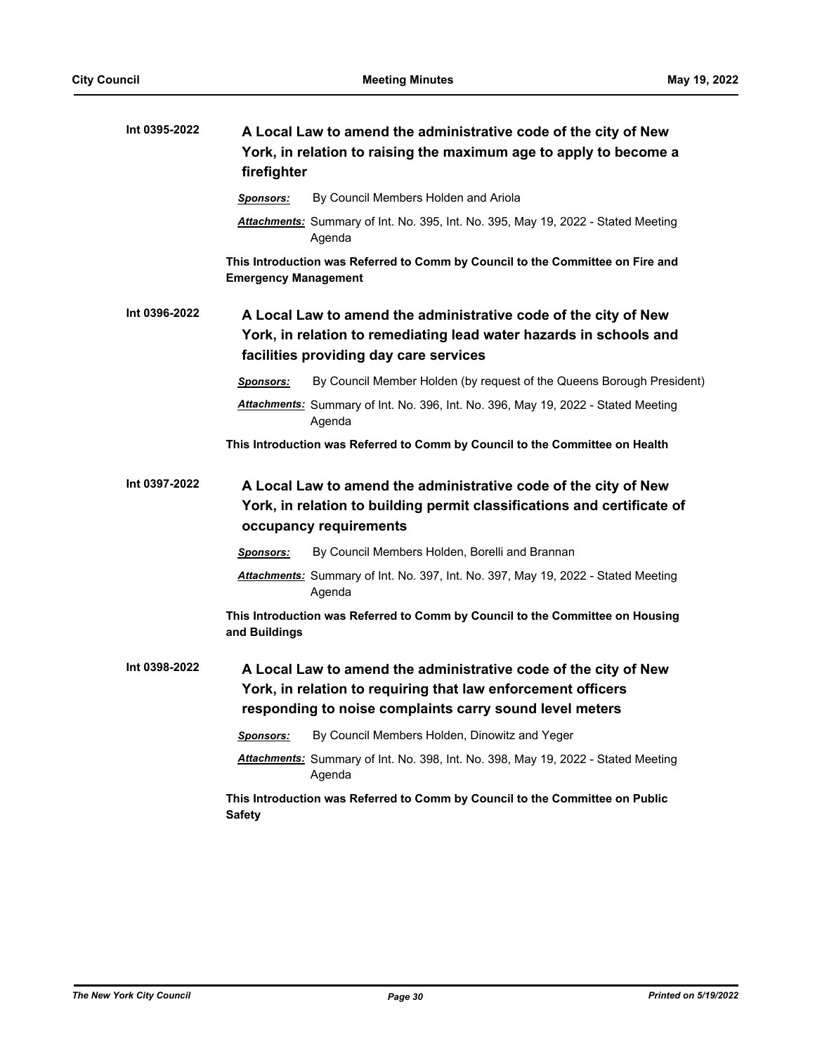**Int 0395-2022** **A Local Law to amend the administrative code of the city of New York, in relation to raising the maximum age to apply to become a firefighter**

***Sponsors:*** By Council Members Holden and Ariola

***Attachments:*** Summary of Int. No. 395, Int. No. 395, May 19, 2022 - Stated Meeting Agenda

**This Introduction was Referred to Comm by Council to the Committee on Fire and Emergency Management**

**Int 0396-2022** **A Local Law to amend the administrative code of the city of New York, in relation to remediating lead water hazards in schools and facilities providing day care services**

***Sponsors:*** By Council Member Holden (by request of the Queens Borough President)

***Attachments:*** Summary of Int. No. 396, Int. No. 396, May 19, 2022 - Stated Meeting Agenda

**This Introduction was Referred to Comm by Council to the Committee on Health**

**Int 0397-2022** **A Local Law to amend the administrative code of the city of New York, in relation to building permit classifications and certificate of occupancy requirements**

***Sponsors:*** By Council Members Holden, Borelli and Brannan

***Attachments:*** Summary of Int. No. 397, Int. No. 397, May 19, 2022 - Stated Meeting Agenda

**This Introduction was Referred to Comm by Council to the Committee on Housing and Buildings**

**Int 0398-2022** **A Local Law to amend the administrative code of the city of New York, in relation to requiring that law enforcement officers responding to noise complaints carry sound level meters**

***Sponsors:*** By Council Members Holden, Dinowitz and Yeger

***Attachments:*** Summary of Int. No. 398, Int. No. 398, May 19, 2022 - Stated Meeting Agenda

**This Introduction was Referred to Comm by Council to the Committee on Public Safety**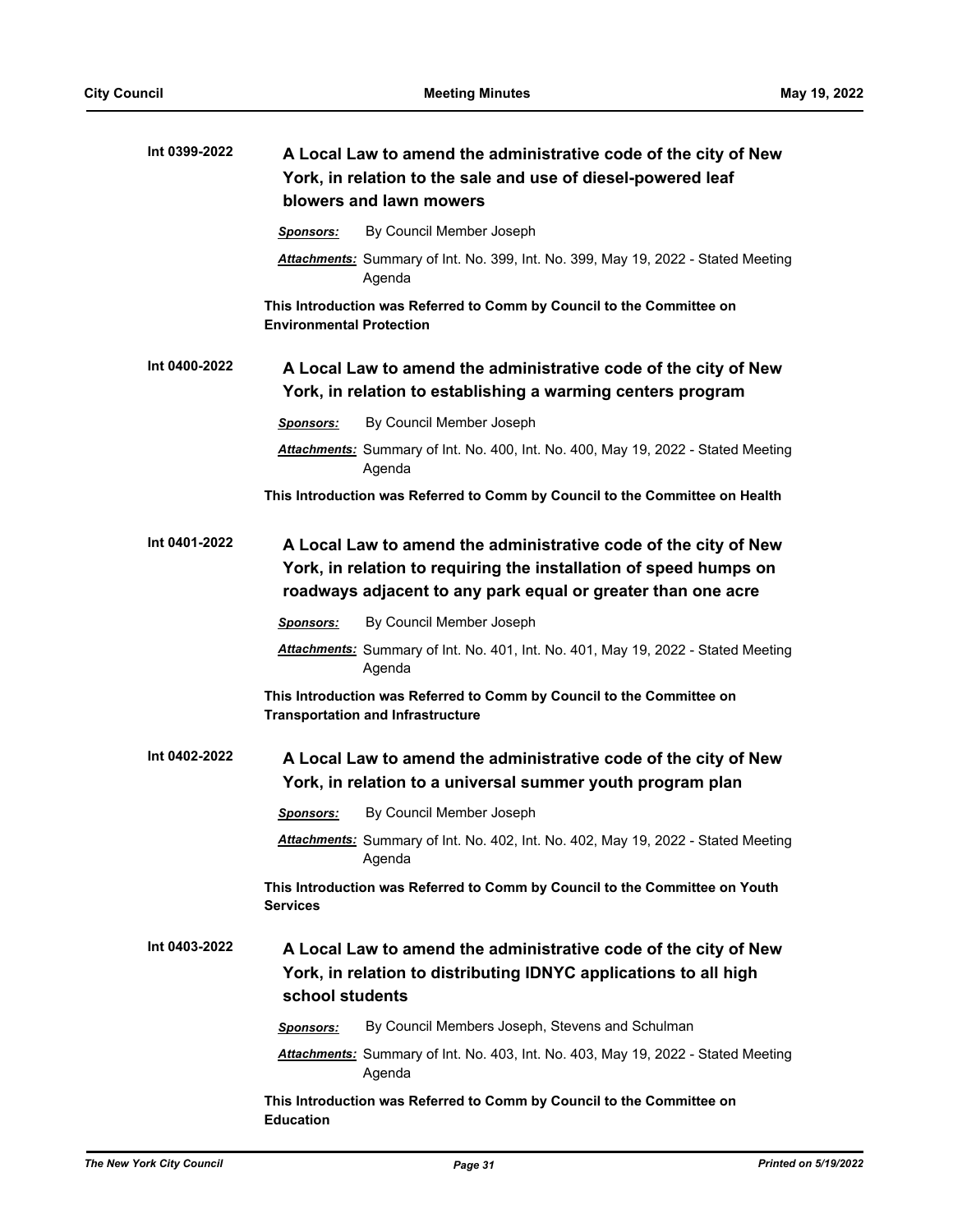**Int 0399-2022** **A Local Law to amend the administrative code of the city of New York, in relation to the sale and use of diesel-powered leaf blowers and lawn mowers**

***Sponsors:*** By Council Member Joseph

***Attachments:*** Summary of Int. No. 399, Int. No. 399, May 19, 2022 - Stated Meeting Agenda

**This Introduction was Referred to Comm by Council to the Committee on Environmental Protection**

**Int 0400-2022** **A Local Law to amend the administrative code of the city of New York, in relation to establishing a warming centers program**

***Sponsors:*** By Council Member Joseph

***Attachments:*** Summary of Int. No. 400, Int. No. 400, May 19, 2022 - Stated Meeting Agenda

**This Introduction was Referred to Comm by Council to the Committee on Health**

**Int 0401-2022** **A Local Law to amend the administrative code of the city of New York, in relation to requiring the installation of speed humps on roadways adjacent to any park equal or greater than one acre**

***Sponsors:*** By Council Member Joseph

***Attachments:*** Summary of Int. No. 401, Int. No. 401, May 19, 2022 - Stated Meeting Agenda

**This Introduction was Referred to Comm by Council to the Committee on Transportation and Infrastructure**

**Int 0402-2022** **A Local Law to amend the administrative code of the city of New York, in relation to a universal summer youth program plan**

***Sponsors:*** By Council Member Joseph

***Attachments:*** Summary of Int. No. 402, Int. No. 402, May 19, 2022 - Stated Meeting Agenda

**This Introduction was Referred to Comm by Council to the Committee on Youth Services**

**Int 0403-2022** **A Local Law to amend the administrative code of the city of New York, in relation to distributing IDNYC applications to all high school students**

***Sponsors:*** By Council Members Joseph, Stevens and Schulman

***Attachments:*** Summary of Int. No. 403, Int. No. 403, May 19, 2022 - Stated Meeting Agenda

**This Introduction was Referred to Comm by Council to the Committee on Education**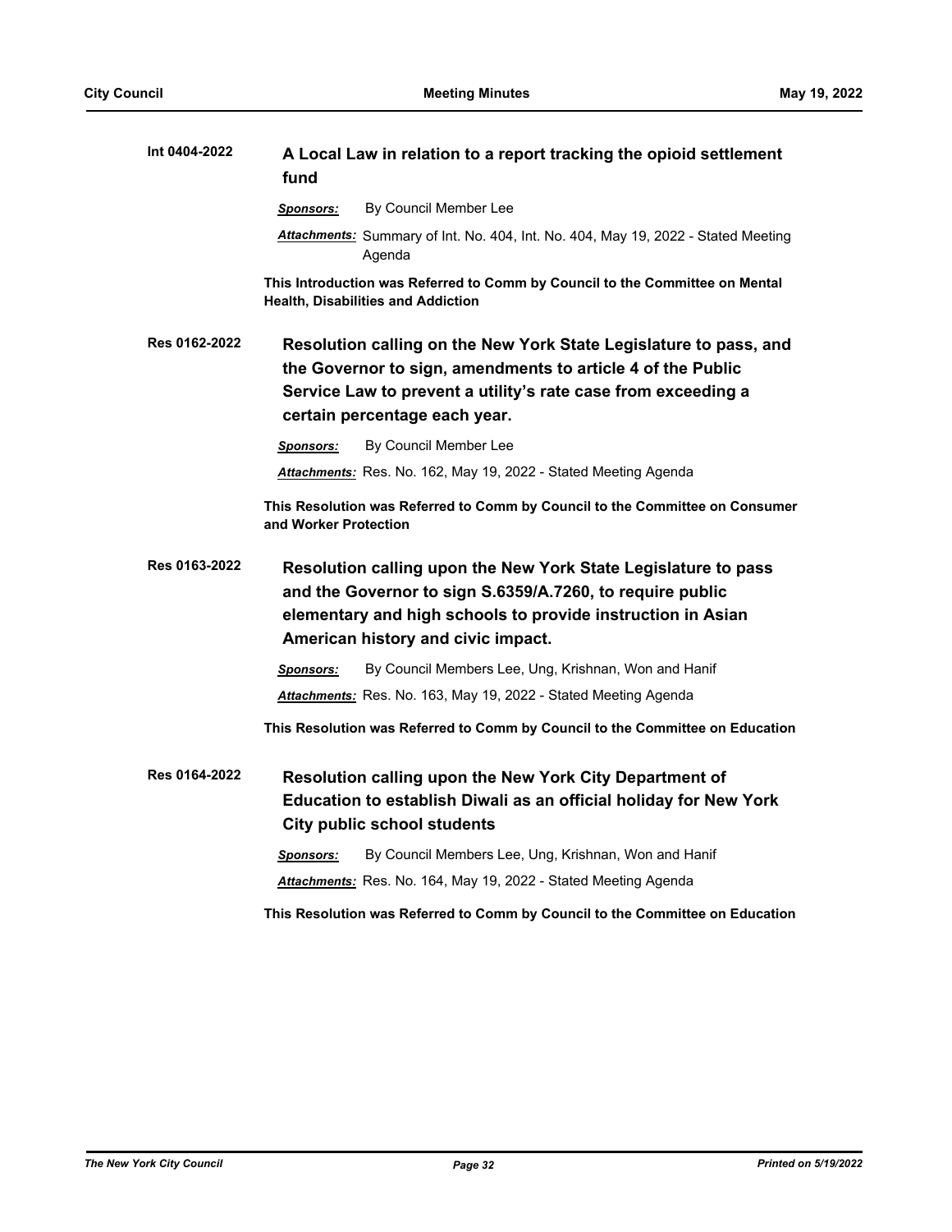**Int 0404-2022** **A Local Law in relation to a report tracking the opioid settlement fund**

***Sponsors:*** By Council Member Lee

***Attachments:*** Summary of Int. No. 404, Int. No. 404, May 19, 2022 - Stated Meeting Agenda

**This Introduction was Referred to Comm by Council to the Committee on Mental Health, Disabilities and Addiction**

**Res 0162-2022** **Resolution calling on the New York State Legislature to pass, and the Governor to sign, amendments to article 4 of the Public Service Law to prevent a utility's rate case from exceeding a certain percentage each year.**

***Sponsors:*** By Council Member Lee

***Attachments:*** Res. No. 162, May 19, 2022 - Stated Meeting Agenda

**This Resolution was Referred to Comm by Council to the Committee on Consumer and Worker Protection**

**Res 0163-2022** **Resolution calling upon the New York State Legislature to pass and the Governor to sign S.6359/A.7260, to require public elementary and high schools to provide instruction in Asian American history and civic impact.**

***Sponsors:*** By Council Members Lee, Ung, Krishnan, Won and Hanif

***Attachments:*** Res. No. 163, May 19, 2022 - Stated Meeting Agenda

**This Resolution was Referred to Comm by Council to the Committee on Education**

**Res 0164-2022** **Resolution calling upon the New York City Department of Education to establish Diwali as an official holiday for New York City public school students**

***Sponsors:*** By Council Members Lee, Ung, Krishnan, Won and Hanif

***Attachments:*** Res. No. 164, May 19, 2022 - Stated Meeting Agenda

**This Resolution was Referred to Comm by Council to the Committee on Education**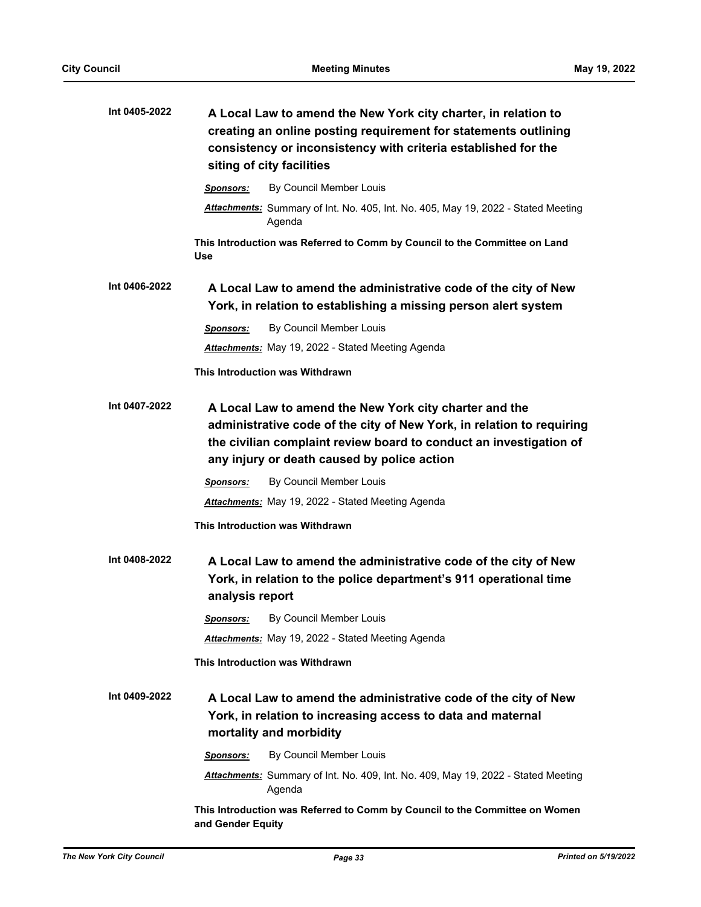**Int 0405-2022** **A Local Law to amend the New York city charter, in relation to creating an online posting requirement for statements outlining consistency or inconsistency with criteria established for the siting of city facilities**

***Sponsors:*** By Council Member Louis

***Attachments:*** Summary of Int. No. 405, Int. No. 405, May 19, 2022 - Stated Meeting Agenda

**This Introduction was Referred to Comm by Council to the Committee on Land Use**

**Int 0406-2022** **A Local Law to amend the administrative code of the city of New York, in relation to establishing a missing person alert system**

***Sponsors:*** By Council Member Louis

***Attachments:*** May 19, 2022 - Stated Meeting Agenda

**This Introduction was Withdrawn**

**Int 0407-2022** **A Local Law to amend the New York city charter and the administrative code of the city of New York, in relation to requiring the civilian complaint review board to conduct an investigation of any injury or death caused by police action**

***Sponsors:*** By Council Member Louis

***Attachments:*** May 19, 2022 - Stated Meeting Agenda

**This Introduction was Withdrawn**

**Int 0408-2022** **A Local Law to amend the administrative code of the city of New York, in relation to the police department's 911 operational time analysis report**

***Sponsors:*** By Council Member Louis

***Attachments:*** May 19, 2022 - Stated Meeting Agenda

**This Introduction was Withdrawn**

**Int 0409-2022** **A Local Law to amend the administrative code of the city of New York, in relation to increasing access to data and maternal mortality and morbidity**

***Sponsors:*** By Council Member Louis

***Attachments:*** Summary of Int. No. 409, Int. No. 409, May 19, 2022 - Stated Meeting Agenda

**This Introduction was Referred to Comm by Council to the Committee on Women and Gender Equity**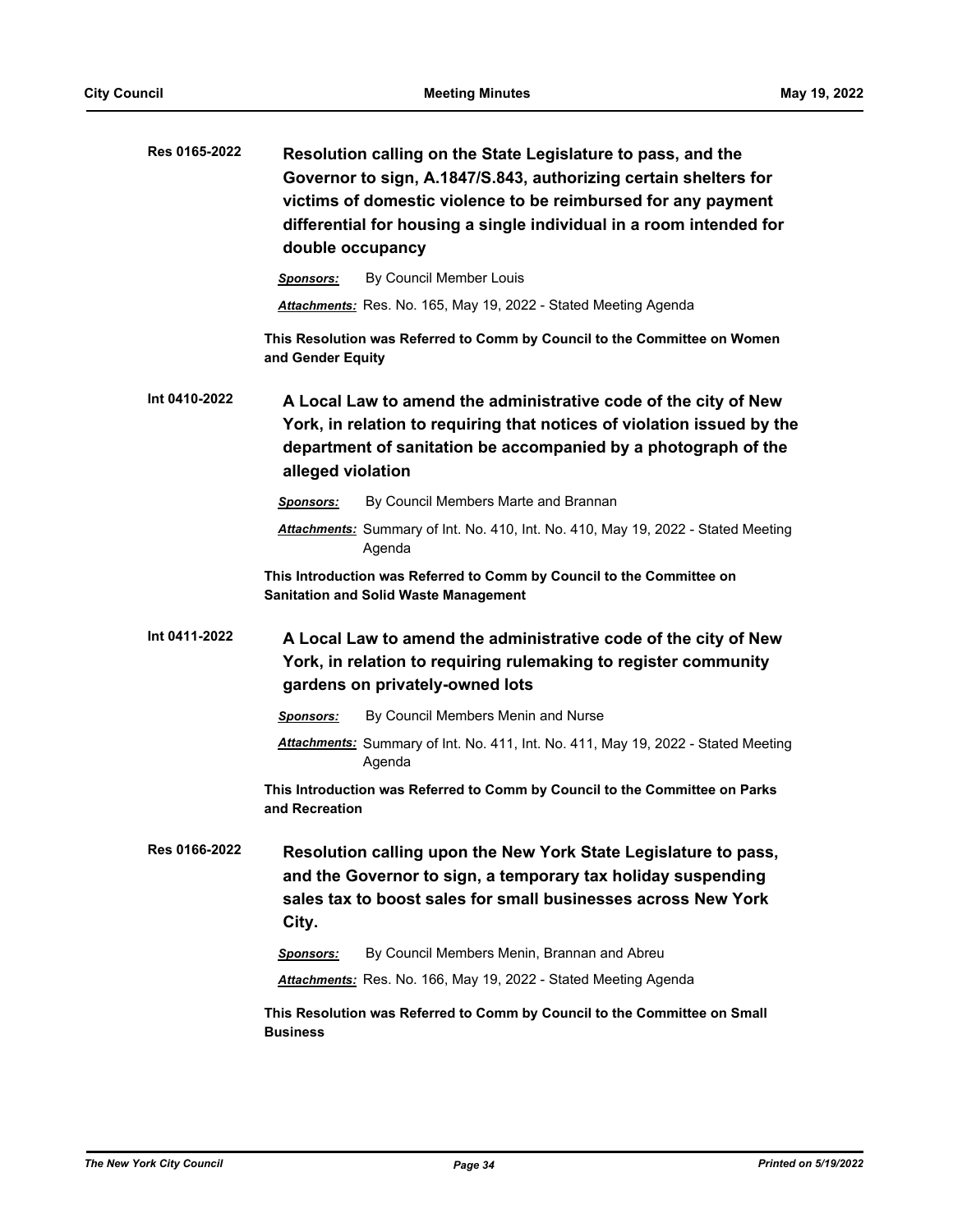**Res 0165-2022** **Resolution calling on the State Legislature to pass, and the Governor to sign, A.1847/S.843, authorizing certain shelters for victims of domestic violence to be reimbursed for any payment differential for housing a single individual in a room intended for double occupancy**

***Sponsors:*** By Council Member Louis

***Attachments:*** Res. No. 165, May 19, 2022 - Stated Meeting Agenda

**This Resolution was Referred to Comm by Council to the Committee on Women and Gender Equity**

**Int 0410-2022** **A Local Law to amend the administrative code of the city of New York, in relation to requiring that notices of violation issued by the department of sanitation be accompanied by a photograph of the alleged violation**

***Sponsors:*** By Council Members Marte and Brannan

***Attachments:*** Summary of Int. No. 410, Int. No. 410, May 19, 2022 - Stated Meeting Agenda

**This Introduction was Referred to Comm by Council to the Committee on Sanitation and Solid Waste Management**

**Int 0411-2022** **A Local Law to amend the administrative code of the city of New York, in relation to requiring rulemaking to register community gardens on privately-owned lots**

***Sponsors:*** By Council Members Menin and Nurse

***Attachments:*** Summary of Int. No. 411, Int. No. 411, May 19, 2022 - Stated Meeting Agenda

**This Introduction was Referred to Comm by Council to the Committee on Parks and Recreation**

**Res 0166-2022** **Resolution calling upon the New York State Legislature to pass, and the Governor to sign, a temporary tax holiday suspending sales tax to boost sales for small businesses across New York City.**

***Sponsors:*** By Council Members Menin, Brannan and Abreu

***Attachments:*** Res. No. 166, May 19, 2022 - Stated Meeting Agenda

**This Resolution was Referred to Comm by Council to the Committee on Small Business**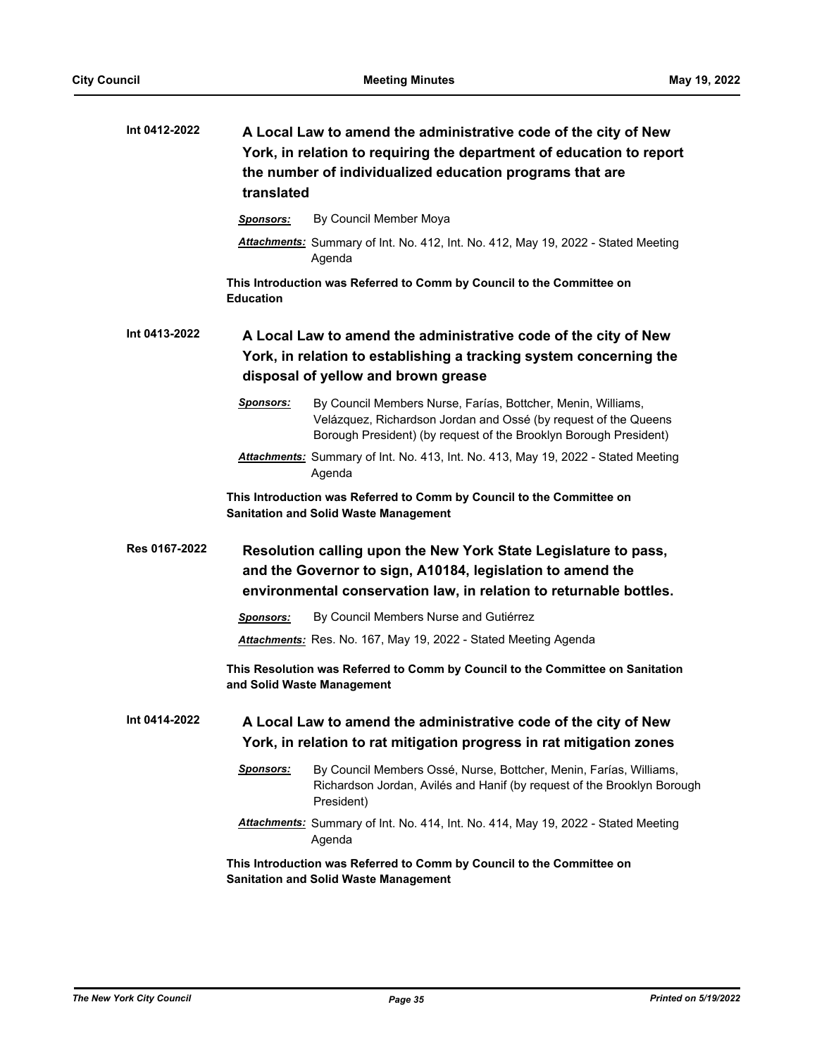**Int 0412-2022**

### A Local Law to amend the administrative code of the city of New York, in relation to requiring the department of education to report the number of individualized education programs that are translated

***Sponsors:*** By Council Member Moya

***Attachments:*** Summary of Int. No. 412, Int. No. 412, May 19, 2022 - Stated Meeting Agenda

**This Introduction was Referred to Comm by Council to the Committee on Education**

**Int 0413-2022**

### A Local Law to amend the administrative code of the city of New York, in relation to establishing a tracking system concerning the disposal of yellow and brown grease

***Sponsors:*** By Council Members Nurse, Farías, Bottcher, Menin, Williams, Velázquez, Richardson Jordan and Ossé (by request of the Queens Borough President) (by request of the Brooklyn Borough President)

***Attachments:*** Summary of Int. No. 413, Int. No. 413, May 19, 2022 - Stated Meeting Agenda

**This Introduction was Referred to Comm by Council to the Committee on Sanitation and Solid Waste Management**

**Res 0167-2022**

### Resolution calling upon the New York State Legislature to pass, and the Governor to sign, A10184, legislation to amend the environmental conservation law, in relation to returnable bottles.

***Sponsors:*** By Council Members Nurse and Gutiérrez

***Attachments:*** Res. No. 167, May 19, 2022 - Stated Meeting Agenda

**This Resolution was Referred to Comm by Council to the Committee on Sanitation and Solid Waste Management**

**Int 0414-2022**

### A Local Law to amend the administrative code of the city of New York, in relation to rat mitigation progress in rat mitigation zones

***Sponsors:*** By Council Members Ossé, Nurse, Bottcher, Menin, Farías, Williams, Richardson Jordan, Avilés and Hanif (by request of the Brooklyn Borough President)

***Attachments:*** Summary of Int. No. 414, Int. No. 414, May 19, 2022 - Stated Meeting Agenda

**This Introduction was Referred to Comm by Council to the Committee on Sanitation and Solid Waste Management**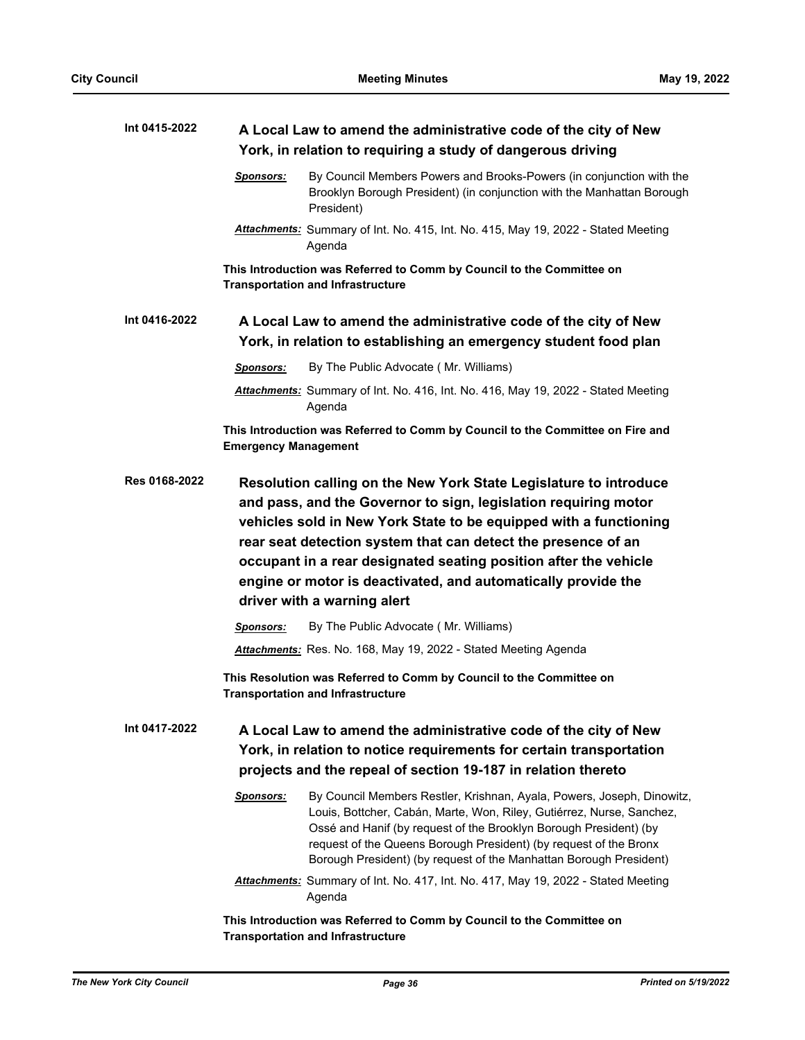**Int 0415-2022** **A Local Law to amend the administrative code of the city of New York, in relation to requiring a study of dangerous driving**

***Sponsors:*** By Council Members Powers and Brooks-Powers (in conjunction with the Brooklyn Borough President) (in conjunction with the Manhattan Borough President)

***Attachments:*** Summary of Int. No. 415, Int. No. 415, May 19, 2022 - Stated Meeting Agenda

**This Introduction was Referred to Comm by Council to the Committee on Transportation and Infrastructure**

**Int 0416-2022** **A Local Law to amend the administrative code of the city of New York, in relation to establishing an emergency student food plan**

***Sponsors:*** By The Public Advocate ( Mr. Williams)

***Attachments:*** Summary of Int. No. 416, Int. No. 416, May 19, 2022 - Stated Meeting Agenda

**This Introduction was Referred to Comm by Council to the Committee on Fire and Emergency Management**

**Res 0168-2022** **Resolution calling on the New York State Legislature to introduce and pass, and the Governor to sign, legislation requiring motor vehicles sold in New York State to be equipped with a functioning rear seat detection system that can detect the presence of an occupant in a rear designated seating position after the vehicle engine or motor is deactivated, and automatically provide the driver with a warning alert**

***Sponsors:*** By The Public Advocate ( Mr. Williams)

***Attachments:*** Res. No. 168, May 19, 2022 - Stated Meeting Agenda

**This Resolution was Referred to Comm by Council to the Committee on Transportation and Infrastructure**

**Int 0417-2022** **A Local Law to amend the administrative code of the city of New York, in relation to notice requirements for certain transportation projects and the repeal of section 19-187 in relation thereto**

***Sponsors:*** By Council Members Restler, Krishnan, Ayala, Powers, Joseph, Dinowitz, Louis, Bottcher, Cabán, Marte, Won, Riley, Gutiérrez, Nurse, Sanchez, Ossé and Hanif (by request of the Brooklyn Borough President) (by request of the Queens Borough President) (by request of the Bronx Borough President) (by request of the Manhattan Borough President)

***Attachments:*** Summary of Int. No. 417, Int. No. 417, May 19, 2022 - Stated Meeting Agenda

**This Introduction was Referred to Comm by Council to the Committee on Transportation and Infrastructure**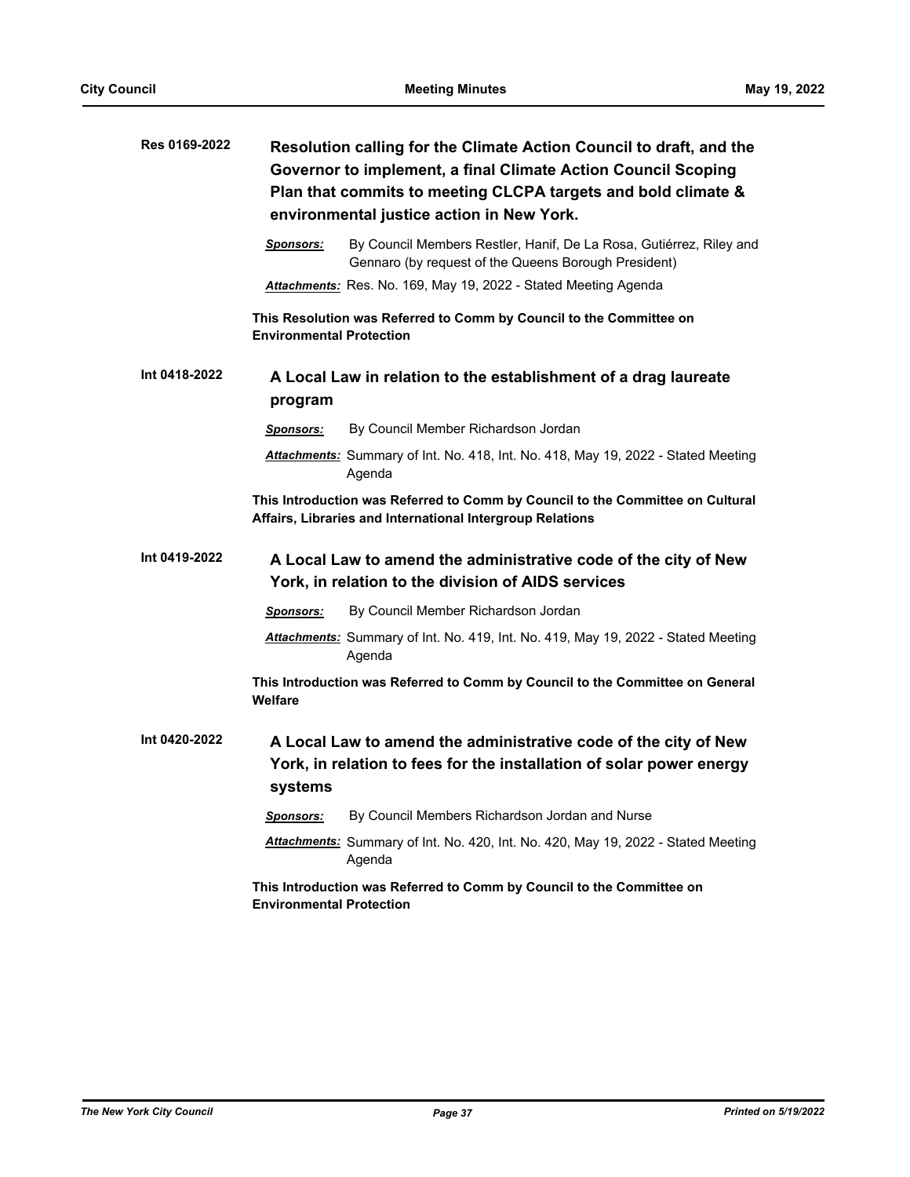**Res 0169-2022** **Resolution calling for the Climate Action Council to draft, and the Governor to implement, a final Climate Action Council Scoping Plan that commits to meeting CLCPA targets and bold climate & environmental justice action in New York.**

***Sponsors:*** By Council Members Restler, Hanif, De La Rosa, Gutiérrez, Riley and Gennaro (by request of the Queens Borough President)

***Attachments:*** Res. No. 169, May 19, 2022 - Stated Meeting Agenda

**This Resolution was Referred to Comm by Council to the Committee on Environmental Protection**

**Int 0418-2022** **A Local Law in relation to the establishment of a drag laureate program**

***Sponsors:*** By Council Member Richardson Jordan

***Attachments:*** Summary of Int. No. 418, Int. No. 418, May 19, 2022 - Stated Meeting Agenda

**This Introduction was Referred to Comm by Council to the Committee on Cultural Affairs, Libraries and International Intergroup Relations**

**Int 0419-2022** **A Local Law to amend the administrative code of the city of New York, in relation to the division of AIDS services**

***Sponsors:*** By Council Member Richardson Jordan

***Attachments:*** Summary of Int. No. 419, Int. No. 419, May 19, 2022 - Stated Meeting Agenda

**This Introduction was Referred to Comm by Council to the Committee on General Welfare**

**Int 0420-2022** **A Local Law to amend the administrative code of the city of New York, in relation to fees for the installation of solar power energy systems**

***Sponsors:*** By Council Members Richardson Jordan and Nurse

***Attachments:*** Summary of Int. No. 420, Int. No. 420, May 19, 2022 - Stated Meeting Agenda

**This Introduction was Referred to Comm by Council to the Committee on Environmental Protection**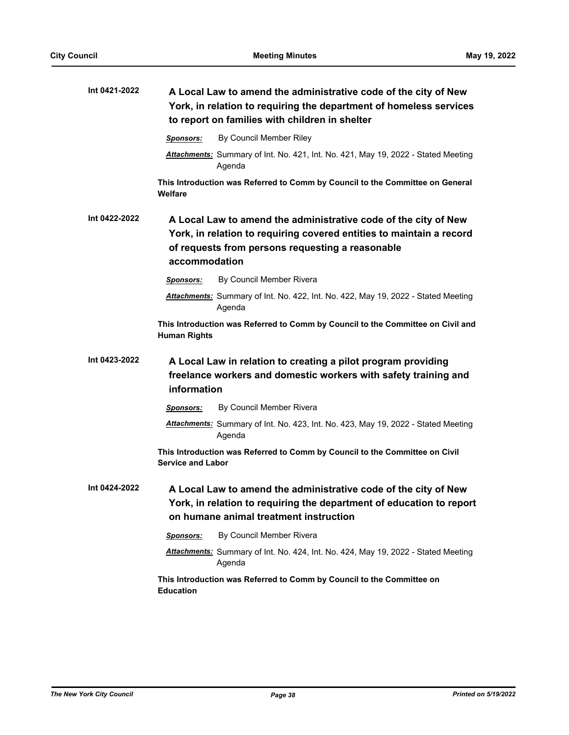**Int 0421-2022** **A Local Law to amend the administrative code of the city of New York, in relation to requiring the department of homeless services to report on families with children in shelter**

***Sponsors:*** By Council Member Riley

***Attachments:*** Summary of Int. No. 421, Int. No. 421, May 19, 2022 - Stated Meeting Agenda

**This Introduction was Referred to Comm by Council to the Committee on General Welfare**

**Int 0422-2022** **A Local Law to amend the administrative code of the city of New York, in relation to requiring covered entities to maintain a record of requests from persons requesting a reasonable accommodation**

***Sponsors:*** By Council Member Rivera

***Attachments:*** Summary of Int. No. 422, Int. No. 422, May 19, 2022 - Stated Meeting Agenda

**This Introduction was Referred to Comm by Council to the Committee on Civil and Human Rights**

**Int 0423-2022** **A Local Law in relation to creating a pilot program providing freelance workers and domestic workers with safety training and information**

***Sponsors:*** By Council Member Rivera

***Attachments:*** Summary of Int. No. 423, Int. No. 423, May 19, 2022 - Stated Meeting Agenda

**This Introduction was Referred to Comm by Council to the Committee on Civil Service and Labor**

**Int 0424-2022** **A Local Law to amend the administrative code of the city of New York, in relation to requiring the department of education to report on humane animal treatment instruction**

***Sponsors:*** By Council Member Rivera

***Attachments:*** Summary of Int. No. 424, Int. No. 424, May 19, 2022 - Stated Meeting Agenda

**This Introduction was Referred to Comm by Council to the Committee on Education**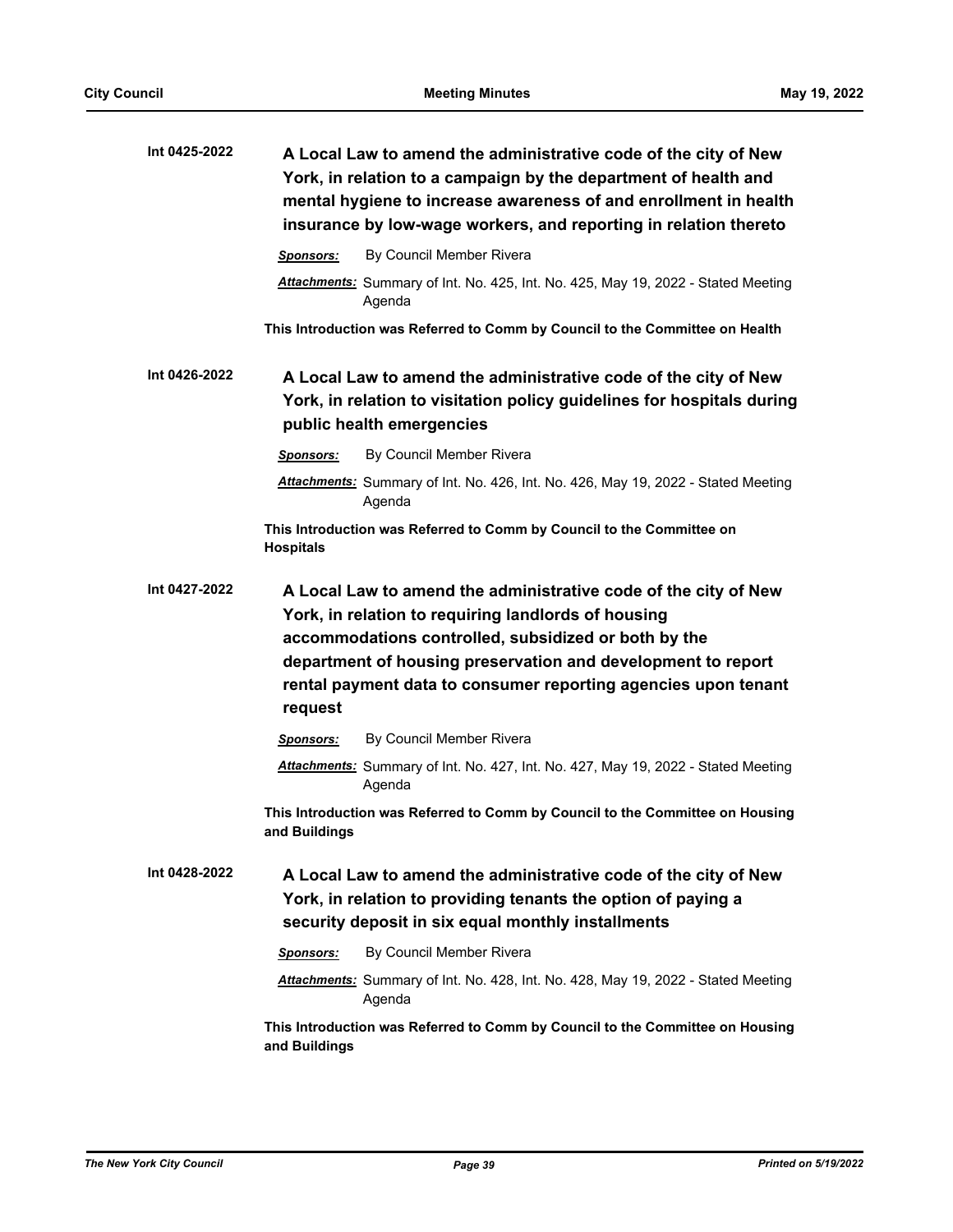**Int 0425-2022** **A Local Law to amend the administrative code of the city of New York, in relation to a campaign by the department of health and mental hygiene to increase awareness of and enrollment in health insurance by low-wage workers, and reporting in relation thereto**

***Sponsors:*** By Council Member Rivera

***Attachments:*** Summary of Int. No. 425, Int. No. 425, May 19, 2022 - Stated Meeting Agenda

**This Introduction was Referred to Comm by Council to the Committee on Health**

**Int 0426-2022** **A Local Law to amend the administrative code of the city of New York, in relation to visitation policy guidelines for hospitals during public health emergencies**

***Sponsors:*** By Council Member Rivera

***Attachments:*** Summary of Int. No. 426, Int. No. 426, May 19, 2022 - Stated Meeting Agenda

**This Introduction was Referred to Comm by Council to the Committee on Hospitals**

**Int 0427-2022** **A Local Law to amend the administrative code of the city of New York, in relation to requiring landlords of housing accommodations controlled, subsidized or both by the department of housing preservation and development to report rental payment data to consumer reporting agencies upon tenant request**

***Sponsors:*** By Council Member Rivera

***Attachments:*** Summary of Int. No. 427, Int. No. 427, May 19, 2022 - Stated Meeting Agenda

**This Introduction was Referred to Comm by Council to the Committee on Housing and Buildings**

**Int 0428-2022** **A Local Law to amend the administrative code of the city of New York, in relation to providing tenants the option of paying a security deposit in six equal monthly installments**

***Sponsors:*** By Council Member Rivera

***Attachments:*** Summary of Int. No. 428, Int. No. 428, May 19, 2022 - Stated Meeting Agenda

**This Introduction was Referred to Comm by Council to the Committee on Housing and Buildings**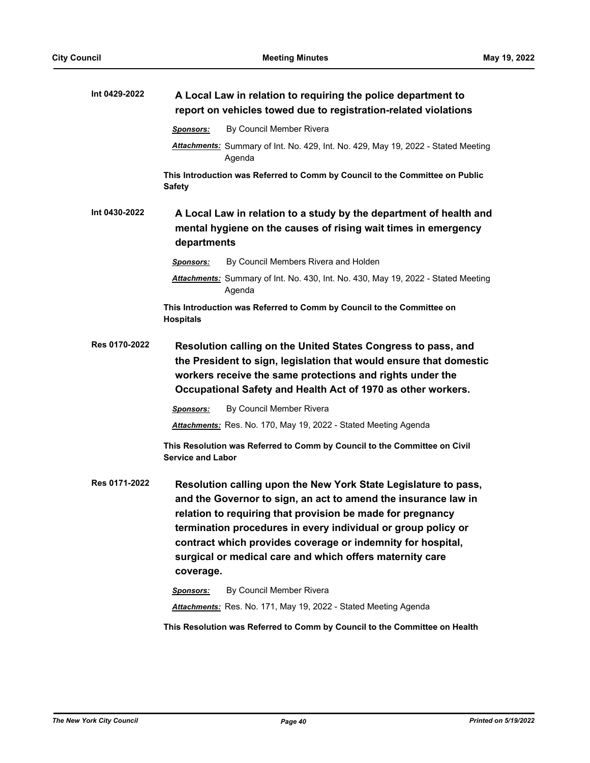**Int 0429-2022** **A Local Law in relation to requiring the police department to report on vehicles towed due to registration-related violations**

***Sponsors:*** By Council Member Rivera

***Attachments:*** Summary of Int. No. 429, Int. No. 429, May 19, 2022 - Stated Meeting Agenda

**This Introduction was Referred to Comm by Council to the Committee on Public Safety**

**Int 0430-2022** **A Local Law in relation to a study by the department of health and mental hygiene on the causes of rising wait times in emergency departments**

***Sponsors:*** By Council Members Rivera and Holden

***Attachments:*** Summary of Int. No. 430, Int. No. 430, May 19, 2022 - Stated Meeting Agenda

**This Introduction was Referred to Comm by Council to the Committee on Hospitals**

**Res 0170-2022** **Resolution calling on the United States Congress to pass, and the President to sign, legislation that would ensure that domestic workers receive the same protections and rights under the Occupational Safety and Health Act of 1970 as other workers.**

***Sponsors:*** By Council Member Rivera

***Attachments:*** Res. No. 170, May 19, 2022 - Stated Meeting Agenda

**This Resolution was Referred to Comm by Council to the Committee on Civil Service and Labor**

**Res 0171-2022** **Resolution calling upon the New York State Legislature to pass, and the Governor to sign, an act to amend the insurance law in relation to requiring that provision be made for pregnancy termination procedures in every individual or group policy or contract which provides coverage or indemnity for hospital, surgical or medical care and which offers maternity care coverage.**

***Sponsors:*** By Council Member Rivera

***Attachments:*** Res. No. 171, May 19, 2022 - Stated Meeting Agenda

**This Resolution was Referred to Comm by Council to the Committee on Health**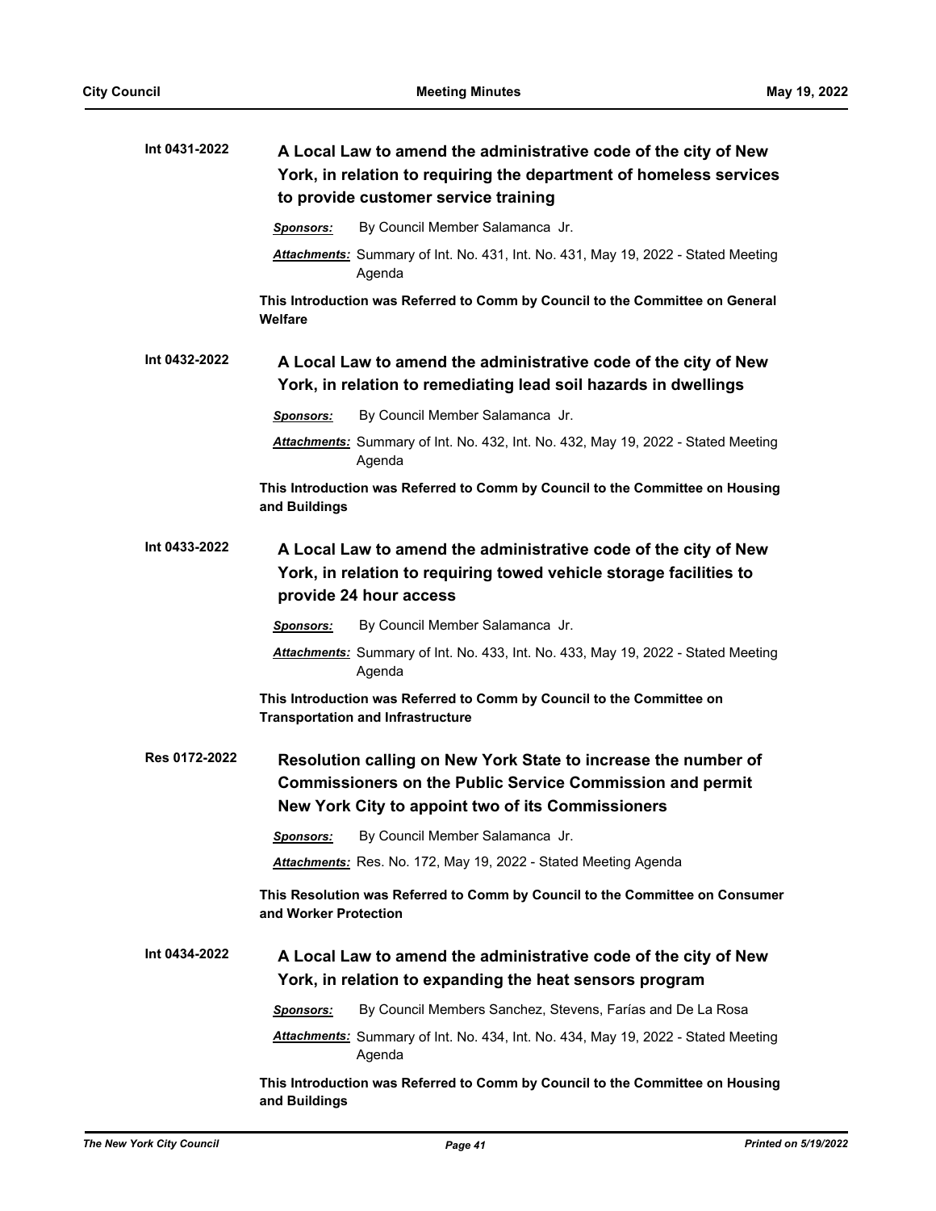**Int 0431-2022** **A Local Law to amend the administrative code of the city of New York, in relation to requiring the department of homeless services to provide customer service training**

***Sponsors:*** By Council Member Salamanca Jr.

***Attachments:*** Summary of Int. No. 431, Int. No. 431, May 19, 2022 - Stated Meeting Agenda

**This Introduction was Referred to Comm by Council to the Committee on General Welfare**

**Int 0432-2022** **A Local Law to amend the administrative code of the city of New York, in relation to remediating lead soil hazards in dwellings**

***Sponsors:*** By Council Member Salamanca Jr.

***Attachments:*** Summary of Int. No. 432, Int. No. 432, May 19, 2022 - Stated Meeting Agenda

**This Introduction was Referred to Comm by Council to the Committee on Housing and Buildings**

**Int 0433-2022** **A Local Law to amend the administrative code of the city of New York, in relation to requiring towed vehicle storage facilities to provide 24 hour access**

***Sponsors:*** By Council Member Salamanca Jr.

***Attachments:*** Summary of Int. No. 433, Int. No. 433, May 19, 2022 - Stated Meeting Agenda

**This Introduction was Referred to Comm by Council to the Committee on Transportation and Infrastructure**

**Res 0172-2022** **Resolution calling on New York State to increase the number of Commissioners on the Public Service Commission and permit New York City to appoint two of its Commissioners**

***Sponsors:*** By Council Member Salamanca Jr.

***Attachments:*** Res. No. 172, May 19, 2022 - Stated Meeting Agenda

**This Resolution was Referred to Comm by Council to the Committee on Consumer and Worker Protection**

**Int 0434-2022** **A Local Law to amend the administrative code of the city of New York, in relation to expanding the heat sensors program**

***Sponsors:*** By Council Members Sanchez, Stevens, Farías and De La Rosa

***Attachments:*** Summary of Int. No. 434, Int. No. 434, May 19, 2022 - Stated Meeting Agenda

**This Introduction was Referred to Comm by Council to the Committee on Housing and Buildings**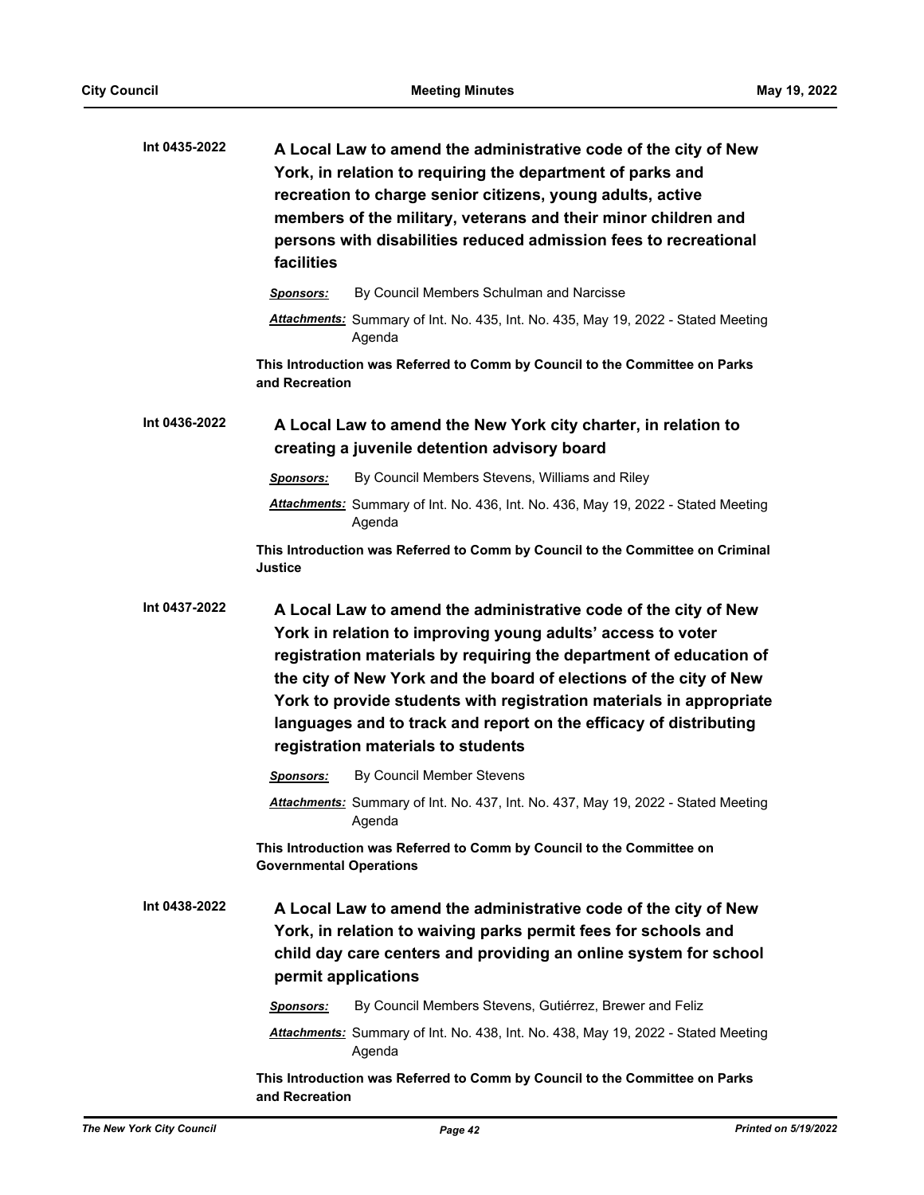**Int 0435-2022** **A Local Law to amend the administrative code of the city of New York, in relation to requiring the department of parks and recreation to charge senior citizens, young adults, active members of the military, veterans and their minor children and persons with disabilities reduced admission fees to recreational facilities**

***Sponsors:*** By Council Members Schulman and Narcisse

***Attachments:*** Summary of Int. No. 435, Int. No. 435, May 19, 2022 - Stated Meeting Agenda

**This Introduction was Referred to Comm by Council to the Committee on Parks and Recreation**

**Int 0436-2022** **A Local Law to amend the New York city charter, in relation to creating a juvenile detention advisory board**

***Sponsors:*** By Council Members Stevens, Williams and Riley

***Attachments:*** Summary of Int. No. 436, Int. No. 436, May 19, 2022 - Stated Meeting Agenda

**This Introduction was Referred to Comm by Council to the Committee on Criminal Justice**

**Int 0437-2022** **A Local Law to amend the administrative code of the city of New York in relation to improving young adults' access to voter registration materials by requiring the department of education of the city of New York and the board of elections of the city of New York to provide students with registration materials in appropriate languages and to track and report on the efficacy of distributing registration materials to students**

***Sponsors:*** By Council Member Stevens

***Attachments:*** Summary of Int. No. 437, Int. No. 437, May 19, 2022 - Stated Meeting Agenda

**This Introduction was Referred to Comm by Council to the Committee on Governmental Operations**

**Int 0438-2022** **A Local Law to amend the administrative code of the city of New York, in relation to waiving parks permit fees for schools and child day care centers and providing an online system for school permit applications**

***Sponsors:*** By Council Members Stevens, Gutiérrez, Brewer and Feliz

***Attachments:*** Summary of Int. No. 438, Int. No. 438, May 19, 2022 - Stated Meeting Agenda

**This Introduction was Referred to Comm by Council to the Committee on Parks and Recreation**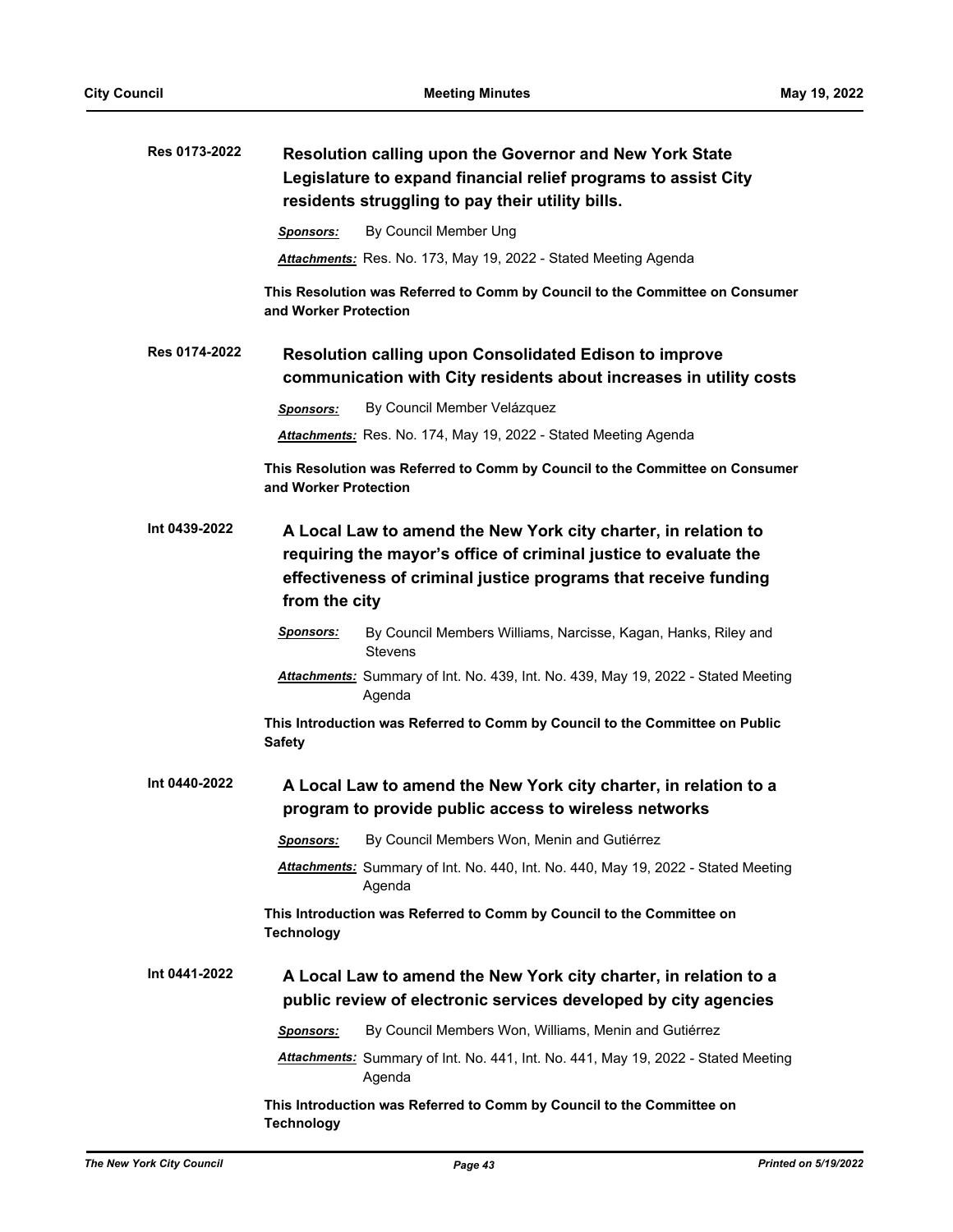**Res 0173-2022** **Resolution calling upon the Governor and New York State Legislature to expand financial relief programs to assist City residents struggling to pay their utility bills.**

***Sponsors:*** By Council Member Ung

***Attachments:*** Res. No. 173, May 19, 2022 - Stated Meeting Agenda

**This Resolution was Referred to Comm by Council to the Committee on Consumer and Worker Protection**

**Res 0174-2022** **Resolution calling upon Consolidated Edison to improve communication with City residents about increases in utility costs**

***Sponsors:*** By Council Member Velázquez

***Attachments:*** Res. No. 174, May 19, 2022 - Stated Meeting Agenda

**This Resolution was Referred to Comm by Council to the Committee on Consumer and Worker Protection**

**Int 0439-2022** **A Local Law to amend the New York city charter, in relation to requiring the mayor's office of criminal justice to evaluate the effectiveness of criminal justice programs that receive funding from the city**

***Sponsors:*** By Council Members Williams, Narcisse, Kagan, Hanks, Riley and Stevens

***Attachments:*** Summary of Int. No. 439, Int. No. 439, May 19, 2022 - Stated Meeting Agenda

**This Introduction was Referred to Comm by Council to the Committee on Public Safety**

**Int 0440-2022** **A Local Law to amend the New York city charter, in relation to a program to provide public access to wireless networks**

***Sponsors:*** By Council Members Won, Menin and Gutiérrez

***Attachments:*** Summary of Int. No. 440, Int. No. 440, May 19, 2022 - Stated Meeting Agenda

**This Introduction was Referred to Comm by Council to the Committee on Technology**

**Int 0441-2022** **A Local Law to amend the New York city charter, in relation to a public review of electronic services developed by city agencies**

***Sponsors:*** By Council Members Won, Williams, Menin and Gutiérrez

***Attachments:*** Summary of Int. No. 441, Int. No. 441, May 19, 2022 - Stated Meeting Agenda

**This Introduction was Referred to Comm by Council to the Committee on Technology**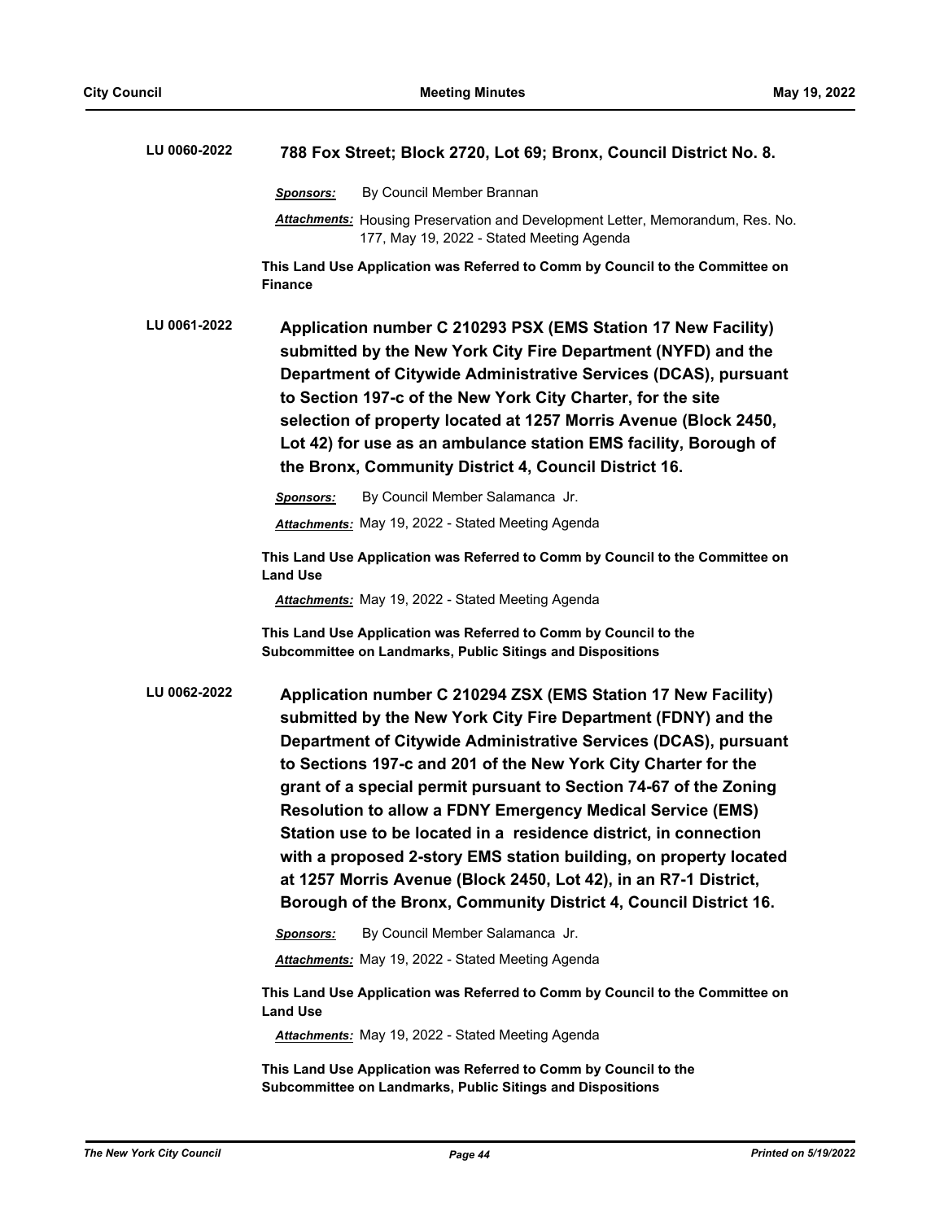**LU 0060-2022** **788 Fox Street; Block 2720, Lot 69; Bronx, Council District No. 8.**

***Sponsors:*** By Council Member Brannan

***Attachments:*** Housing Preservation and Development Letter, Memorandum, Res. No. 177, May 19, 2022 - Stated Meeting Agenda

**This Land Use Application was Referred to Comm by Council to the Committee on Finance**

**LU 0061-2022** **Application number C 210293 PSX (EMS Station 17 New Facility) submitted by the New York City Fire Department (NYFD) and the Department of Citywide Administrative Services (DCAS), pursuant to Section 197-c of the New York City Charter, for the site selection of property located at 1257 Morris Avenue (Block 2450, Lot 42) for use as an ambulance station EMS facility, Borough of the Bronx, Community District 4, Council District 16.**

***Sponsors:*** By Council Member Salamanca Jr.

***Attachments:*** May 19, 2022 - Stated Meeting Agenda

**This Land Use Application was Referred to Comm by Council to the Committee on Land Use**

***Attachments:*** May 19, 2022 - Stated Meeting Agenda

**This Land Use Application was Referred to Comm by Council to the Subcommittee on Landmarks, Public Sitings and Dispositions**

**LU 0062-2022** **Application number C 210294 ZSX (EMS Station 17 New Facility) submitted by the New York City Fire Department (FDNY) and the Department of Citywide Administrative Services (DCAS), pursuant to Sections 197-c and 201 of the New York City Charter for the grant of a special permit pursuant to Section 74-67 of the Zoning Resolution to allow a FDNY Emergency Medical Service (EMS) Station use to be located in a residence district, in connection with a proposed 2-story EMS station building, on property located at 1257 Morris Avenue (Block 2450, Lot 42), in an R7-1 District, Borough of the Bronx, Community District 4, Council District 16.**

***Sponsors:*** By Council Member Salamanca Jr.

***Attachments:*** May 19, 2022 - Stated Meeting Agenda

**This Land Use Application was Referred to Comm by Council to the Committee on Land Use**

***Attachments:*** May 19, 2022 - Stated Meeting Agenda

**This Land Use Application was Referred to Comm by Council to the Subcommittee on Landmarks, Public Sitings and Dispositions**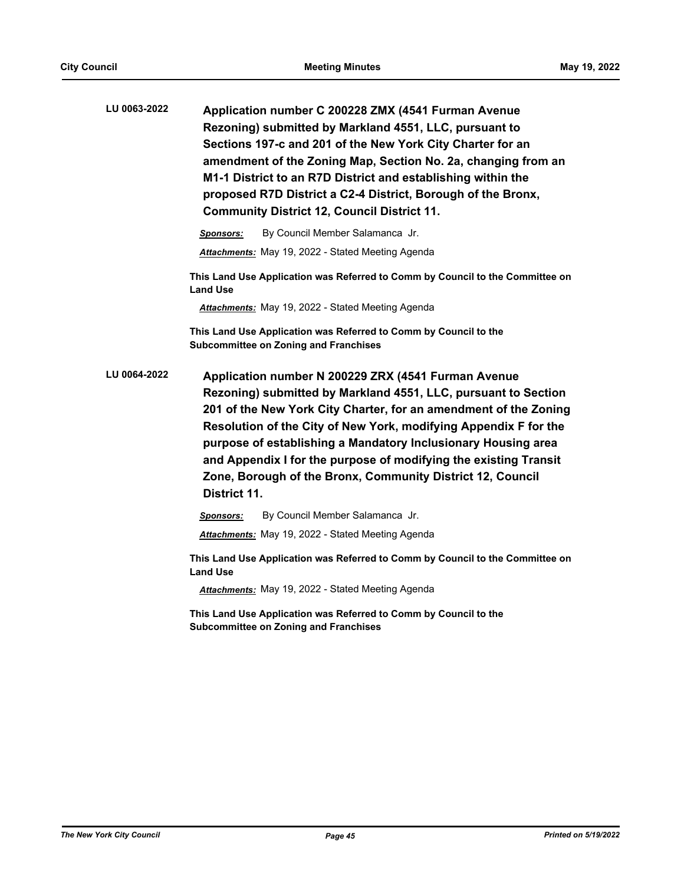**LU 0063-2022** **Application number C 200228 ZMX (4541 Furman Avenue Rezoning) submitted by Markland 4551, LLC, pursuant to Sections 197-c and 201 of the New York City Charter for an amendment of the Zoning Map, Section No. 2a, changing from an M1-1 District to an R7D District and establishing within the proposed R7D District a C2-4 District, Borough of the Bronx, Community District 12, Council District 11.**

***Sponsors:*** By Council Member Salamanca Jr.

***Attachments:*** May 19, 2022 - Stated Meeting Agenda

**This Land Use Application was Referred to Comm by Council to the Committee on Land Use**

***Attachments:*** May 19, 2022 - Stated Meeting Agenda

**This Land Use Application was Referred to Comm by Council to the Subcommittee on Zoning and Franchises**

**LU 0064-2022** **Application number N 200229 ZRX (4541 Furman Avenue Rezoning) submitted by Markland 4551, LLC, pursuant to Section 201 of the New York City Charter, for an amendment of the Zoning Resolution of the City of New York, modifying Appendix F for the purpose of establishing a Mandatory Inclusionary Housing area and Appendix I for the purpose of modifying the existing Transit Zone, Borough of the Bronx, Community District 12, Council District 11.**

***Sponsors:*** By Council Member Salamanca Jr.

***Attachments:*** May 19, 2022 - Stated Meeting Agenda

**This Land Use Application was Referred to Comm by Council to the Committee on Land Use**

***Attachments:*** May 19, 2022 - Stated Meeting Agenda

**This Land Use Application was Referred to Comm by Council to the Subcommittee on Zoning and Franchises**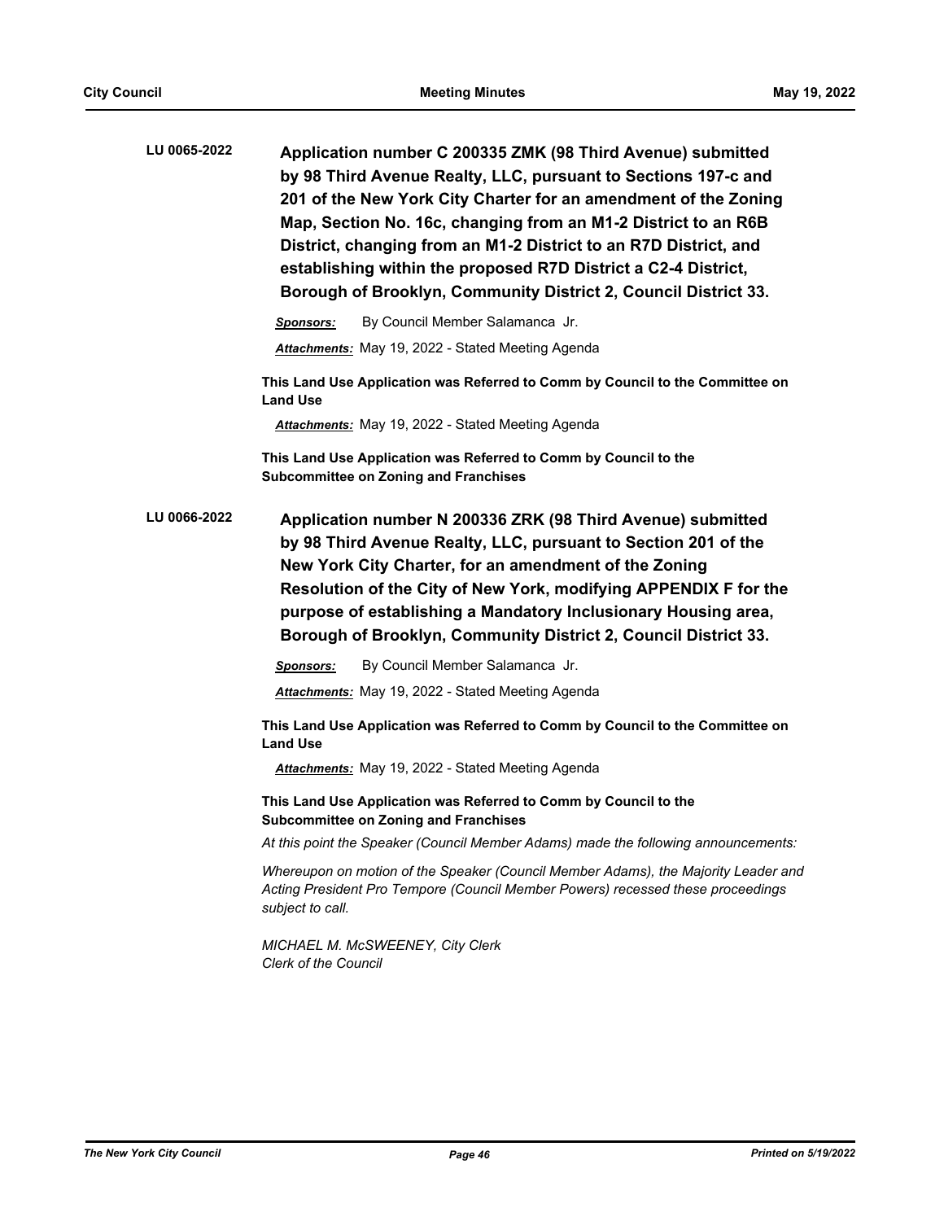**LU 0065-2022** **Application number C 200335 ZMK (98 Third Avenue) submitted by 98 Third Avenue Realty, LLC, pursuant to Sections 197-c and 201 of the New York City Charter for an amendment of the Zoning Map, Section No. 16c, changing from an M1-2 District to an R6B District, changing from an M1-2 District to an R7D District, and establishing within the proposed R7D District a C2-4 District, Borough of Brooklyn, Community District 2, Council District 33.**

***Sponsors:*** By Council Member Salamanca Jr.

***Attachments:*** May 19, 2022 - Stated Meeting Agenda

**This Land Use Application was Referred to Comm by Council to the Committee on Land Use**

***Attachments:*** May 19, 2022 - Stated Meeting Agenda

**This Land Use Application was Referred to Comm by Council to the Subcommittee on Zoning and Franchises**

**LU 0066-2022** **Application number N 200336 ZRK (98 Third Avenue) submitted by 98 Third Avenue Realty, LLC, pursuant to Section 201 of the New York City Charter, for an amendment of the Zoning Resolution of the City of New York, modifying APPENDIX F for the purpose of establishing a Mandatory Inclusionary Housing area, Borough of Brooklyn, Community District 2, Council District 33.**

***Sponsors:*** By Council Member Salamanca Jr.

***Attachments:*** May 19, 2022 - Stated Meeting Agenda

**This Land Use Application was Referred to Comm by Council to the Committee on Land Use**

***Attachments:*** May 19, 2022 - Stated Meeting Agenda

**This Land Use Application was Referred to Comm by Council to the Subcommittee on Zoning and Franchises**

*At this point the Speaker (Council Member Adams) made the following announcements:*

*Whereupon on motion of the Speaker (Council Member Adams), the Majority Leader and Acting President Pro Tempore (Council Member Powers) recessed these proceedings subject to call.*

*MICHAEL M. McSWEENEY, City Clerk*
*Clerk of the Council*